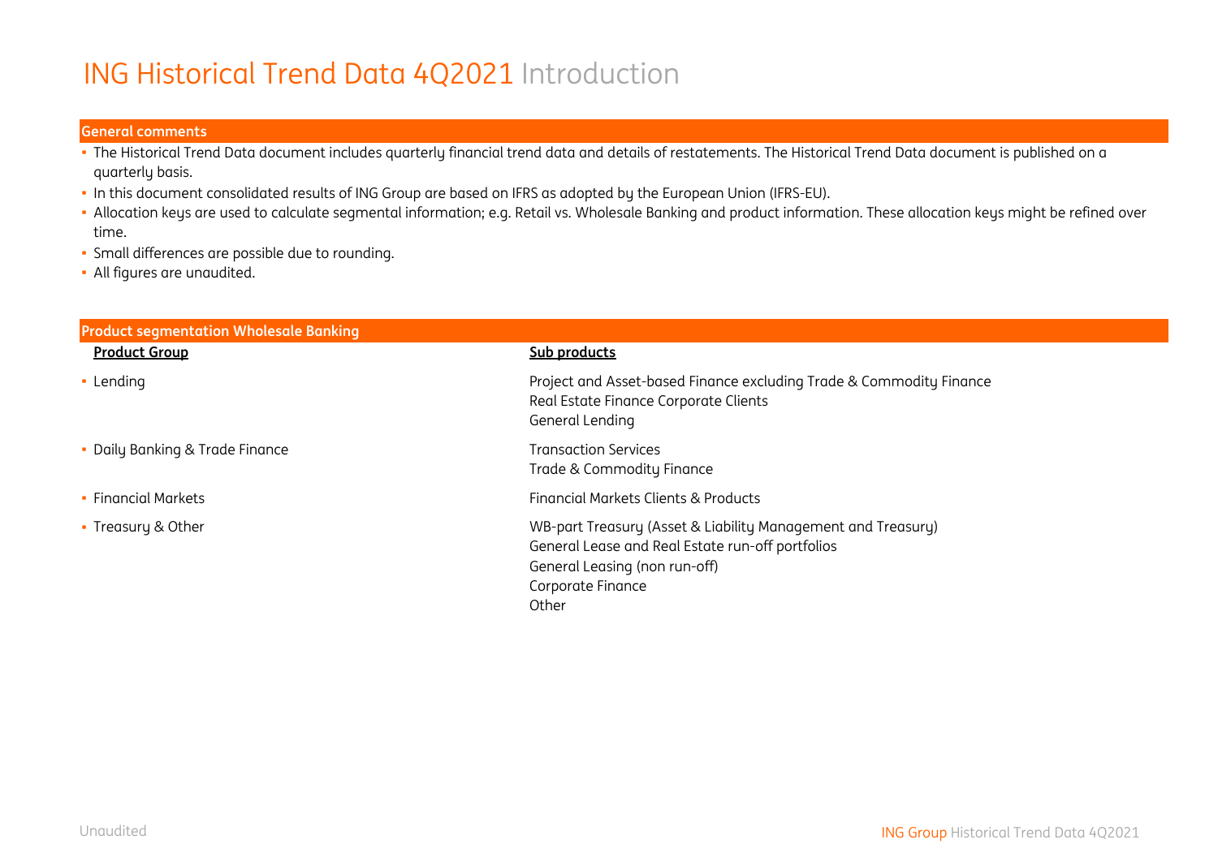# ING Historical Trend Data 4Q2021 Introduction

## General comments

- The Historical Trend Data document includes quarterly financial trend data and details of restatements. The Historical Trend Data document is published on a quarterly basis.
- In this document consolidated results of ING Group are based on IFRS as adopted by the European Union (IFRS-EU).
- Allocation keys are used to calculate segmental information; e.g. Retail vs. Wholesale Banking and product information. These allocation keys might be refined over time.
- Small differences are possible due to rounding.
- All figures are unaudited.

## Product segmentation Wholesale Banking

| Product Group | Sub products |
| --- | --- |
| Lending | Project and Asset-based Finance excluding Trade & Commodity Finance<br>Real Estate Finance Corporate Clients<br>General Lending |
| Daily Banking & Trade Finance | Transaction Services<br>Trade & Commodity Finance |
| Financial Markets | Financial Markets Clients & Products |
| Treasury & Other | WB-part Treasury (Asset & Liability Management and Treasury)<br>General Lease and Real Estate run-off portfolios<br>General Leasing (non run-off)<br>Corporate Finance<br>Other |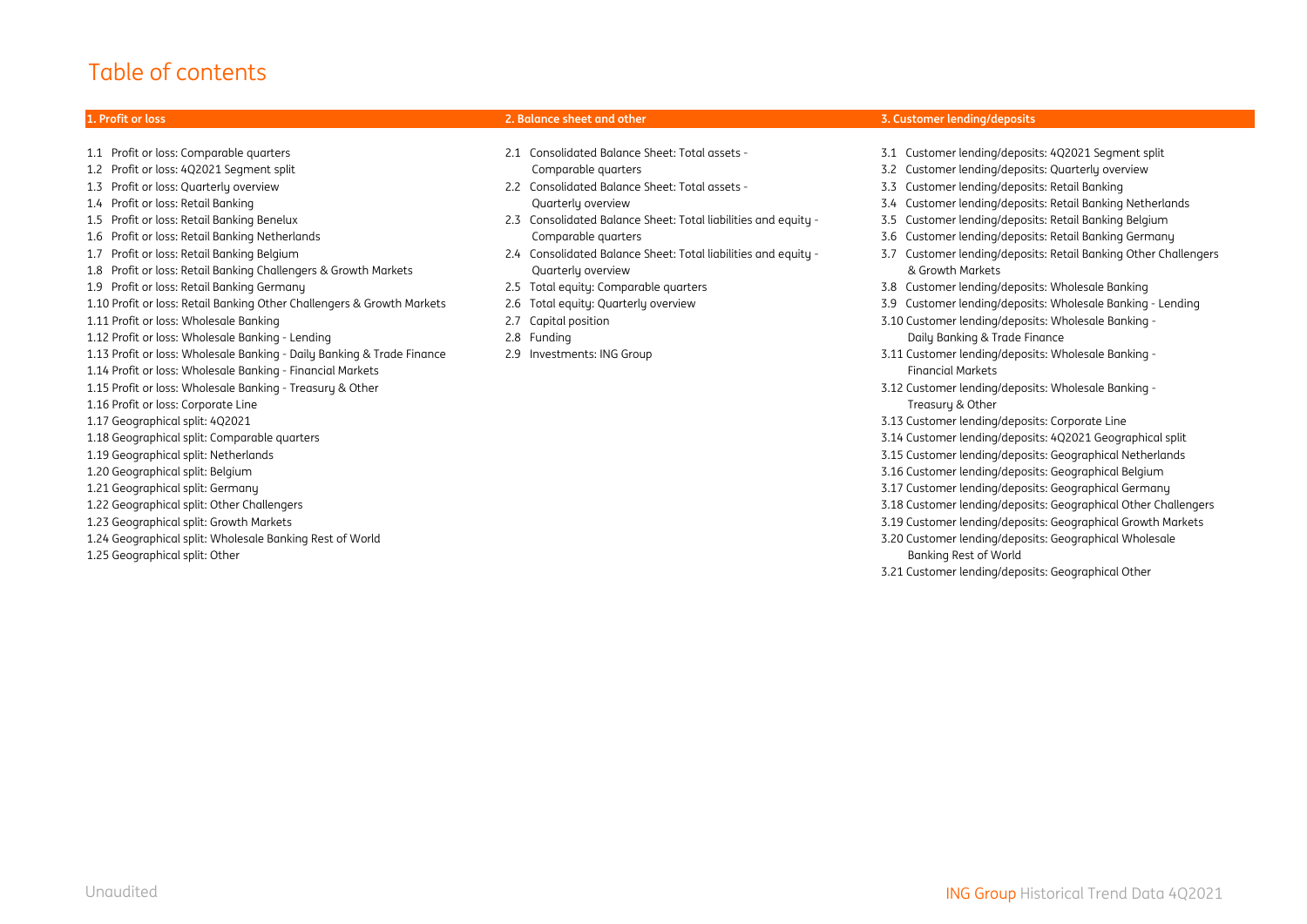# Table of contents

## 1. Profit or loss

1.1 Profit or loss: Comparable quarters
1.2 Profit or loss: 4Q2021 Segment split
1.3 Profit or loss: Quarterly overview
1.4 Profit or loss: Retail Banking
1.5 Profit or loss: Retail Banking Benelux
1.6 Profit or loss: Retail Banking Netherlands
1.7 Profit or loss: Retail Banking Belgium
1.8 Profit or loss: Retail Banking Challengers & Growth Markets
1.9 Profit or loss: Retail Banking Germany
1.10 Profit or loss: Retail Banking Other Challengers & Growth Markets
1.11 Profit or loss: Wholesale Banking
1.12 Profit or loss: Wholesale Banking - Lending
1.13 Profit or loss: Wholesale Banking - Daily Banking & Trade Finance
1.14 Profit or loss: Wholesale Banking - Financial Markets
1.15 Profit or loss: Wholesale Banking - Treasury & Other
1.16 Profit or loss: Corporate Line
1.17 Geographical split: 4Q2021
1.18 Geographical split: Comparable quarters
1.19 Geographical split: Netherlands
1.20 Geographical split: Belgium
1.21 Geographical split: Germany
1.22 Geographical split: Other Challengers
1.23 Geographical split: Growth Markets
1.24 Geographical split: Wholesale Banking Rest of World
1.25 Geographical split: Other

## 2. Balance sheet and other

2.1 Consolidated Balance Sheet: Total assets - Comparable quarters
2.2 Consolidated Balance Sheet: Total assets - Quarterly overview
2.3 Consolidated Balance Sheet: Total liabilities and equity - Comparable quarters
2.4 Consolidated Balance Sheet: Total liabilities and equity - Quarterly overview
2.5 Total equity: Comparable quarters
2.6 Total equity: Quarterly overview
2.7 Capital position
2.8 Funding
2.9 Investments: ING Group

## 3. Customer lending/deposits

3.1 Customer lending/deposits: 4Q2021 Segment split
3.2 Customer lending/deposits: Quarterly overview
3.3 Customer lending/deposits: Retail Banking
3.4 Customer lending/deposits: Retail Banking Netherlands
3.5 Customer lending/deposits: Retail Banking Belgium
3.6 Customer lending/deposits: Retail Banking Germany
3.7 Customer lending/deposits: Retail Banking Other Challengers & Growth Markets
3.8 Customer lending/deposits: Wholesale Banking
3.9 Customer lending/deposits: Wholesale Banking - Lending
3.10 Customer lending/deposits: Wholesale Banking - Daily Banking & Trade Finance
3.11 Customer lending/deposits: Wholesale Banking - Financial Markets
3.12 Customer lending/deposits: Wholesale Banking - Treasury & Other
3.13 Customer lending/deposits: Corporate Line
3.14 Customer lending/deposits: 4Q2021 Geographical split
3.15 Customer lending/deposits: Geographical Netherlands
3.16 Customer lending/deposits: Geographical Belgium
3.17 Customer lending/deposits: Geographical Germany
3.18 Customer lending/deposits: Geographical Other Challengers
3.19 Customer lending/deposits: Geographical Growth Markets
3.20 Customer lending/deposits: Geographical Wholesale Banking Rest of World
3.21 Customer lending/deposits: Geographical Other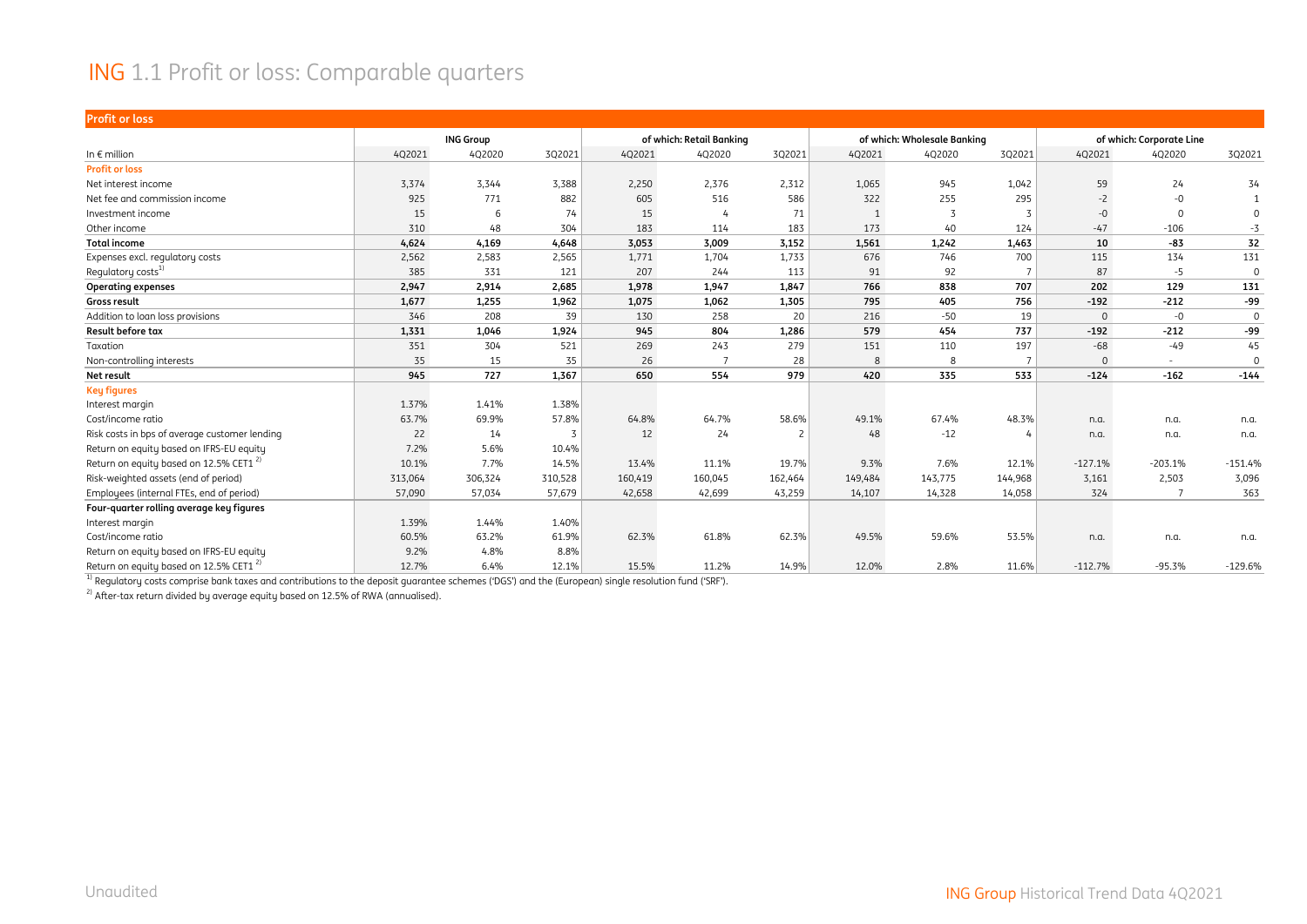# ING 1.1 Profit or loss: Comparable quarters

| Profit or loss | ING Group | | | of which: Retail Banking | | | of which: Wholesale Banking | | | of which: Corporate Line | | |
|---|---|---|---|---|---|---|---|---|---|---|---|---|
| In € million | 4Q2021 | 4Q2020 | 3Q2021 | 4Q2021 | 4Q2020 | 3Q2021 | 4Q2021 | 4Q2020 | 3Q2021 | 4Q2021 | 4Q2020 | 3Q2021 |
| **Profit or loss** | | | | | | | | | | | | |
| Net interest income | 3,374 | 3,344 | 3,388 | 2,250 | 2,376 | 2,312 | 1,065 | 945 | 1,042 | 59 | 24 | 34 |
| Net fee and commission income | 925 | 771 | 882 | 605 | 516 | 586 | 322 | 255 | 295 | -2 | -0 | 1 |
| Investment income | 15 | 6 | 74 | 15 | 4 | 71 | 1 | 3 | 3 | -0 | 0 | 0 |
| Other income | 310 | 48 | 304 | 183 | 114 | 183 | 173 | 40 | 124 | -47 | -106 | -3 |
| **Total income** | **4,624** | **4,169** | **4,648** | **3,053** | **3,009** | **3,152** | **1,561** | **1,242** | **1,463** | **10** | **-83** | **32** |
| Expenses excl. regulatory costs | 2,562 | 2,583 | 2,565 | 1,771 | 1,704 | 1,733 | 676 | 746 | 700 | 115 | 134 | 131 |
| Regulatory costs[1] | 385 | 331 | 121 | 207 | 244 | 113 | 91 | 92 | 7 | 87 | -5 | 0 |
| **Operating expenses** | **2,947** | **2,914** | **2,685** | **1,978** | **1,947** | **1,847** | **766** | **838** | **707** | **202** | **129** | **131** |
| **Gross result** | **1,677** | **1,255** | **1,962** | **1,075** | **1,062** | **1,305** | **795** | **405** | **756** | **-192** | **-212** | **-99** |
| Addition to loan loss provisions | 346 | 208 | 39 | 130 | 258 | 20 | 216 | -50 | 19 | 0 | -0 | 0 |
| **Result before tax** | **1,331** | **1,046** | **1,924** | **945** | **804** | **1,286** | **579** | **454** | **737** | **-192** | **-212** | **-99** |
| Taxation | 351 | 304 | 521 | 269 | 243 | 279 | 151 | 110 | 197 | -68 | -49 | 45 |
| Non-controlling interests | 35 | 15 | 35 | 26 | 7 | 28 | 8 | 8 | 7 | 0 | - | 0 |
| **Net result** | **945** | **727** | **1,367** | **650** | **554** | **979** | **420** | **335** | **533** | **-124** | **-162** | **-144** |
| **Key figures** | | | | | | | | | | | | |
| Interest margin | 1.37% | 1.41% | 1.38% | | | | | | | | | |
| Cost/income ratio | 63.7% | 69.9% | 57.8% | 64.8% | 64.7% | 58.6% | 49.1% | 67.4% | 48.3% | n.a. | n.a. | n.a. |
| Risk costs in bps of average customer lending | 22 | 14 | 3 | 12 | 24 | 2 | 48 | -12 | 4 | n.a. | n.a. | n.a. |
| Return on equity based on IFRS-EU equity | 7.2% | 5.6% | 10.4% | | | | | | | | | |
| Return on equity based on 12.5% CET1[2] | 10.1% | 7.7% | 14.5% | 13.4% | 11.1% | 19.7% | 9.3% | 7.6% | 12.1% | -127.1% | -203.1% | -151.4% |
| Risk-weighted assets (end of period) | 313,064 | 306,324 | 310,528 | 160,419 | 160,045 | 162,464 | 149,484 | 143,775 | 144,968 | 3,161 | 2,503 | 3,096 |
| Employees (internal FTEs, end of period) | 57,090 | 57,034 | 57,679 | 42,658 | 42,699 | 43,259 | 14,107 | 14,328 | 14,058 | 324 | 7 | 363 |
| **Four-quarter rolling average key figures** | | | | | | | | | | | | |
| Interest margin | 1.39% | 1.44% | 1.40% | | | | | | | | | |
| Cost/income ratio | 60.5% | 63.2% | 61.9% | 62.3% | 61.8% | 62.3% | 49.5% | 59.6% | 53.5% | n.a. | n.a. | n.a. |
| Return on equity based on IFRS-EU equity | 9.2% | 4.8% | 8.8% | | | | | | | | | |
| Return on equity based on 12.5% CET1[2] | 12.7% | 6.4% | 12.1% | 15.5% | 11.2% | 14.9% | 12.0% | 2.8% | 11.6% | -112.7% | -95.3% | -129.6% |

[1] Regulatory costs comprise bank taxes and contributions to the deposit guarantee schemes ('DGS') and the (European) single resolution fund ('SRF').

[2] After-tax return divided by average equity based on 12.5% of RWA (annualised).

Unaudited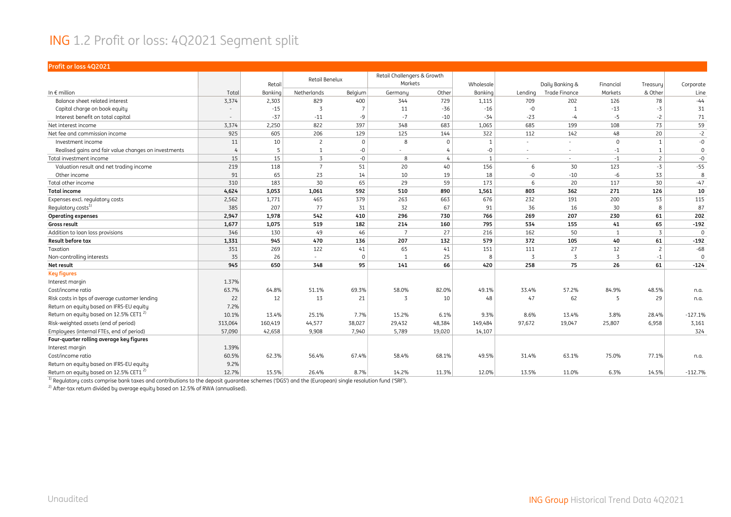# ING 1.2 Profit or loss: 4Q2021 Segment split

**Profit or loss 4Q2021**

| In € million | Total | Retail Banking | Retail Benelux | | Retail Challengers & Growth Markets | | Wholesale Banking | Lending | Daily Banking & Trade Finance | Financial Markets | Treasury & Other | Corporate Line |
|---|---|---|---|---|---|---|---|---|---|---|---|---|
| | | | Netherlands | Belgium | Germany | Other | | | | | | |
| Balance sheet related interest | 3,374 | 2,303 | 829 | 400 | 344 | 729 | 1,115 | 709 | 202 | 126 | 78 | -44 |
| Capital charge on book equity | - | -15 | 3 | 7 | 11 | -36 | -16 | -0 | 1 | -13 | -3 | 31 |
| Interest benefit on total capital | - | -37 | -11 | -9 | -7 | -10 | -34 | -23 | -4 | -5 | -2 | 71 |
| Net interest income | 3,374 | 2,250 | 822 | 397 | 348 | 683 | 1,065 | 685 | 199 | 108 | 73 | 59 |
| Net fee and commission income | 925 | 605 | 206 | 129 | 125 | 144 | 322 | 112 | 142 | 48 | 20 | -2 |
| Investment income | 11 | 10 | 2 | 0 | 8 | 0 | 1 | - | - | 0 | 1 | -0 |
| Realised gains and fair value changes on investments | 4 | 5 | 1 | -0 | - | 4 | -0 | - | - | -1 | 1 | 0 |
| Total investment income | 15 | 15 | 3 | -0 | 8 | 4 | 1 | - | - | -1 | 2 | -0 |
| Valuation result and net trading income | 219 | 118 | 7 | 51 | 20 | 40 | 156 | 6 | 30 | 123 | -3 | -55 |
| Other income | 91 | 65 | 23 | 14 | 10 | 19 | 18 | -0 | -10 | -6 | 33 | 8 |
| Total other income | 310 | 183 | 30 | 65 | 29 | 59 | 173 | 6 | 20 | 117 | 30 | -47 |
| **Total income** | **4,624** | **3,053** | **1,061** | **592** | **510** | **890** | **1,561** | **803** | **362** | **271** | **126** | **10** |
| Expenses excl. regulatory costs | 2,562 | 1,771 | 465 | 379 | 263 | 663 | 676 | 232 | 191 | 200 | 53 | 115 |
| Regulatory costs[1] | 385 | 207 | 77 | 31 | 32 | 67 | 91 | 36 | 16 | 30 | 8 | 87 |
| **Operating expenses** | **2,947** | **1,978** | **542** | **410** | **296** | **730** | **766** | **269** | **207** | **230** | **61** | **202** |
| **Gross result** | **1,677** | **1,075** | **519** | **182** | **214** | **160** | **795** | **534** | **155** | **41** | **65** | **-192** |
| Addition to loan loss provisions | 346 | 130 | 49 | 46 | 7 | 27 | 216 | 162 | 50 | 1 | 3 | 0 |
| **Result before tax** | **1,331** | **945** | **470** | **136** | **207** | **132** | **579** | **372** | **105** | **40** | **61** | **-192** |
| Taxation | 351 | 269 | 122 | 41 | 65 | 41 | 151 | 111 | 27 | 12 | 2 | -68 |
| Non-controlling interests | 35 | 26 | - | 0 | 1 | 25 | 8 | 3 | 3 | 3 | -1 | 0 |
| **Net result** | **945** | **650** | **348** | **95** | **141** | **66** | **420** | **258** | **75** | **26** | **61** | **-124** |
| **Key figures** | | | | | | | | | | | | |
| Interest margin | 1.37% | | | | | | | | | | | |
| Cost/income ratio | 63.7% | 64.8% | 51.1% | 69.3% | 58.0% | 82.0% | 49.1% | 33.4% | 57.2% | 84.9% | 48.5% | n.a. |
| Risk costs in bps of average customer lending | 22 | 12 | 13 | 21 | 3 | 10 | 48 | 47 | 62 | 5 | 29 | n.a. |
| Return on equity based on IFRS-EU equity | 7.2% | | | | | | | | | | | |
| Return on equity based on 12.5% CET1 [2] | 10.1% | 13.4% | 25.1% | 7.7% | 15.2% | 6.1% | 9.3% | 8.6% | 13.4% | 3.8% | 28.4% | -127.1% |
| Risk-weighted assets (end of period) | 313,064 | 160,419 | 44,577 | 38,027 | 29,432 | 48,384 | 149,484 | 97,672 | 19,047 | 25,807 | 6,958 | 3,161 |
| Employees (internal FTEs, end of period) | 57,090 | 42,658 | 9,908 | 7,940 | 5,789 | 19,020 | 14,107 | | | | | 324 |
| **Four-quarter rolling average key figures** | | | | | | | | | | | | |
| Interest margin | 1.39% | | | | | | | | | | | |
| Cost/income ratio | 60.5% | 62.3% | 56.4% | 67.4% | 58.4% | 68.1% | 49.5% | 31.4% | 63.1% | 75.0% | 77.1% | n.a. |
| Return on equity based on IFRS-EU equity | 9.2% | | | | | | | | | | | |
| Return on equity based on 12.5% CET1 [2] | 12.7% | 15.5% | 26.4% | 8.7% | 14.2% | 11.3% | 12.0% | 13.5% | 11.0% | 6.3% | 14.5% | -112.7% |

[1] Regulatory costs comprise bank taxes and contributions to the deposit guarantee schemes ('DGS') and the (European) single resolution fund ('SRF').

[2] After-tax return divided by average equity based on 12.5% of RWA (annualised).

Unaudited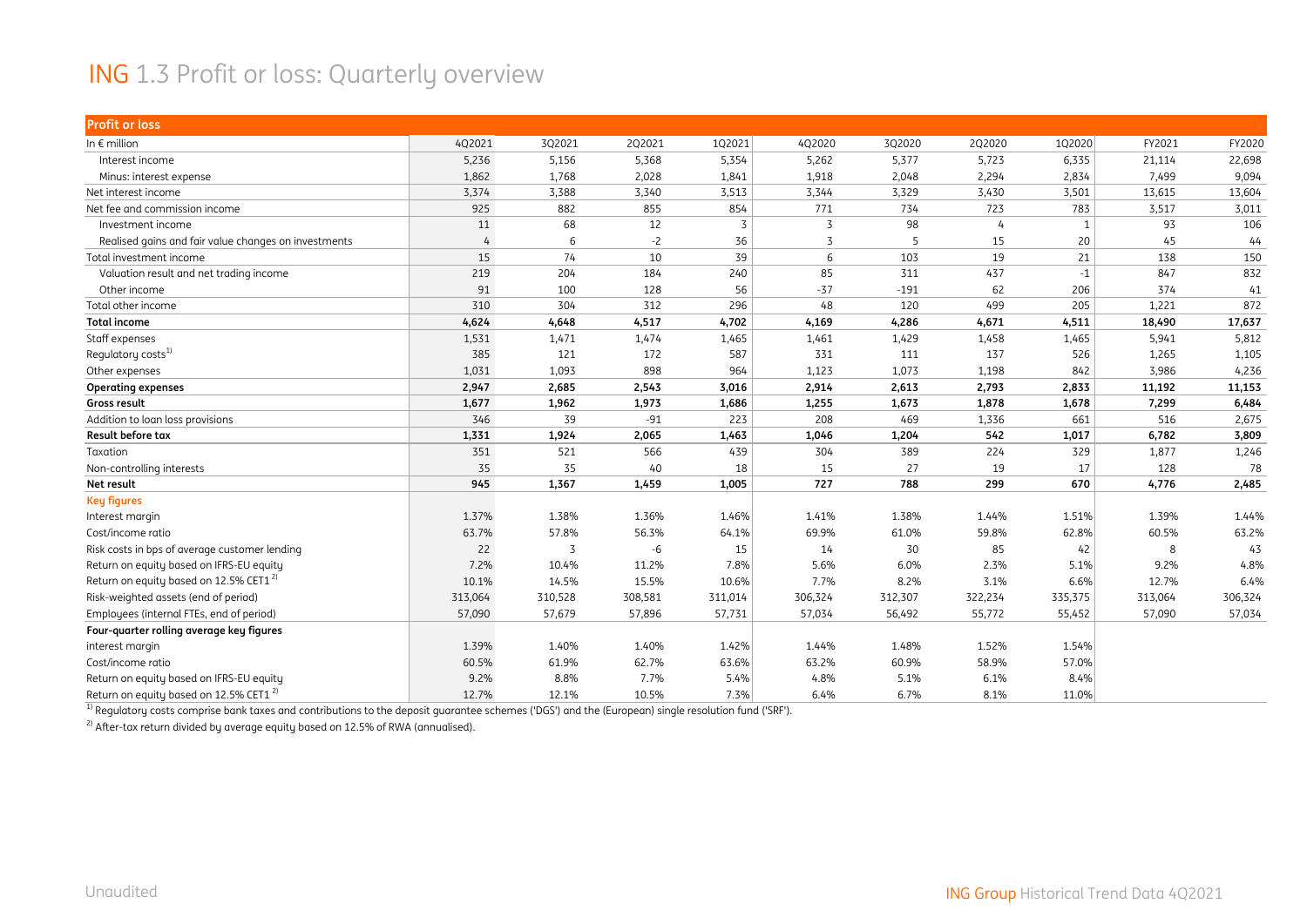# ING 1.3 Profit or loss: Quarterly overview

| Profit or loss | | | | | | | | | | |
|---|---|---|---|---|---|---|---|---|---|---|
| In € million | 4Q2021 | 3Q2021 | 2Q2021 | 1Q2021 | 4Q2020 | 3Q2020 | 2Q2020 | 1Q2020 | FY2021 | FY2020 |
| Interest income | 5,236 | 5,156 | 5,368 | 5,354 | 5,262 | 5,377 | 5,723 | 6,335 | 21,114 | 22,698 |
| Minus: interest expense | 1,862 | 1,768 | 2,028 | 1,841 | 1,918 | 2,048 | 2,294 | 2,834 | 7,499 | 9,094 |
| Net interest income | 3,374 | 3,388 | 3,340 | 3,513 | 3,344 | 3,329 | 3,430 | 3,501 | 13,615 | 13,604 |
| Net fee and commission income | 925 | 882 | 855 | 854 | 771 | 734 | 723 | 783 | 3,517 | 3,011 |
| Investment income | 11 | 68 | 12 | 3 | 3 | 98 | 4 | 1 | 93 | 106 |
| Realised gains and fair value changes on investments | 4 | 6 | -2 | 36 | 3 | 5 | 15 | 20 | 45 | 44 |
| Total investment income | 15 | 74 | 10 | 39 | 6 | 103 | 19 | 21 | 138 | 150 |
| Valuation result and net trading income | 219 | 204 | 184 | 240 | 85 | 311 | 437 | -1 | 847 | 832 |
| Other income | 91 | 100 | 128 | 56 | -37 | -191 | 62 | 206 | 374 | 41 |
| Total other income | 310 | 304 | 312 | 296 | 48 | 120 | 499 | 205 | 1,221 | 872 |
| **Total income** | **4,624** | **4,648** | **4,517** | **4,702** | **4,169** | **4,286** | **4,671** | **4,511** | **18,490** | **17,637** |
| Staff expenses | 1,531 | 1,471 | 1,474 | 1,465 | 1,461 | 1,429 | 1,458 | 1,465 | 5,941 | 5,812 |
| Regulatory costs[1] | 385 | 121 | 172 | 587 | 331 | 111 | 137 | 526 | 1,265 | 1,105 |
| Other expenses | 1,031 | 1,093 | 898 | 964 | 1,123 | 1,073 | 1,198 | 842 | 3,986 | 4,236 |
| **Operating expenses** | **2,947** | **2,685** | **2,543** | **3,016** | **2,914** | **2,613** | **2,793** | **2,833** | **11,192** | **11,153** |
| **Gross result** | **1,677** | **1,962** | **1,973** | **1,686** | **1,255** | **1,673** | **1,878** | **1,678** | **7,299** | **6,484** |
| Addition to loan loss provisions | 346 | 39 | -91 | 223 | 208 | 469 | 1,336 | 661 | 516 | 2,675 |
| **Result before tax** | **1,331** | **1,924** | **2,065** | **1,463** | **1,046** | **1,204** | **542** | **1,017** | **6,782** | **3,809** |
| Taxation | 351 | 521 | 566 | 439 | 304 | 389 | 224 | 329 | 1,877 | 1,246 |
| Non-controlling interests | 35 | 35 | 40 | 18 | 15 | 27 | 19 | 17 | 128 | 78 |
| **Net result** | **945** | **1,367** | **1,459** | **1,005** | **727** | **788** | **299** | **670** | **4,776** | **2,485** |
| **Key figures** | | | | | | | | | | |
| Interest margin | 1.37% | 1.38% | 1.36% | 1.46% | 1.41% | 1.38% | 1.44% | 1.51% | 1.39% | 1.44% |
| Cost/income ratio | 63.7% | 57.8% | 56.3% | 64.1% | 69.9% | 61.0% | 59.8% | 62.8% | 60.5% | 63.2% |
| Risk costs in bps of average customer lending | 22 | 3 | -6 | 15 | 14 | 30 | 85 | 42 | 8 | 43 |
| Return on equity based on IFRS-EU equity | 7.2% | 10.4% | 11.2% | 7.8% | 5.6% | 6.0% | 2.3% | 5.1% | 9.2% | 4.8% |
| Return on equity based on 12.5% CET1[2] | 10.1% | 14.5% | 15.5% | 10.6% | 7.7% | 8.2% | 3.1% | 6.6% | 12.7% | 6.4% |
| Risk-weighted assets (end of period) | 313,064 | 310,528 | 308,581 | 311,014 | 306,324 | 312,307 | 322,234 | 335,375 | 313,064 | 306,324 |
| Employees (internal FTEs, end of period) | 57,090 | 57,679 | 57,896 | 57,731 | 57,034 | 56,492 | 55,772 | 55,452 | 57,090 | 57,034 |
| **Four-quarter rolling average key figures** | | | | | | | | | | |
| interest margin | 1.39% | 1.40% | 1.40% | 1.42% | 1.44% | 1.48% | 1.52% | 1.54% | | |
| Cost/income ratio | 60.5% | 61.9% | 62.7% | 63.6% | 63.2% | 60.9% | 58.9% | 57.0% | | |
| Return on equity based on IFRS-EU equity | 9.2% | 8.8% | 7.7% | 5.4% | 4.8% | 5.1% | 6.1% | 8.4% | | |
| Return on equity based on 12.5% CET1[2] | 12.7% | 12.1% | 10.5% | 7.3% | 6.4% | 6.7% | 8.1% | 11.0% | | |

[1] Regulatory costs comprise bank taxes and contributions to the deposit guarantee schemes ('DGS') and the (European) single resolution fund ('SRF').

[2] After-tax return divided by average equity based on 12.5% of RWA (annualised).

Unaudited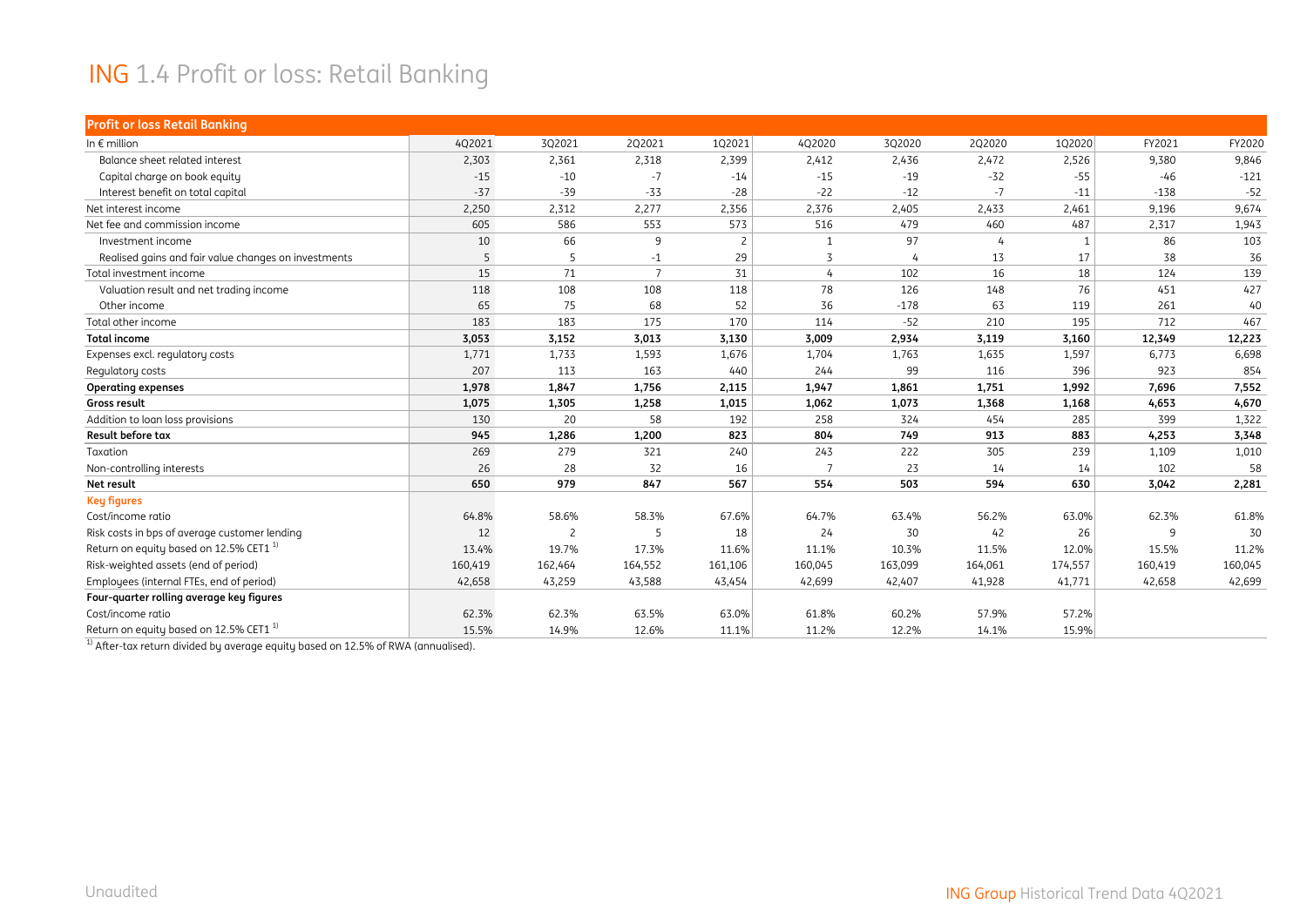# ING 1.4 Profit or loss: Retail Banking

| Profit or loss Retail Banking | | | | | | | | | | |
|---|---|---|---|---|---|---|---|---|---|---|
| In € million | 4Q2021 | 3Q2021 | 2Q2021 | 1Q2021 | 4Q2020 | 3Q2020 | 2Q2020 | 1Q2020 | FY2021 | FY2020 |
| Balance sheet related interest | 2,303 | 2,361 | 2,318 | 2,399 | 2,412 | 2,436 | 2,472 | 2,526 | 9,380 | 9,846 |
| Capital charge on book equity | -15 | -10 | -7 | -14 | -15 | -19 | -32 | -55 | -46 | -121 |
| Interest benefit on total capital | -37 | -39 | -33 | -28 | -22 | -12 | -7 | -11 | -138 | -52 |
| Net interest income | 2,250 | 2,312 | 2,277 | 2,356 | 2,376 | 2,405 | 2,433 | 2,461 | 9,196 | 9,674 |
| Net fee and commission income | 605 | 586 | 553 | 573 | 516 | 479 | 460 | 487 | 2,317 | 1,943 |
| Investment income | 10 | 66 | 9 | 2 | 1 | 97 | 4 | 1 | 86 | 103 |
| Realised gains and fair value changes on investments | 5 | 5 | -1 | 29 | 3 | 4 | 13 | 17 | 38 | 36 |
| Total investment income | 15 | 71 | 7 | 31 | 4 | 102 | 16 | 18 | 124 | 139 |
| Valuation result and net trading income | 118 | 108 | 108 | 118 | 78 | 126 | 148 | 76 | 451 | 427 |
| Other income | 65 | 75 | 68 | 52 | 36 | -178 | 63 | 119 | 261 | 40 |
| Total other income | 183 | 183 | 175 | 170 | 114 | -52 | 210 | 195 | 712 | 467 |
| **Total income** | **3,053** | **3,152** | **3,013** | **3,130** | **3,009** | **2,934** | **3,119** | **3,160** | **12,349** | **12,223** |
| Expenses excl. regulatory costs | 1,771 | 1,733 | 1,593 | 1,676 | 1,704 | 1,763 | 1,635 | 1,597 | 6,773 | 6,698 |
| Regulatory costs | 207 | 113 | 163 | 440 | 244 | 99 | 116 | 396 | 923 | 854 |
| **Operating expenses** | **1,978** | **1,847** | **1,756** | **2,115** | **1,947** | **1,861** | **1,751** | **1,992** | **7,696** | **7,552** |
| **Gross result** | **1,075** | **1,305** | **1,258** | **1,015** | **1,062** | **1,073** | **1,368** | **1,168** | **4,653** | **4,670** |
| Addition to loan loss provisions | 130 | 20 | 58 | 192 | 258 | 324 | 454 | 285 | 399 | 1,322 |
| **Result before tax** | **945** | **1,286** | **1,200** | **823** | **804** | **749** | **913** | **883** | **4,253** | **3,348** |
| Taxation | 269 | 279 | 321 | 240 | 243 | 222 | 305 | 239 | 1,109 | 1,010 |
| Non-controlling interests | 26 | 28 | 32 | 16 | 7 | 23 | 14 | 14 | 102 | 58 |
| **Net result** | **650** | **979** | **847** | **567** | **554** | **503** | **594** | **630** | **3,042** | **2,281** |
| **Key figures** | | | | | | | | | | |
| Cost/income ratio | 64.8% | 58.6% | 58.3% | 67.6% | 64.7% | 63.4% | 56.2% | 63.0% | 62.3% | 61.8% |
| Risk costs in bps of average customer lending | 12 | 2 | 5 | 18 | 24 | 30 | 42 | 26 | 9 | 30 |
| Return on equity based on 12.5% CET1 [1] | 13.4% | 19.7% | 17.3% | 11.6% | 11.1% | 10.3% | 11.5% | 12.0% | 15.5% | 11.2% |
| Risk-weighted assets (end of period) | 160,419 | 162,464 | 164,552 | 161,106 | 160,045 | 163,099 | 164,061 | 174,557 | 160,419 | 160,045 |
| Employees (internal FTEs, end of period) | 42,658 | 43,259 | 43,588 | 43,454 | 42,699 | 42,407 | 41,928 | 41,771 | 42,658 | 42,699 |
| **Four-quarter rolling average key figures** | | | | | | | | | | |
| Cost/income ratio | 62.3% | 62.3% | 63.5% | 63.0% | 61.8% | 60.2% | 57.9% | 57.2% | | |
| Return on equity based on 12.5% CET1 [1] | 15.5% | 14.9% | 12.6% | 11.1% | 11.2% | 12.2% | 14.1% | 15.9% | | |

[1] After-tax return divided by average equity based on 12.5% of RWA (annualised).

Unaudited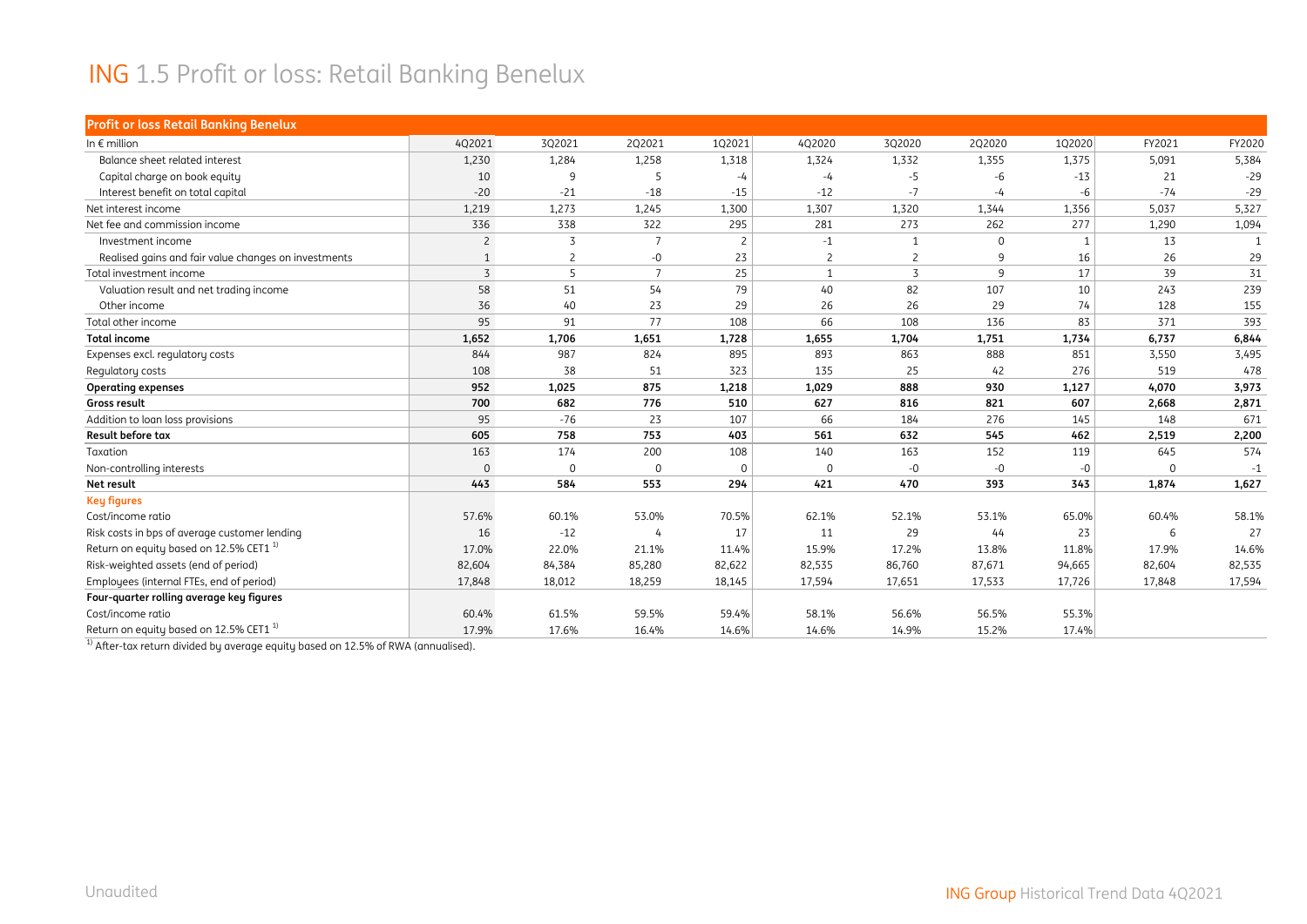# ING 1.5 Profit or loss: Retail Banking Benelux

| Profit or loss Retail Banking Benelux | | | | | | | | | | |
|---|---|---|---|---|---|---|---|---|---|---|
| In € million | 4Q2021 | 3Q2021 | 2Q2021 | 1Q2021 | 4Q2020 | 3Q2020 | 2Q2020 | 1Q2020 | FY2021 | FY2020 |
| Balance sheet related interest | 1,230 | 1,284 | 1,258 | 1,318 | 1,324 | 1,332 | 1,355 | 1,375 | 5,091 | 5,384 |
| Capital charge on book equity | 10 | 9 | 5 | -4 | -4 | -5 | -6 | -13 | 21 | -29 |
| Interest benefit on total capital | -20 | -21 | -18 | -15 | -12 | -7 | -4 | -6 | -74 | -29 |
| Net interest income | 1,219 | 1,273 | 1,245 | 1,300 | 1,307 | 1,320 | 1,344 | 1,356 | 5,037 | 5,327 |
| Net fee and commission income | 336 | 338 | 322 | 295 | 281 | 273 | 262 | 277 | 1,290 | 1,094 |
| Investment income | 2 | 3 | 7 | 2 | -1 | 1 | 0 | 1 | 13 | 1 |
| Realised gains and fair value changes on investments | 1 | 2 | -0 | 23 | 2 | 2 | 9 | 16 | 26 | 29 |
| Total investment income | 3 | 5 | 7 | 25 | 1 | 3 | 9 | 17 | 39 | 31 |
| Valuation result and net trading income | 58 | 51 | 54 | 79 | 40 | 82 | 107 | 10 | 243 | 239 |
| Other income | 36 | 40 | 23 | 29 | 26 | 26 | 29 | 74 | 128 | 155 |
| Total other income | 95 | 91 | 77 | 108 | 66 | 108 | 136 | 83 | 371 | 393 |
| **Total income** | **1,652** | **1,706** | **1,651** | **1,728** | **1,655** | **1,704** | **1,751** | **1,734** | **6,737** | **6,844** |
| Expenses excl. regulatory costs | 844 | 987 | 824 | 895 | 893 | 863 | 888 | 851 | 3,550 | 3,495 |
| Regulatory costs | 108 | 38 | 51 | 323 | 135 | 25 | 42 | 276 | 519 | 478 |
| **Operating expenses** | **952** | **1,025** | **875** | **1,218** | **1,029** | **888** | **930** | **1,127** | **4,070** | **3,973** |
| **Gross result** | **700** | **682** | **776** | **510** | **627** | **816** | **821** | **607** | **2,668** | **2,871** |
| Addition to loan loss provisions | 95 | -76 | 23 | 107 | 66 | 184 | 276 | 145 | 148 | 671 |
| **Result before tax** | **605** | **758** | **753** | **403** | **561** | **632** | **545** | **462** | **2,519** | **2,200** |
| Taxation | 163 | 174 | 200 | 108 | 140 | 163 | 152 | 119 | 645 | 574 |
| Non-controlling interests | 0 | 0 | 0 | 0 | 0 | -0 | -0 | -0 | 0 | -1 |
| **Net result** | **443** | **584** | **553** | **294** | **421** | **470** | **393** | **343** | **1,874** | **1,627** |
| **Key figures** | | | | | | | | | | |
| Cost/income ratio | 57.6% | 60.1% | 53.0% | 70.5% | 62.1% | 52.1% | 53.1% | 65.0% | 60.4% | 58.1% |
| Risk costs in bps of average customer lending | 16 | -12 | 4 | 17 | 11 | 29 | 44 | 23 | 6 | 27 |
| Return on equity based on 12.5% CET1 [1] | 17.0% | 22.0% | 21.1% | 11.4% | 15.9% | 17.2% | 13.8% | 11.8% | 17.9% | 14.6% |
| Risk-weighted assets (end of period) | 82,604 | 84,384 | 85,280 | 82,622 | 82,535 | 86,760 | 87,671 | 94,665 | 82,604 | 82,535 |
| Employees (internal FTEs, end of period) | 17,848 | 18,012 | 18,259 | 18,145 | 17,594 | 17,651 | 17,533 | 17,726 | 17,848 | 17,594 |
| **Four-quarter rolling average key figures** | | | | | | | | | | |
| Cost/income ratio | 60.4% | 61.5% | 59.5% | 59.4% | 58.1% | 56.6% | 56.5% | 55.3% | | |
| Return on equity based on 12.5% CET1 [1] | 17.9% | 17.6% | 16.4% | 14.6% | 14.6% | 14.9% | 15.2% | 17.4% | | |

[1] After-tax return divided by average equity based on 12.5% of RWA (annualised).

Unaudited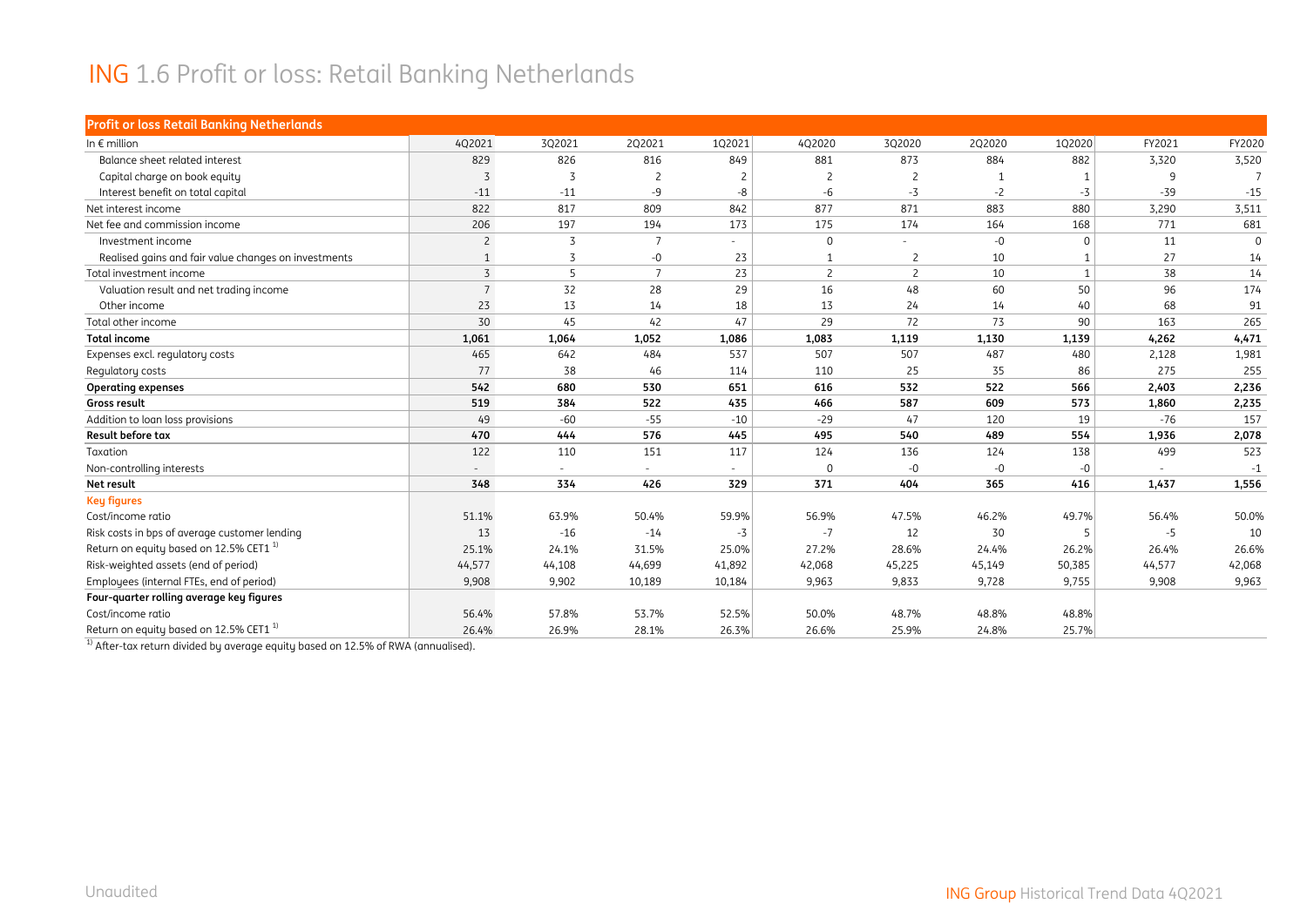# ING 1.6 Profit or loss: Retail Banking Netherlands

| Profit or loss Retail Banking Netherlands | | | | | | | | | | |
|---|---|---|---|---|---|---|---|---|---|---|
| In € million | 4Q2021 | 3Q2021 | 2Q2021 | 1Q2021 | 4Q2020 | 3Q2020 | 2Q2020 | 1Q2020 | FY2021 | FY2020 |
| Balance sheet related interest | 829 | 826 | 816 | 849 | 881 | 873 | 884 | 882 | 3,320 | 3,520 |
| Capital charge on book equity | 3 | 3 | 2 | 2 | 2 | 2 | 1 | 1 | 9 | 7 |
| Interest benefit on total capital | -11 | -11 | -9 | -8 | -6 | -3 | -2 | -3 | -39 | -15 |
| Net interest income | 822 | 817 | 809 | 842 | 877 | 871 | 883 | 880 | 3,290 | 3,511 |
| Net fee and commission income | 206 | 197 | 194 | 173 | 175 | 174 | 164 | 168 | 771 | 681 |
| Investment income | 2 | 3 | 7 | - | 0 | - | -0 | 0 | 11 | 0 |
| Realised gains and fair value changes on investments | 1 | 3 | -0 | 23 | 1 | 2 | 10 | 1 | 27 | 14 |
| Total investment income | 3 | 5 | 7 | 23 | 2 | 2 | 10 | 1 | 38 | 14 |
| Valuation result and net trading income | 7 | 32 | 28 | 29 | 16 | 48 | 60 | 50 | 96 | 174 |
| Other income | 23 | 13 | 14 | 18 | 13 | 24 | 14 | 40 | 68 | 91 |
| Total other income | 30 | 45 | 42 | 47 | 29 | 72 | 73 | 90 | 163 | 265 |
| **Total income** | **1,061** | **1,064** | **1,052** | **1,086** | **1,083** | **1,119** | **1,130** | **1,139** | **4,262** | **4,471** |
| Expenses excl. regulatory costs | 465 | 642 | 484 | 537 | 507 | 507 | 487 | 480 | 2,128 | 1,981 |
| Regulatory costs | 77 | 38 | 46 | 114 | 110 | 25 | 35 | 86 | 275 | 255 |
| **Operating expenses** | **542** | **680** | **530** | **651** | **616** | **532** | **522** | **566** | **2,403** | **2,236** |
| **Gross result** | **519** | **384** | **522** | **435** | **466** | **587** | **609** | **573** | **1,860** | **2,235** |
| Addition to loan loss provisions | 49 | -60 | -55 | -10 | -29 | 47 | 120 | 19 | -76 | 157 |
| **Result before tax** | **470** | **444** | **576** | **445** | **495** | **540** | **489** | **554** | **1,936** | **2,078** |
| Taxation | 122 | 110 | 151 | 117 | 124 | 136 | 124 | 138 | 499 | 523 |
| Non-controlling interests | - | - | - | - | 0 | -0 | -0 | -0 | - | -1 |
| **Net result** | **348** | **334** | **426** | **329** | **371** | **404** | **365** | **416** | **1,437** | **1,556** |
| **Key figures** | | | | | | | | | | |
| Cost/income ratio | 51.1% | 63.9% | 50.4% | 59.9% | 56.9% | 47.5% | 46.2% | 49.7% | 56.4% | 50.0% |
| Risk costs in bps of average customer lending | 13 | -16 | -14 | -3 | -7 | 12 | 30 | 5 | -5 | 10 |
| Return on equity based on 12.5% CET1 [1] | 25.1% | 24.1% | 31.5% | 25.0% | 27.2% | 28.6% | 24.4% | 26.2% | 26.4% | 26.6% |
| Risk-weighted assets (end of period) | 44,577 | 44,108 | 44,699 | 41,892 | 42,068 | 45,225 | 45,149 | 50,385 | 44,577 | 42,068 |
| Employees (internal FTEs, end of period) | 9,908 | 9,902 | 10,189 | 10,184 | 9,963 | 9,833 | 9,728 | 9,755 | 9,908 | 9,963 |
| **Four-quarter rolling average key figures** | | | | | | | | | | |
| Cost/income ratio | 56.4% | 57.8% | 53.7% | 52.5% | 50.0% | 48.7% | 48.8% | 48.8% | | |
| Return on equity based on 12.5% CET1 [1] | 26.4% | 26.9% | 28.1% | 26.3% | 26.6% | 25.9% | 24.8% | 25.7% | | |

[1] After-tax return divided by average equity based on 12.5% of RWA (annualised).

Unaudited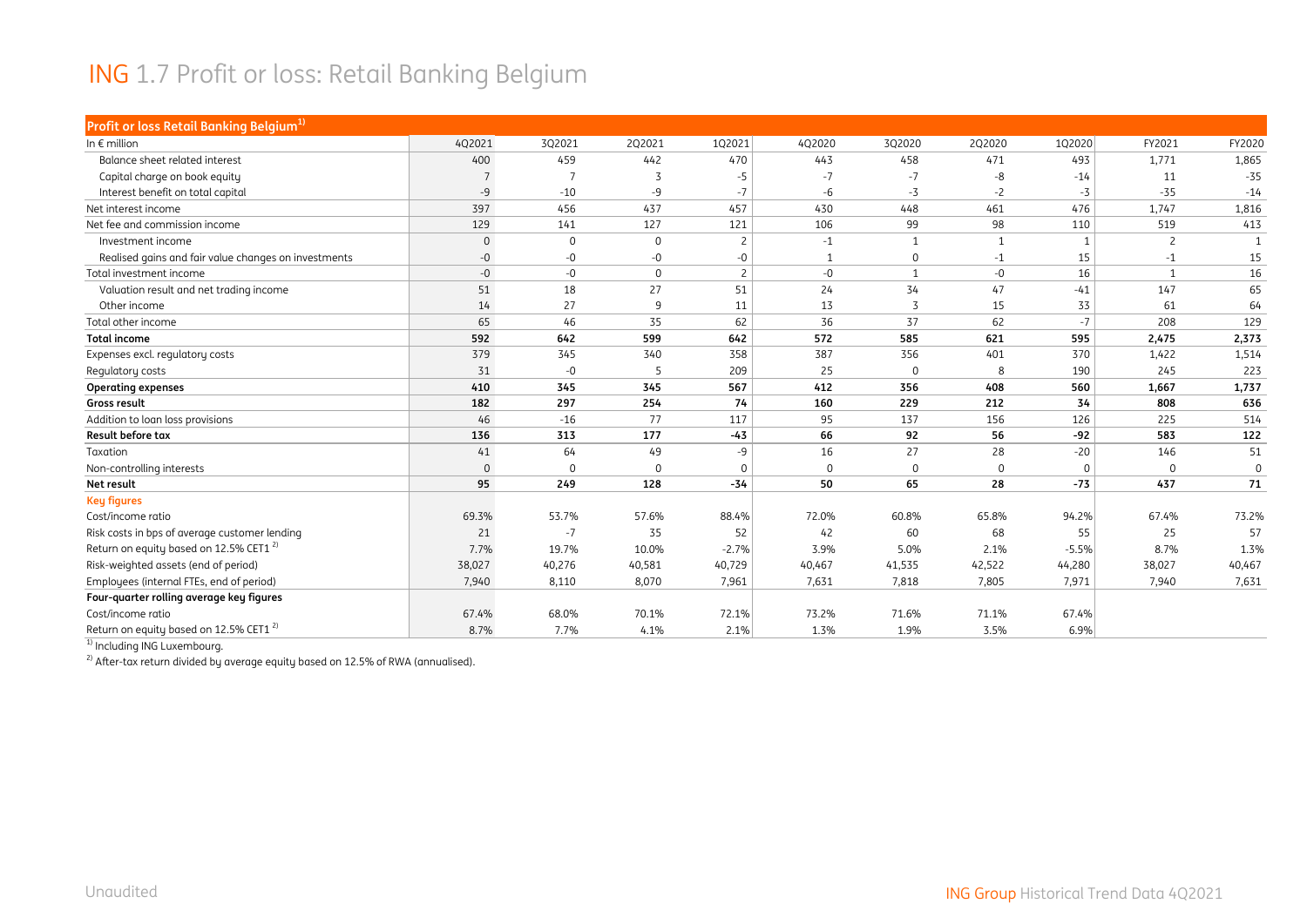# ING 1.7 Profit or loss: Retail Banking Belgium

| Profit or loss Retail Banking Belgium[1] | | | | | | | | | | |
|---|---|---|---|---|---|---|---|---|---|---|
| In € million | 4Q2021 | 3Q2021 | 2Q2021 | 1Q2021 | 4Q2020 | 3Q2020 | 2Q2020 | 1Q2020 | FY2021 | FY2020 |
| Balance sheet related interest | 400 | 459 | 442 | 470 | 443 | 458 | 471 | 493 | 1,771 | 1,865 |
| Capital charge on book equity | 7 | 7 | 3 | -5 | -7 | -7 | -8 | -14 | 11 | -35 |
| Interest benefit on total capital | -9 | -10 | -9 | -7 | -6 | -3 | -2 | -3 | -35 | -14 |
| Net interest income | 397 | 456 | 437 | 457 | 430 | 448 | 461 | 476 | 1,747 | 1,816 |
| Net fee and commission income | 129 | 141 | 127 | 121 | 106 | 99 | 98 | 110 | 519 | 413 |
| Investment income | 0 | 0 | 0 | 2 | -1 | 1 | 1 | 1 | 2 | 1 |
| Realised gains and fair value changes on investments | -0 | -0 | -0 | -0 | 1 | 0 | -1 | 15 | -1 | 15 |
| Total investment income | -0 | -0 | 0 | 2 | -0 | 1 | -0 | 16 | 1 | 16 |
| Valuation result and net trading income | 51 | 18 | 27 | 51 | 24 | 34 | 47 | -41 | 147 | 65 |
| Other income | 14 | 27 | 9 | 11 | 13 | 3 | 15 | 33 | 61 | 64 |
| Total other income | 65 | 46 | 35 | 62 | 36 | 37 | 62 | -7 | 208 | 129 |
| **Total income** | **592** | **642** | **599** | **642** | **572** | **585** | **621** | **595** | **2,475** | **2,373** |
| Expenses excl. regulatory costs | 379 | 345 | 340 | 358 | 387 | 356 | 401 | 370 | 1,422 | 1,514 |
| Regulatory costs | 31 | -0 | 5 | 209 | 25 | 0 | 8 | 190 | 245 | 223 |
| **Operating expenses** | **410** | **345** | **345** | **567** | **412** | **356** | **408** | **560** | **1,667** | **1,737** |
| **Gross result** | **182** | **297** | **254** | **74** | **160** | **229** | **212** | **34** | **808** | **636** |
| Addition to loan loss provisions | 46 | -16 | 77 | 117 | 95 | 137 | 156 | 126 | 225 | 514 |
| **Result before tax** | **136** | **313** | **177** | **-43** | **66** | **92** | **56** | **-92** | **583** | **122** |
| Taxation | 41 | 64 | 49 | -9 | 16 | 27 | 28 | -20 | 146 | 51 |
| Non-controlling interests | 0 | 0 | 0 | 0 | 0 | 0 | 0 | 0 | 0 | 0 |
| **Net result** | **95** | **249** | **128** | **-34** | **50** | **65** | **28** | **-73** | **437** | **71** |
| **Key figures** | | | | | | | | | | |
| Cost/income ratio | 69.3% | 53.7% | 57.6% | 88.4% | 72.0% | 60.8% | 65.8% | 94.2% | 67.4% | 73.2% |
| Risk costs in bps of average customer lending | 21 | -7 | 35 | 52 | 42 | 60 | 68 | 55 | 25 | 57 |
| Return on equity based on 12.5% CET1[2] | 7.7% | 19.7% | 10.0% | -2.7% | 3.9% | 5.0% | 2.1% | -5.5% | 8.7% | 1.3% |
| Risk-weighted assets (end of period) | 38,027 | 40,276 | 40,581 | 40,729 | 40,467 | 41,535 | 42,522 | 44,280 | 38,027 | 40,467 |
| Employees (internal FTEs, end of period) | 7,940 | 8,110 | 8,070 | 7,961 | 7,631 | 7,818 | 7,805 | 7,971 | 7,940 | 7,631 |
| **Four-quarter rolling average key figures** | | | | | | | | | | |
| Cost/income ratio | 67.4% | 68.0% | 70.1% | 72.1% | 73.2% | 71.6% | 71.1% | 67.4% | | |
| Return on equity based on 12.5% CET1[2] | 8.7% | 7.7% | 4.1% | 2.1% | 1.3% | 1.9% | 3.5% | 6.9% | | |

[1] Including ING Luxembourg.

[2] After-tax return divided by average equity based on 12.5% of RWA (annualised).

Unaudited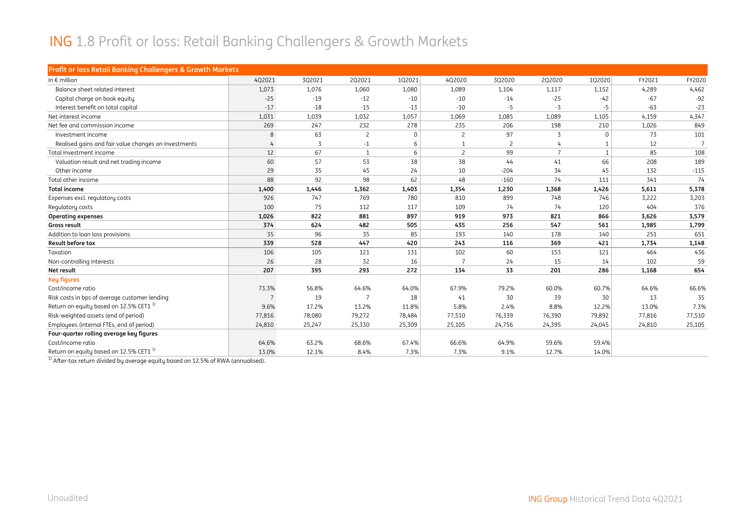# ING 1.8 Profit or loss: Retail Banking Challengers & Growth Markets

| Profit or loss Retail Banking Challengers & Growth Markets | | | | | | | | | | |
|---|---|---|---|---|---|---|---|---|---|---|
| In € million | 4Q2021 | 3Q2021 | 2Q2021 | 1Q2021 | 4Q2020 | 3Q2020 | 2Q2020 | 1Q2020 | FY2021 | FY2020 |
| Balance sheet related interest | 1,073 | 1,076 | 1,060 | 1,080 | 1,089 | 1,104 | 1,117 | 1,152 | 4,289 | 4,462 |
| Capital charge on book equity | -25 | -19 | -12 | -10 | -10 | -14 | -25 | -42 | -67 | -92 |
| Interest benefit on total capital | -17 | -18 | -15 | -13 | -10 | -5 | -3 | -5 | -63 | -23 |
| Net interest income | 1,031 | 1,039 | 1,032 | 1,057 | 1,069 | 1,085 | 1,089 | 1,105 | 4,159 | 4,347 |
| Net fee and commission income | 269 | 247 | 232 | 278 | 235 | 206 | 198 | 210 | 1,026 | 849 |
| Investment income | 8 | 63 | 2 | 0 | 2 | 97 | 3 | 0 | 73 | 101 |
| Realised gains and fair value changes on investments | 4 | 3 | -1 | 6 | 1 | 2 | 4 | 1 | 12 | 7 |
| Total investment income | 12 | 67 | 1 | 6 | 2 | 99 | 7 | 1 | 85 | 108 |
| Valuation result and net trading income | 60 | 57 | 53 | 38 | 38 | 44 | 41 | 66 | 208 | 189 |
| Other income | 29 | 35 | 45 | 24 | 10 | -204 | 34 | 45 | 132 | -115 |
| Total other income | 88 | 92 | 98 | 62 | 48 | -160 | 74 | 111 | 341 | 74 |
| **Total income** | **1,400** | **1,446** | **1,362** | **1,403** | **1,354** | **1,230** | **1,368** | **1,426** | **5,611** | **5,378** |
| Expenses excl. regulatory costs | 926 | 747 | 769 | 780 | 810 | 899 | 748 | 746 | 3,222 | 3,203 |
| Regulatory costs | 100 | 75 | 112 | 117 | 109 | 74 | 74 | 120 | 404 | 376 |
| **Operating expenses** | **1,026** | **822** | **881** | **897** | **919** | **973** | **821** | **866** | **3,626** | **3,579** |
| **Gross result** | **374** | **624** | **482** | **505** | **435** | **256** | **547** | **561** | **1,985** | **1,799** |
| Addition to loan loss provisions | 35 | 96 | 35 | 85 | 193 | 140 | 178 | 140 | 251 | 651 |
| **Result before tax** | **339** | **528** | **447** | **420** | **243** | **116** | **369** | **421** | **1,734** | **1,148** |
| Taxation | 106 | 105 | 121 | 131 | 102 | 60 | 153 | 121 | 464 | 436 |
| Non-controlling interests | 26 | 28 | 32 | 16 | 7 | 24 | 15 | 14 | 102 | 59 |
| **Net result** | **207** | **395** | **293** | **272** | **134** | **33** | **201** | **286** | **1,168** | **654** |
| **Key figures** | | | | | | | | | | |
| Cost/income ratio | 73.3% | 56.8% | 64.6% | 64.0% | 67.9% | 79.2% | 60.0% | 60.7% | 64.6% | 66.6% |
| Risk costs in bps of average customer lending | 7 | 19 | 7 | 18 | 41 | 30 | 39 | 30 | 13 | 35 |
| Return on equity based on 12.5% CET1 [1] | 9.6% | 17.2% | 13.2% | 11.8% | 5.8% | 2.4% | 8.8% | 12.2% | 13.0% | 7.3% |
| Risk-weighted assets (end of period) | 77,816 | 78,080 | 79,272 | 78,484 | 77,510 | 76,339 | 76,390 | 79,892 | 77,816 | 77,510 |
| Employees (internal FTEs, end of period) | 24,810 | 25,247 | 25,330 | 25,309 | 25,105 | 24,756 | 24,395 | 24,045 | 24,810 | 25,105 |
| **Four-quarter rolling average key figures** | | | | | | | | | | |
| Cost/income ratio | 64.6% | 63.2% | 68.6% | 67.4% | 66.6% | 64.9% | 59.6% | 59.4% | | |
| Return on equity based on 12.5% CET1 [1] | 13.0% | 12.1% | 8.4% | 7.3% | 7.3% | 9.1% | 12.7% | 14.0% | | |

[1] After-tax return divided by average equity based on 12.5% of RWA (annualised).

Unaudited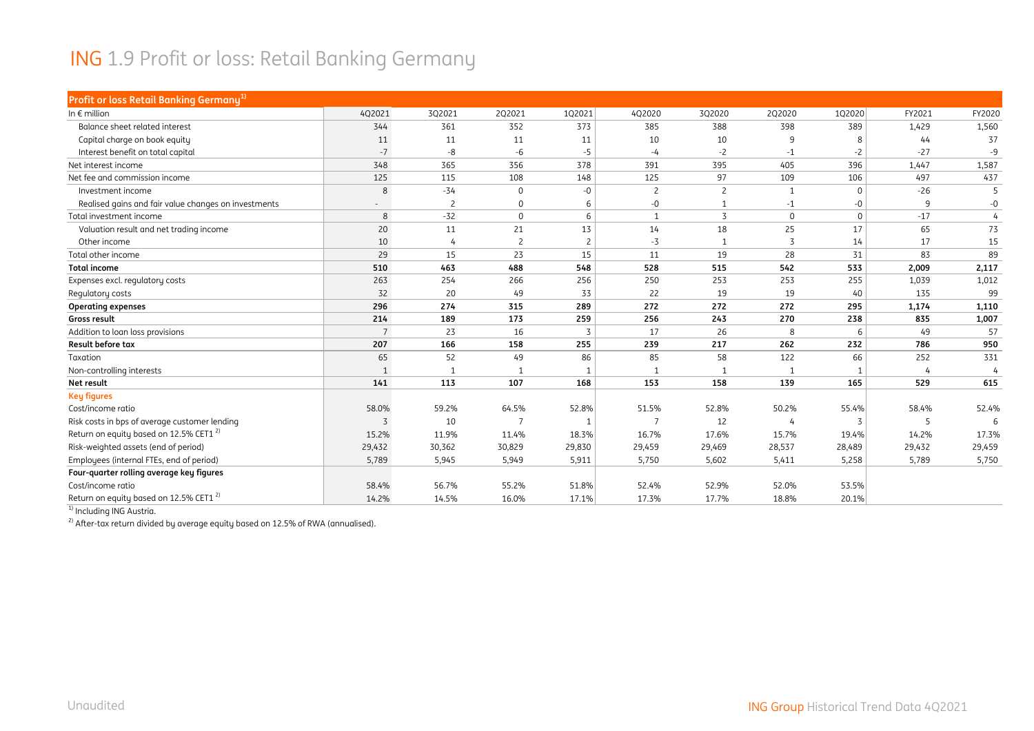# ING 1.9 Profit or loss: Retail Banking Germany

| Profit or loss Retail Banking Germany[1] | | | | | | | | | | |
|---|---|---|---|---|---|---|---|---|---|---|
| In € million | 4Q2021 | 3Q2021 | 2Q2021 | 1Q2021 | 4Q2020 | 3Q2020 | 2Q2020 | 1Q2020 | FY2021 | FY2020 |
| Balance sheet related interest | 344 | 361 | 352 | 373 | 385 | 388 | 398 | 389 | 1,429 | 1,560 |
| Capital charge on book equity | 11 | 11 | 11 | 11 | 10 | 10 | 9 | 8 | 44 | 37 |
| Interest benefit on total capital | -7 | -8 | -6 | -5 | -4 | -2 | -1 | -2 | -27 | -9 |
| Net interest income | 348 | 365 | 356 | 378 | 391 | 395 | 405 | 396 | 1,447 | 1,587 |
| Net fee and commission income | 125 | 115 | 108 | 148 | 125 | 97 | 109 | 106 | 497 | 437 |
| Investment income | 8 | -34 | 0 | -0 | 2 | 2 | 1 | 0 | -26 | 5 |
| Realised gains and fair value changes on investments | - | 2 | 0 | 6 | -0 | 1 | -1 | -0 | 9 | -0 |
| Total investment income | 8 | -32 | 0 | 6 | 1 | 3 | 0 | 0 | -17 | 4 |
| Valuation result and net trading income | 20 | 11 | 21 | 13 | 14 | 18 | 25 | 17 | 65 | 73 |
| Other income | 10 | 4 | 2 | 2 | -3 | 1 | 3 | 14 | 17 | 15 |
| Total other income | 29 | 15 | 23 | 15 | 11 | 19 | 28 | 31 | 83 | 89 |
| **Total income** | **510** | **463** | **488** | **548** | **528** | **515** | **542** | **533** | **2,009** | **2,117** |
| Expenses excl. regulatory costs | 263 | 254 | 266 | 256 | 250 | 253 | 253 | 255 | 1,039 | 1,012 |
| Regulatory costs | 32 | 20 | 49 | 33 | 22 | 19 | 19 | 40 | 135 | 99 |
| **Operating expenses** | **296** | **274** | **315** | **289** | **272** | **272** | **272** | **295** | **1,174** | **1,110** |
| **Gross result** | **214** | **189** | **173** | **259** | **256** | **243** | **270** | **238** | **835** | **1,007** |
| Addition to loan loss provisions | 7 | 23 | 16 | 3 | 17 | 26 | 8 | 6 | 49 | 57 |
| **Result before tax** | **207** | **166** | **158** | **255** | **239** | **217** | **262** | **232** | **786** | **950** |
| Taxation | 65 | 52 | 49 | 86 | 85 | 58 | 122 | 66 | 252 | 331 |
| Non-controlling interests | 1 | 1 | 1 | 1 | 1 | 1 | 1 | 1 | 4 | 4 |
| **Net result** | **141** | **113** | **107** | **168** | **153** | **158** | **139** | **165** | **529** | **615** |
| **Key figures** | | | | | | | | | | |
| Cost/income ratio | 58.0% | 59.2% | 64.5% | 52.8% | 51.5% | 52.8% | 50.2% | 55.4% | 58.4% | 52.4% |
| Risk costs in bps of average customer lending | 3 | 10 | 7 | 1 | 7 | 12 | 4 | 3 | 5 | 6 |
| Return on equity based on 12.5% CET1 [2] | 15.2% | 11.9% | 11.4% | 18.3% | 16.7% | 17.6% | 15.7% | 19.4% | 14.2% | 17.3% |
| Risk-weighted assets (end of period) | 29,432 | 30,362 | 30,829 | 29,830 | 29,459 | 29,469 | 28,537 | 28,489 | 29,432 | 29,459 |
| Employees (internal FTEs, end of period) | 5,789 | 5,945 | 5,949 | 5,911 | 5,750 | 5,602 | 5,411 | 5,258 | 5,789 | 5,750 |
| **Four-quarter rolling average key figures** | | | | | | | | | | |
| Cost/income ratio | 58.4% | 56.7% | 55.2% | 51.8% | 52.4% | 52.9% | 52.0% | 53.5% | | |
| Return on equity based on 12.5% CET1 [2] | 14.2% | 14.5% | 16.0% | 17.1% | 17.3% | 17.7% | 18.8% | 20.1% | | |

[1] Including ING Austria.

[2] After-tax return divided by average equity based on 12.5% of RWA (annualised).

Unaudited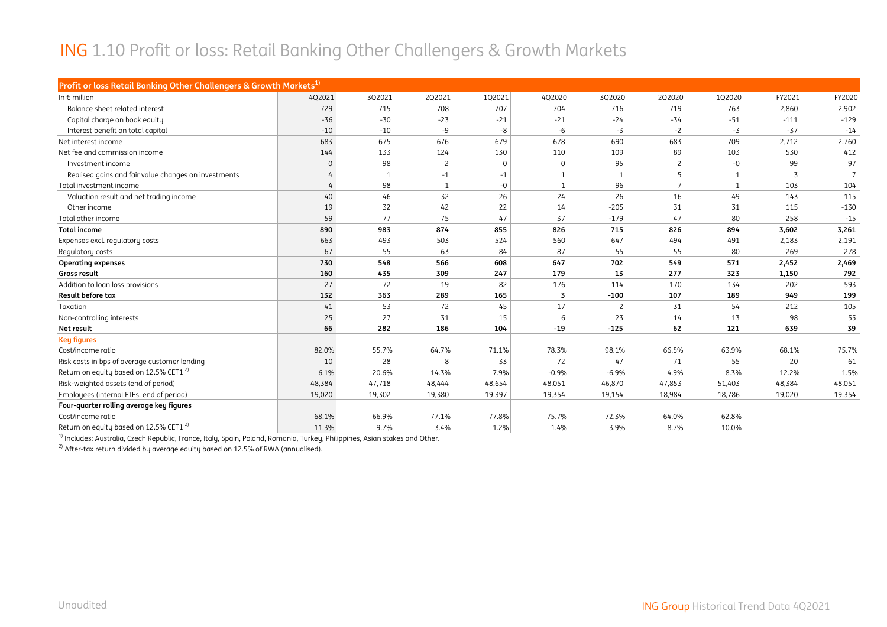# ING 1.10 Profit or loss: Retail Banking Other Challengers & Growth Markets

| Profit or loss Retail Banking Other Challengers & Growth Markets[1] | | | | | | | | | | |
|---|---|---|---|---|---|---|---|---|---|---|
| In € million | 4Q2021 | 3Q2021 | 2Q2021 | 1Q2021 | 4Q2020 | 3Q2020 | 2Q2020 | 1Q2020 | FY2021 | FY2020 |
| Balance sheet related interest | 729 | 715 | 708 | 707 | 704 | 716 | 719 | 763 | 2,860 | 2,902 |
| Capital charge on book equity | -36 | -30 | -23 | -21 | -21 | -24 | -34 | -51 | -111 | -129 |
| Interest benefit on total capital | -10 | -10 | -9 | -8 | -6 | -3 | -2 | -3 | -37 | -14 |
| Net interest income | 683 | 675 | 676 | 679 | 678 | 690 | 683 | 709 | 2,712 | 2,760 |
| Net fee and commission income | 144 | 133 | 124 | 130 | 110 | 109 | 89 | 103 | 530 | 412 |
| Investment income | 0 | 98 | 2 | 0 | 0 | 95 | 2 | -0 | 99 | 97 |
| Realised gains and fair value changes on investments | 4 | 1 | -1 | -1 | 1 | 1 | 5 | 1 | 3 | 7 |
| Total investment income | 4 | 98 | 1 | -0 | 1 | 96 | 7 | 1 | 103 | 104 |
| Valuation result and net trading income | 40 | 46 | 32 | 26 | 24 | 26 | 16 | 49 | 143 | 115 |
| Other income | 19 | 32 | 42 | 22 | 14 | -205 | 31 | 31 | 115 | -130 |
| Total other income | 59 | 77 | 75 | 47 | 37 | -179 | 47 | 80 | 258 | -15 |
| **Total income** | **890** | **983** | **874** | **855** | **826** | **715** | **826** | **894** | **3,602** | **3,261** |
| Expenses excl. regulatory costs | 663 | 493 | 503 | 524 | 560 | 647 | 494 | 491 | 2,183 | 2,191 |
| Regulatory costs | 67 | 55 | 63 | 84 | 87 | 55 | 55 | 80 | 269 | 278 |
| **Operating expenses** | **730** | **548** | **566** | **608** | **647** | **702** | **549** | **571** | **2,452** | **2,469** |
| **Gross result** | **160** | **435** | **309** | **247** | **179** | **13** | **277** | **323** | **1,150** | **792** |
| Addition to loan loss provisions | 27 | 72 | 19 | 82 | 176 | 114 | 170 | 134 | 202 | 593 |
| **Result before tax** | **132** | **363** | **289** | **165** | **3** | **-100** | **107** | **189** | **949** | **199** |
| Taxation | 41 | 53 | 72 | 45 | 17 | 2 | 31 | 54 | 212 | 105 |
| Non-controlling interests | 25 | 27 | 31 | 15 | 6 | 23 | 14 | 13 | 98 | 55 |
| **Net result** | **66** | **282** | **186** | **104** | **-19** | **-125** | **62** | **121** | **639** | **39** |
| **Key figures** | | | | | | | | | | |
| Cost/income ratio | 82.0% | 55.7% | 64.7% | 71.1% | 78.3% | 98.1% | 66.5% | 63.9% | 68.1% | 75.7% |
| Risk costs in bps of average customer lending | 10 | 28 | 8 | 33 | 72 | 47 | 71 | 55 | 20 | 61 |
| Return on equity based on 12.5% CET1[2] | 6.1% | 20.6% | 14.3% | 7.9% | -0.9% | -6.9% | 4.9% | 8.3% | 12.2% | 1.5% |
| Risk-weighted assets (end of period) | 48,384 | 47,718 | 48,444 | 48,654 | 48,051 | 46,870 | 47,853 | 51,403 | 48,384 | 48,051 |
| Employees (internal FTEs, end of period) | 19,020 | 19,302 | 19,380 | 19,397 | 19,354 | 19,154 | 18,984 | 18,786 | 19,020 | 19,354 |
| **Four-quarter rolling average key figures** | | | | | | | | | | |
| Cost/income ratio | 68.1% | 66.9% | 77.1% | 77.8% | 75.7% | 72.3% | 64.0% | 62.8% | | |
| Return on equity based on 12.5% CET1[2] | 11.3% | 9.7% | 3.4% | 1.2% | 1.4% | 3.9% | 8.7% | 10.0% | | |

[1] Includes: Australia, Czech Republic, France, Italy, Spain, Poland, Romania, Turkey, Philippines, Asian stakes and Other.

[2] After-tax return divided by average equity based on 12.5% of RWA (annualised).

Unaudited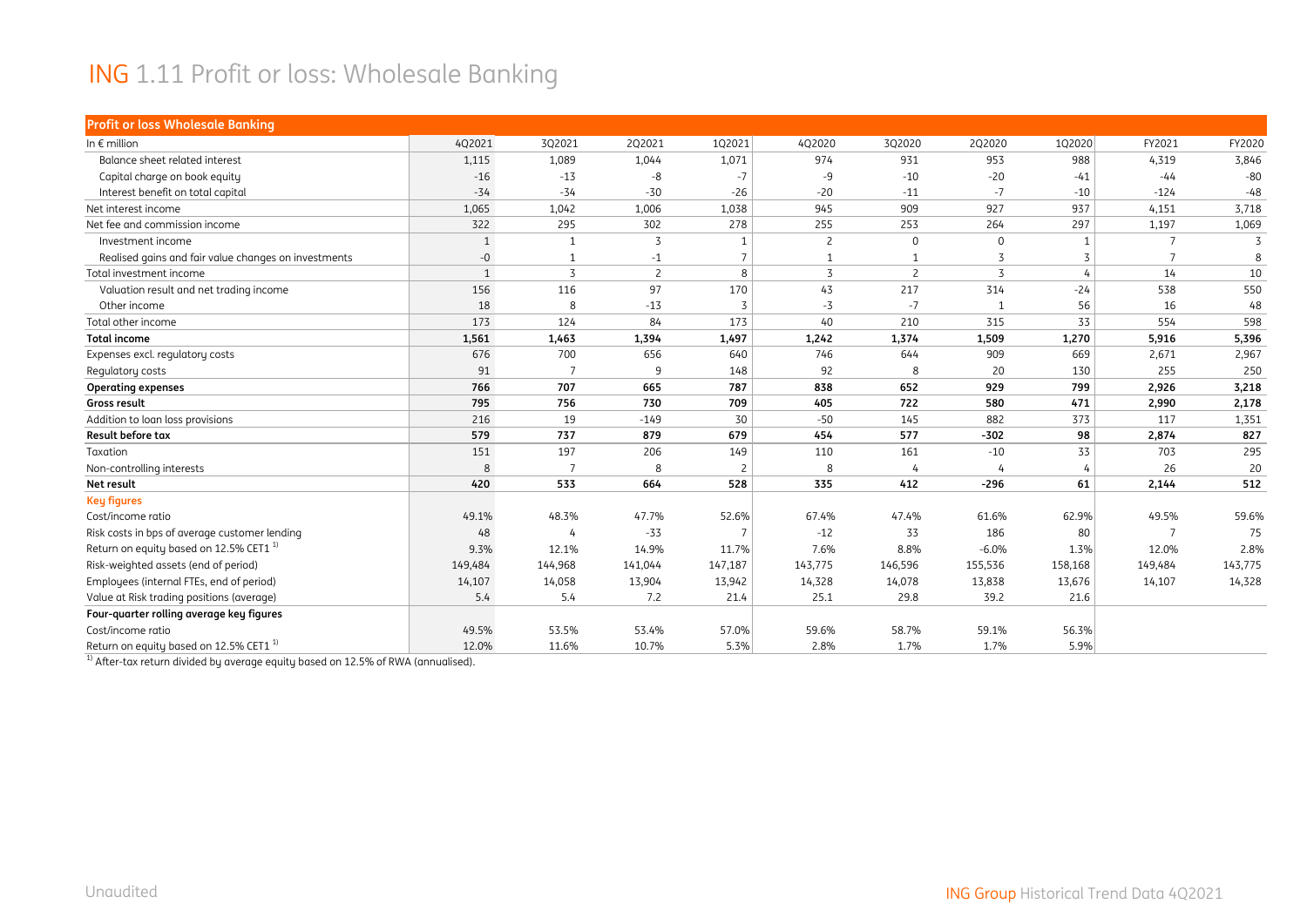# ING 1.11 Profit or loss: Wholesale Banking

| Profit or loss Wholesale Banking | | | | | | | | | | |
|---|---|---|---|---|---|---|---|---|---|---|
| In € million | 4Q2021 | 3Q2021 | 2Q2021 | 1Q2021 | 4Q2020 | 3Q2020 | 2Q2020 | 1Q2020 | FY2021 | FY2020 |
| Balance sheet related interest | 1,115 | 1,089 | 1,044 | 1,071 | 974 | 931 | 953 | 988 | 4,319 | 3,846 |
| Capital charge on book equity | -16 | -13 | -8 | -7 | -9 | -10 | -20 | -41 | -44 | -80 |
| Interest benefit on total capital | -34 | -34 | -30 | -26 | -20 | -11 | -7 | -10 | -124 | -48 |
| Net interest income | 1,065 | 1,042 | 1,006 | 1,038 | 945 | 909 | 927 | 937 | 4,151 | 3,718 |
| Net fee and commission income | 322 | 295 | 302 | 278 | 255 | 253 | 264 | 297 | 1,197 | 1,069 |
| Investment income | 1 | 1 | 3 | 1 | 2 | 0 | 0 | 1 | 7 | 3 |
| Realised gains and fair value changes on investments | -0 | 1 | -1 | 7 | 1 | 1 | 3 | 3 | 7 | 8 |
| Total investment income | 1 | 3 | 2 | 8 | 3 | 2 | 3 | 4 | 14 | 10 |
| Valuation result and net trading income | 156 | 116 | 97 | 170 | 43 | 217 | 314 | -24 | 538 | 550 |
| Other income | 18 | 8 | -13 | 3 | -3 | -7 | 1 | 56 | 16 | 48 |
| Total other income | 173 | 124 | 84 | 173 | 40 | 210 | 315 | 33 | 554 | 598 |
| **Total income** | **1,561** | **1,463** | **1,394** | **1,497** | **1,242** | **1,374** | **1,509** | **1,270** | **5,916** | **5,396** |
| Expenses excl. regulatory costs | 676 | 700 | 656 | 640 | 746 | 644 | 909 | 669 | 2,671 | 2,967 |
| Regulatory costs | 91 | 7 | 9 | 148 | 92 | 8 | 20 | 130 | 255 | 250 |
| **Operating expenses** | **766** | **707** | **665** | **787** | **838** | **652** | **929** | **799** | **2,926** | **3,218** |
| **Gross result** | **795** | **756** | **730** | **709** | **405** | **722** | **580** | **471** | **2,990** | **2,178** |
| Addition to loan loss provisions | 216 | 19 | -149 | 30 | -50 | 145 | 882 | 373 | 117 | 1,351 |
| **Result before tax** | **579** | **737** | **879** | **679** | **454** | **577** | **-302** | **98** | **2,874** | **827** |
| Taxation | 151 | 197 | 206 | 149 | 110 | 161 | -10 | 33 | 703 | 295 |
| Non-controlling interests | 8 | 7 | 8 | 2 | 8 | 4 | 4 | 4 | 26 | 20 |
| **Net result** | **420** | **533** | **664** | **528** | **335** | **412** | **-296** | **61** | **2,144** | **512** |
| **Key figures** | | | | | | | | | | |
| Cost/income ratio | 49.1% | 48.3% | 47.7% | 52.6% | 67.4% | 47.4% | 61.6% | 62.9% | 49.5% | 59.6% |
| Risk costs in bps of average customer lending | 48 | 4 | -33 | 7 | -12 | 33 | 186 | 80 | 7 | 75 |
| Return on equity based on 12.5% CET1 [1] | 9.3% | 12.1% | 14.9% | 11.7% | 7.6% | 8.8% | -6.0% | 1.3% | 12.0% | 2.8% |
| Risk-weighted assets (end of period) | 149,484 | 144,968 | 141,044 | 147,187 | 143,775 | 146,596 | 155,536 | 158,168 | 149,484 | 143,775 |
| Employees (internal FTEs, end of period) | 14,107 | 14,058 | 13,904 | 13,942 | 14,328 | 14,078 | 13,838 | 13,676 | 14,107 | 14,328 |
| Value at Risk trading positions (average) | 5.4 | 5.4 | 7.2 | 21.4 | 25.1 | 29.8 | 39.2 | 21.6 | | |
| **Four-quarter rolling average key figures** | | | | | | | | | | |
| Cost/income ratio | 49.5% | 53.5% | 53.4% | 57.0% | 59.6% | 58.7% | 59.1% | 56.3% | | |
| Return on equity based on 12.5% CET1 [1] | 12.0% | 11.6% | 10.7% | 5.3% | 2.8% | 1.7% | 1.7% | 5.9% | | |

[1] After-tax return divided by average equity based on 12.5% of RWA (annualised).

Unaudited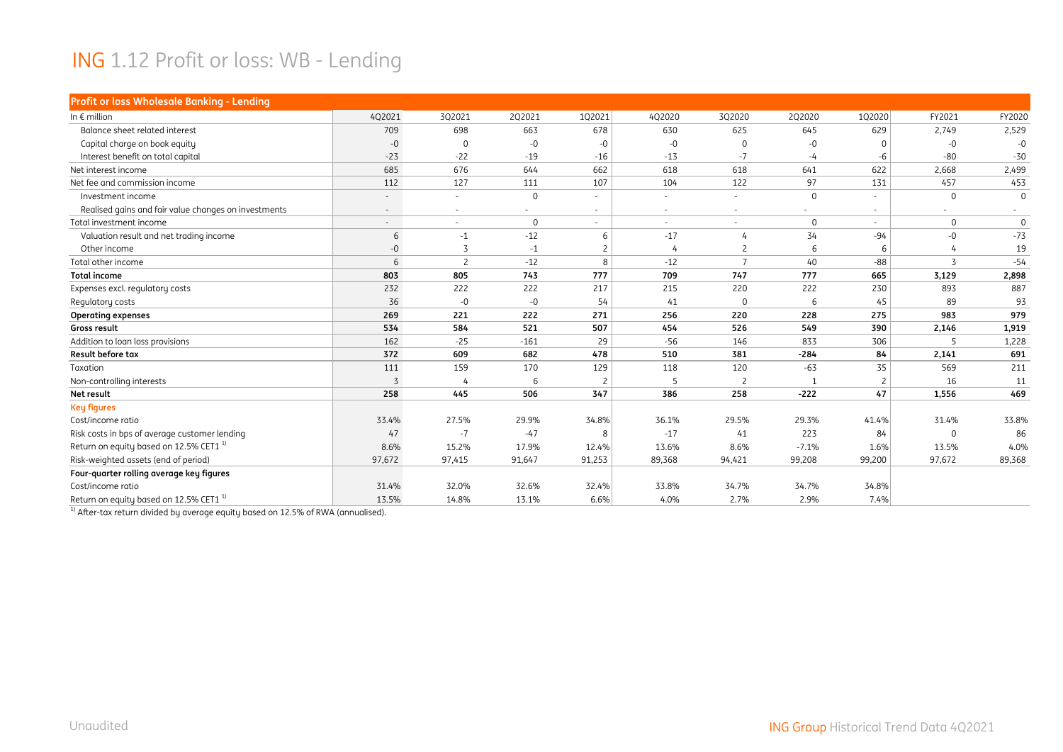# ING 1.12 Profit or loss: WB - Lending

| Profit or loss Wholesale Banking - Lending | | | | | | | | | | |
|---|---|---|---|---|---|---|---|---|---|---|
| In € million | 4Q2021 | 3Q2021 | 2Q2021 | 1Q2021 | 4Q2020 | 3Q2020 | 2Q2020 | 1Q2020 | FY2021 | FY2020 |
| Balance sheet related interest | 709 | 698 | 663 | 678 | 630 | 625 | 645 | 629 | 2,749 | 2,529 |
| Capital charge on book equity | -0 | 0 | -0 | -0 | -0 | 0 | -0 | 0 | -0 | -0 |
| Interest benefit on total capital | -23 | -22 | -19 | -16 | -13 | -7 | -4 | -6 | -80 | -30 |
| Net interest income | 685 | 676 | 644 | 662 | 618 | 618 | 641 | 622 | 2,668 | 2,499 |
| Net fee and commission income | 112 | 127 | 111 | 107 | 104 | 122 | 97 | 131 | 457 | 453 |
| Investment income | - | - | 0 | - | - | - | 0 | - | 0 | 0 |
| Realised gains and fair value changes on investments | - | - | - | - | - | - | - | - | - | - |
| Total investment income | - | - | 0 | - | - | - | 0 | - | 0 | 0 |
| Valuation result and net trading income | 6 | -1 | -12 | 6 | -17 | 4 | 34 | -94 | -0 | -73 |
| Other income | -0 | 3 | -1 | 2 | 4 | 2 | 6 | 6 | 4 | 19 |
| Total other income | 6 | 2 | -12 | 8 | -12 | 7 | 40 | -88 | 3 | -54 |
| **Total income** | **803** | **805** | **743** | **777** | **709** | **747** | **777** | **665** | **3,129** | **2,898** |
| Expenses excl. regulatory costs | 232 | 222 | 222 | 217 | 215 | 220 | 222 | 230 | 893 | 887 |
| Regulatory costs | 36 | -0 | -0 | 54 | 41 | 0 | 6 | 45 | 89 | 93 |
| **Operating expenses** | **269** | **221** | **222** | **271** | **256** | **220** | **228** | **275** | **983** | **979** |
| **Gross result** | **534** | **584** | **521** | **507** | **454** | **526** | **549** | **390** | **2,146** | **1,919** |
| Addition to loan loss provisions | 162 | -25 | -161 | 29 | -56 | 146 | 833 | 306 | 5 | 1,228 |
| **Result before tax** | **372** | **609** | **682** | **478** | **510** | **381** | **-284** | **84** | **2,141** | **691** |
| Taxation | 111 | 159 | 170 | 129 | 118 | 120 | -63 | 35 | 569 | 211 |
| Non-controlling interests | 3 | 4 | 6 | 2 | 5 | 2 | 1 | 2 | 16 | 11 |
| **Net result** | **258** | **445** | **506** | **347** | **386** | **258** | **-222** | **47** | **1,556** | **469** |
| **Key figures** | | | | | | | | | | |
| Cost/income ratio | 33.4% | 27.5% | 29.9% | 34.8% | 36.1% | 29.5% | 29.3% | 41.4% | 31.4% | 33.8% |
| Risk costs in bps of average customer lending | 47 | -7 | -47 | 8 | -17 | 41 | 223 | 84 | 0 | 86 |
| Return on equity based on 12.5% CET1 [1] | 8.6% | 15.2% | 17.9% | 12.4% | 13.6% | 8.6% | -7.1% | 1.6% | 13.5% | 4.0% |
| Risk-weighted assets (end of period) | 97,672 | 97,415 | 91,647 | 91,253 | 89,368 | 94,421 | 99,208 | 99,200 | 97,672 | 89,368 |
| **Four-quarter rolling average key figures** | | | | | | | | | | |
| Cost/income ratio | 31.4% | 32.0% | 32.6% | 32.4% | 33.8% | 34.7% | 34.7% | 34.8% | | |
| Return on equity based on 12.5% CET1 [1] | 13.5% | 14.8% | 13.1% | 6.6% | 4.0% | 2.7% | 2.9% | 7.4% | | |

[1] After-tax return divided by average equity based on 12.5% of RWA (annualised).

Unaudited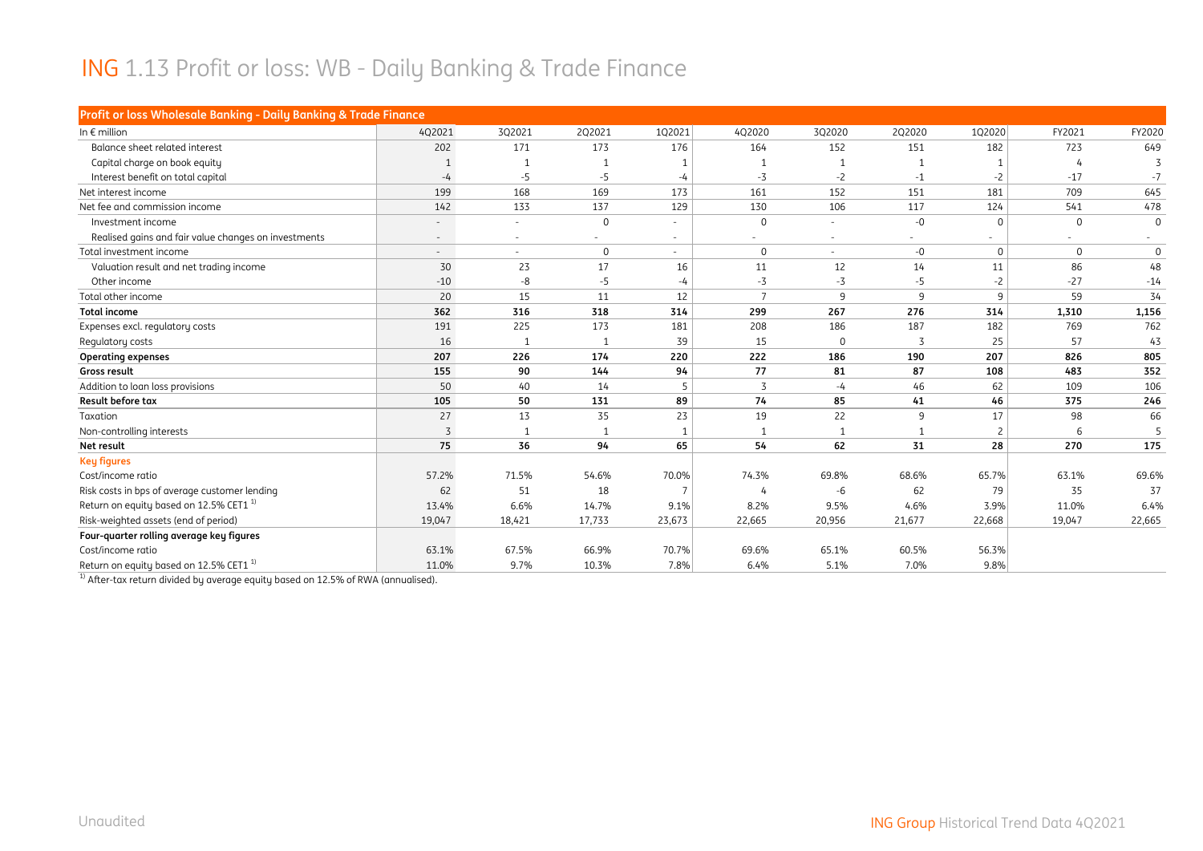# ING 1.13 Profit or loss: WB - Daily Banking & Trade Finance

| Profit or loss Wholesale Banking - Daily Banking & Trade Finance | | | | | | | | | | |
|---|---|---|---|---|---|---|---|---|---|---|
| In € million | 4Q2021 | 3Q2021 | 2Q2021 | 1Q2021 | 4Q2020 | 3Q2020 | 2Q2020 | 1Q2020 | FY2021 | FY2020 |
| Balance sheet related interest | 202 | 171 | 173 | 176 | 164 | 152 | 151 | 182 | 723 | 649 |
| Capital charge on book equity | 1 | 1 | 1 | 1 | 1 | 1 | 1 | 1 | 4 | 3 |
| Interest benefit on total capital | -4 | -5 | -5 | -4 | -3 | -2 | -1 | -2 | -17 | -7 |
| Net interest income | 199 | 168 | 169 | 173 | 161 | 152 | 151 | 181 | 709 | 645 |
| Net fee and commission income | 142 | 133 | 137 | 129 | 130 | 106 | 117 | 124 | 541 | 478 |
| Investment income | - | - | 0 | - | 0 | - | -0 | 0 | 0 | 0 |
| Realised gains and fair value changes on investments | - | - | - | - | - | - | - | - | - | - |
| Total investment income | - | - | 0 | - | 0 | - | -0 | 0 | 0 | 0 |
| Valuation result and net trading income | 30 | 23 | 17 | 16 | 11 | 12 | 14 | 11 | 86 | 48 |
| Other income | -10 | -8 | -5 | -4 | -3 | -3 | -5 | -2 | -27 | -14 |
| Total other income | 20 | 15 | 11 | 12 | 7 | 9 | 9 | 9 | 59 | 34 |
| **Total income** | **362** | **316** | **318** | **314** | **299** | **267** | **276** | **314** | **1,310** | **1,156** |
| Expenses excl. regulatory costs | 191 | 225 | 173 | 181 | 208 | 186 | 187 | 182 | 769 | 762 |
| Regulatory costs | 16 | 1 | 1 | 39 | 15 | 0 | 3 | 25 | 57 | 43 |
| **Operating expenses** | **207** | **226** | **174** | **220** | **222** | **186** | **190** | **207** | **826** | **805** |
| **Gross result** | **155** | **90** | **144** | **94** | **77** | **81** | **87** | **108** | **483** | **352** |
| Addition to loan loss provisions | 50 | 40 | 14 | 5 | 3 | -4 | 46 | 62 | 109 | 106 |
| **Result before tax** | **105** | **50** | **131** | **89** | **74** | **85** | **41** | **46** | **375** | **246** |
| Taxation | 27 | 13 | 35 | 23 | 19 | 22 | 9 | 17 | 98 | 66 |
| Non-controlling interests | 3 | 1 | 1 | 1 | 1 | 1 | 1 | 2 | 6 | 5 |
| **Net result** | **75** | **36** | **94** | **65** | **54** | **62** | **31** | **28** | **270** | **175** |
| **Key figures** | | | | | | | | | | |
| Cost/income ratio | 57.2% | 71.5% | 54.6% | 70.0% | 74.3% | 69.8% | 68.6% | 65.7% | 63.1% | 69.6% |
| Risk costs in bps of average customer lending | 62 | 51 | 18 | 7 | 4 | -6 | 62 | 79 | 35 | 37 |
| Return on equity based on 12.5% CET1 [1] | 13.4% | 6.6% | 14.7% | 9.1% | 8.2% | 9.5% | 4.6% | 3.9% | 11.0% | 6.4% |
| Risk-weighted assets (end of period) | 19,047 | 18,421 | 17,733 | 23,673 | 22,665 | 20,956 | 21,677 | 22,668 | 19,047 | 22,665 |
| **Four-quarter rolling average key figures** | | | | | | | | | | |
| Cost/income ratio | 63.1% | 67.5% | 66.9% | 70.7% | 69.6% | 65.1% | 60.5% | 56.3% | | |
| Return on equity based on 12.5% CET1 [1] | 11.0% | 9.7% | 10.3% | 7.8% | 6.4% | 5.1% | 7.0% | 9.8% | | |

[1] After-tax return divided by average equity based on 12.5% of RWA (annualised).

Unaudited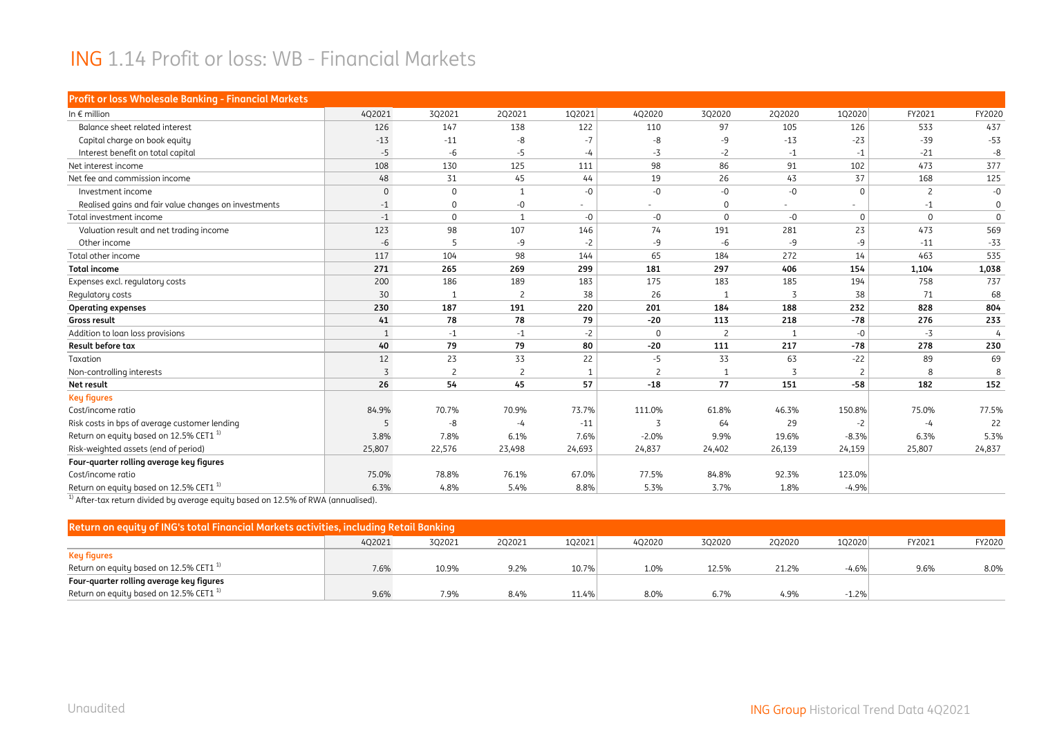# ING 1.14 Profit or loss: WB - Financial Markets

| Profit or loss Wholesale Banking - Financial Markets | | | | | | | | | | |
|---|---|---|---|---|---|---|---|---|---|---|
| In € million | 4Q2021 | 3Q2021 | 2Q2021 | 1Q2021 | 4Q2020 | 3Q2020 | 2Q2020 | 1Q2020 | FY2021 | FY2020 |
| Balance sheet related interest | 126 | 147 | 138 | 122 | 110 | 97 | 105 | 126 | 533 | 437 |
| Capital charge on book equity | -13 | -11 | -8 | -7 | -8 | -9 | -13 | -23 | -39 | -53 |
| Interest benefit on total capital | -5 | -6 | -5 | -4 | -3 | -2 | -1 | -1 | -21 | -8 |
| Net interest income | 108 | 130 | 125 | 111 | 98 | 86 | 91 | 102 | 473 | 377 |
| Net fee and commission income | 48 | 31 | 45 | 44 | 19 | 26 | 43 | 37 | 168 | 125 |
| Investment income | 0 | 0 | 1 | -0 | -0 | -0 | -0 | 0 | 2 | -0 |
| Realised gains and fair value changes on investments | -1 | 0 | -0 | - | - | 0 | - | - | -1 | 0 |
| Total investment income | -1 | 0 | 1 | -0 | -0 | 0 | -0 | 0 | 0 | 0 |
| Valuation result and net trading income | 123 | 98 | 107 | 146 | 74 | 191 | 281 | 23 | 473 | 569 |
| Other income | -6 | 5 | -9 | -2 | -9 | -6 | -9 | -9 | -11 | -33 |
| Total other income | 117 | 104 | 98 | 144 | 65 | 184 | 272 | 14 | 463 | 535 |
| **Total income** | **271** | **265** | **269** | **299** | **181** | **297** | **406** | **154** | **1,104** | **1,038** |
| Expenses excl. regulatory costs | 200 | 186 | 189 | 183 | 175 | 183 | 185 | 194 | 758 | 737 |
| Regulatory costs | 30 | 1 | 2 | 38 | 26 | 1 | 3 | 38 | 71 | 68 |
| **Operating expenses** | **230** | **187** | **191** | **220** | **201** | **184** | **188** | **232** | **828** | **804** |
| **Gross result** | **41** | **78** | **78** | **79** | **-20** | **113** | **218** | **-78** | **276** | **233** |
| Addition to loan loss provisions | 1 | -1 | -1 | -2 | 0 | 2 | 1 | -0 | -3 | 4 |
| **Result before tax** | **40** | **79** | **79** | **80** | **-20** | **111** | **217** | **-78** | **278** | **230** |
| Taxation | 12 | 23 | 33 | 22 | -5 | 33 | 63 | -22 | 89 | 69 |
| Non-controlling interests | 3 | 2 | 2 | 1 | 2 | 1 | 3 | 2 | 8 | 8 |
| **Net result** | **26** | **54** | **45** | **57** | **-18** | **77** | **151** | **-58** | **182** | **152** |
| **Key figures** | | | | | | | | | | |
| Cost/income ratio | 84.9% | 70.7% | 70.9% | 73.7% | 111.0% | 61.8% | 46.3% | 150.8% | 75.0% | 77.5% |
| Risk costs in bps of average customer lending | 5 | -8 | -4 | -11 | 3 | 64 | 29 | -2 | -4 | 22 |
| Return on equity based on 12.5% CET1 [1] | 3.8% | 7.8% | 6.1% | 7.6% | -2.0% | 9.9% | 19.6% | -8.3% | 6.3% | 5.3% |
| Risk-weighted assets (end of period) | 25,807 | 22,576 | 23,498 | 24,693 | 24,837 | 24,402 | 26,139 | 24,159 | 25,807 | 24,837 |
| **Four-quarter rolling average key figures** | | | | | | | | | | |
| Cost/income ratio | 75.0% | 78.8% | 76.1% | 67.0% | 77.5% | 84.8% | 92.3% | 123.0% | | |
| Return on equity based on 12.5% CET1 [1] | 6.3% | 4.8% | 5.4% | 8.8% | 5.3% | 3.7% | 1.8% | -4.9% | | |

[1] After-tax return divided by average equity based on 12.5% of RWA (annualised).

| Return on equity of ING's total Financial Markets activities, including Retail Banking | 4Q2021 | 3Q2021 | 2Q2021 | 1Q2021 | 4Q2020 | 3Q2020 | 2Q2020 | 1Q2020 | FY2021 | FY2020 |
|---|---|---|---|---|---|---|---|---|---|---|
| **Key figures** | | | | | | | | | | |
| Return on equity based on 12.5% CET1 [1] | 7.6% | 10.9% | 9.2% | 10.7% | 1.0% | 12.5% | 21.2% | -4.6% | 9.6% | 8.0% |
| **Four-quarter rolling average key figures** | | | | | | | | | | |
| Return on equity based on 12.5% CET1 [1] | 9.6% | 7.9% | 8.4% | 11.4% | 8.0% | 6.7% | 4.9% | -1.2% | | |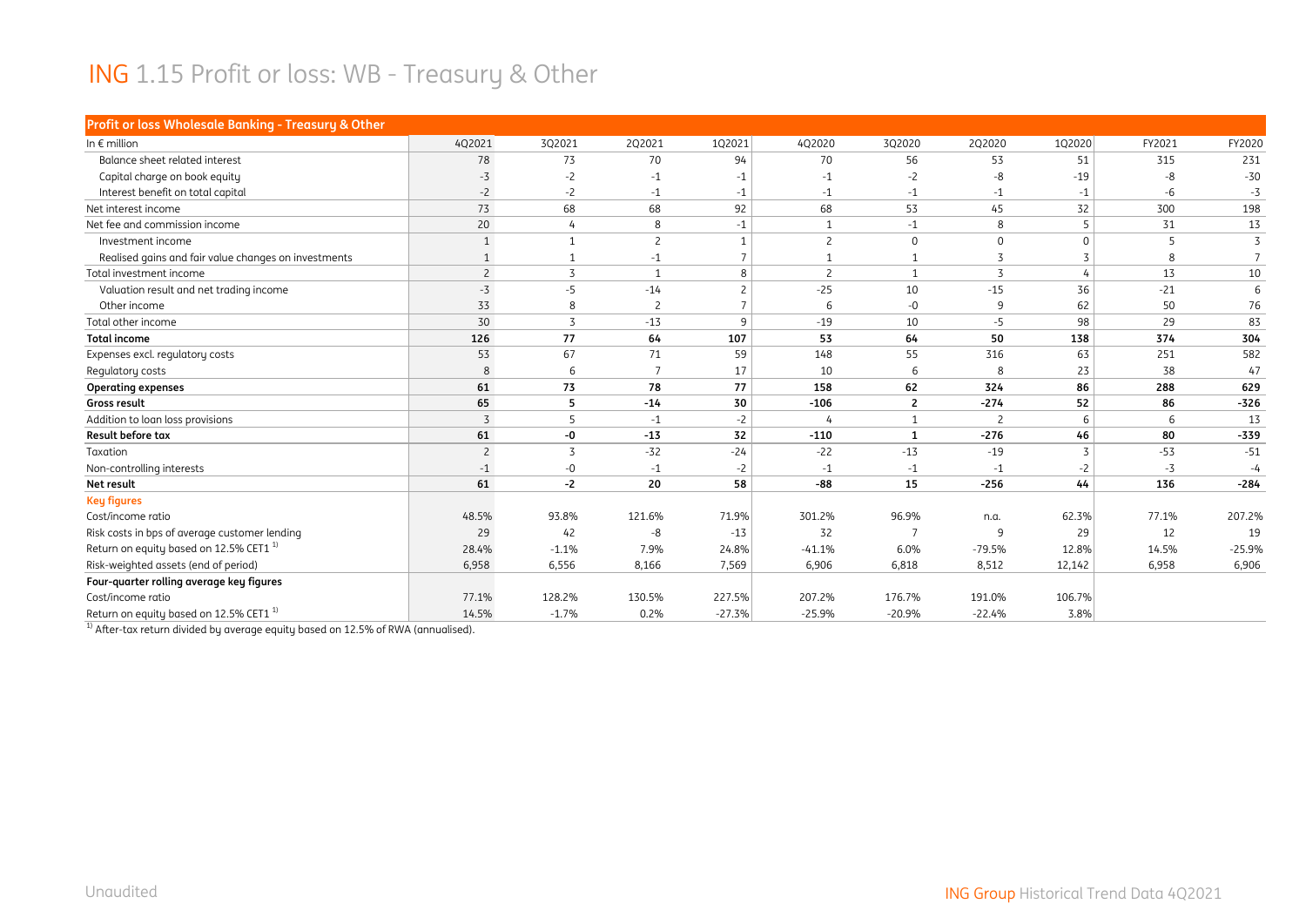# ING 1.15 Profit or loss: WB - Treasury & Other

| Profit or loss Wholesale Banking - Treasury & Other | | | | | | | | | | |
|---|---|---|---|---|---|---|---|---|---|---|
| In € million | 4Q2021 | 3Q2021 | 2Q2021 | 1Q2021 | 4Q2020 | 3Q2020 | 2Q2020 | 1Q2020 | FY2021 | FY2020 |
| Balance sheet related interest | 78 | 73 | 70 | 94 | 70 | 56 | 53 | 51 | 315 | 231 |
| Capital charge on book equity | -3 | -2 | -1 | -1 | -1 | -2 | -8 | -19 | -8 | -30 |
| Interest benefit on total capital | -2 | -2 | -1 | -1 | -1 | -1 | -1 | -1 | -6 | -3 |
| Net interest income | 73 | 68 | 68 | 92 | 68 | 53 | 45 | 32 | 300 | 198 |
| Net fee and commission income | 20 | 4 | 8 | -1 | 1 | -1 | 8 | 5 | 31 | 13 |
| Investment income | 1 | 1 | 2 | 1 | 2 | 0 | 0 | 0 | 5 | 3 |
| Realised gains and fair value changes on investments | 1 | 1 | -1 | 7 | 1 | 1 | 3 | 3 | 8 | 7 |
| Total investment income | 2 | 3 | 1 | 8 | 2 | 1 | 3 | 4 | 13 | 10 |
| Valuation result and net trading income | -3 | -5 | -14 | 2 | -25 | 10 | -15 | 36 | -21 | 6 |
| Other income | 33 | 8 | 2 | 7 | 6 | -0 | 9 | 62 | 50 | 76 |
| Total other income | 30 | 3 | -13 | 9 | -19 | 10 | -5 | 98 | 29 | 83 |
| **Total income** | **126** | **77** | **64** | **107** | **53** | **64** | **50** | **138** | **374** | **304** |
| Expenses excl. regulatory costs | 53 | 67 | 71 | 59 | 148 | 55 | 316 | 63 | 251 | 582 |
| Regulatory costs | 8 | 6 | 7 | 17 | 10 | 6 | 8 | 23 | 38 | 47 |
| **Operating expenses** | **61** | **73** | **78** | **77** | **158** | **62** | **324** | **86** | **288** | **629** |
| **Gross result** | **65** | **5** | **-14** | **30** | **-106** | **2** | **-274** | **52** | **86** | **-326** |
| Addition to loan loss provisions | 3 | 5 | -1 | -2 | 4 | 1 | 2 | 6 | 6 | 13 |
| **Result before tax** | **61** | **-0** | **-13** | **32** | **-110** | **1** | **-276** | **46** | **80** | **-339** |
| Taxation | 2 | 3 | -32 | -24 | -22 | -13 | -19 | 3 | -53 | -51 |
| Non-controlling interests | -1 | -0 | -1 | -2 | -1 | -1 | -1 | -2 | -3 | -4 |
| **Net result** | **61** | **-2** | **20** | **58** | **-88** | **15** | **-256** | **44** | **136** | **-284** |
| **Key figures** | | | | | | | | | | |
| Cost/income ratio | 48.5% | 93.8% | 121.6% | 71.9% | 301.2% | 96.9% | n.a. | 62.3% | 77.1% | 207.2% |
| Risk costs in bps of average customer lending | 29 | 42 | -8 | -13 | 32 | 7 | 9 | 29 | 12 | 19 |
| Return on equity based on 12.5% CET1 [1] | 28.4% | -1.1% | 7.9% | 24.8% | -41.1% | 6.0% | -79.5% | 12.8% | 14.5% | -25.9% |
| Risk-weighted assets (end of period) | 6,958 | 6,556 | 8,166 | 7,569 | 6,906 | 6,818 | 8,512 | 12,142 | 6,958 | 6,906 |
| **Four-quarter rolling average key figures** | | | | | | | | | | |
| Cost/income ratio | 77.1% | 128.2% | 130.5% | 227.5% | 207.2% | 176.7% | 191.0% | 106.7% | | |
| Return on equity based on 12.5% CET1 [1] | 14.5% | -1.7% | 0.2% | -27.3% | -25.9% | -20.9% | -22.4% | 3.8% | | |

[1] After-tax return divided by average equity based on 12.5% of RWA (annualised).

Unaudited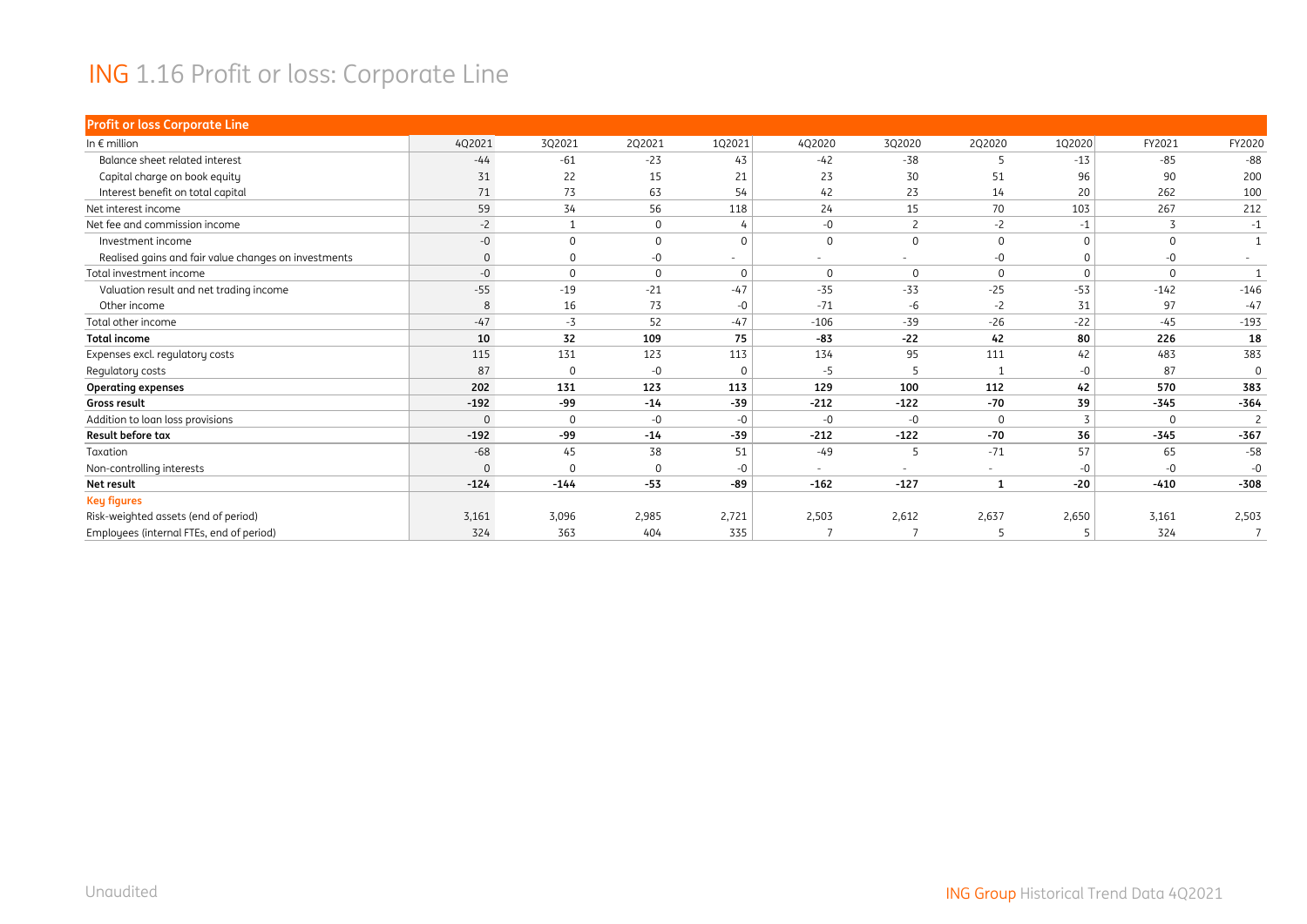# ING 1.16 Profit or loss: Corporate Line

| Profit or loss Corporate Line | | | | | | | | | | |
|---|---|---|---|---|---|---|---|---|---|---|
| In € million | 4Q2021 | 3Q2021 | 2Q2021 | 1Q2021 | 4Q2020 | 3Q2020 | 2Q2020 | 1Q2020 | FY2021 | FY2020 |
| Balance sheet related interest | -44 | -61 | -23 | 43 | -42 | -38 | 5 | -13 | -85 | -88 |
| Capital charge on book equity | 31 | 22 | 15 | 21 | 23 | 30 | 51 | 96 | 90 | 200 |
| Interest benefit on total capital | 71 | 73 | 63 | 54 | 42 | 23 | 14 | 20 | 262 | 100 |
| Net interest income | 59 | 34 | 56 | 118 | 24 | 15 | 70 | 103 | 267 | 212 |
| Net fee and commission income | -2 | 1 | 0 | 4 | -0 | 2 | -2 | -1 | 3 | -1 |
| Investment income | -0 | 0 | 0 | 0 | 0 | 0 | 0 | 0 | 0 | 1 |
| Realised gains and fair value changes on investments | 0 | 0 | -0 | - | - | - | -0 | 0 | -0 | - |
| Total investment income | -0 | 0 | 0 | 0 | 0 | 0 | 0 | 0 | 0 | 1 |
| Valuation result and net trading income | -55 | -19 | -21 | -47 | -35 | -33 | -25 | -53 | -142 | -146 |
| Other income | 8 | 16 | 73 | -0 | -71 | -6 | -2 | 31 | 97 | -47 |
| Total other income | -47 | -3 | 52 | -47 | -106 | -39 | -26 | -22 | -45 | -193 |
| **Total income** | **10** | **32** | **109** | **75** | **-83** | **-22** | **42** | **80** | **226** | **18** |
| Expenses excl. regulatory costs | 115 | 131 | 123 | 113 | 134 | 95 | 111 | 42 | 483 | 383 |
| Regulatory costs | 87 | 0 | -0 | 0 | -5 | 5 | 1 | -0 | 87 | 0 |
| **Operating expenses** | **202** | **131** | **123** | **113** | **129** | **100** | **112** | **42** | **570** | **383** |
| **Gross result** | **-192** | **-99** | **-14** | **-39** | **-212** | **-122** | **-70** | **39** | **-345** | **-364** |
| Addition to loan loss provisions | 0 | 0 | -0 | -0 | -0 | -0 | 0 | 3 | 0 | 2 |
| **Result before tax** | **-192** | **-99** | **-14** | **-39** | **-212** | **-122** | **-70** | **36** | **-345** | **-367** |
| Taxation | -68 | 45 | 38 | 51 | -49 | 5 | -71 | 57 | 65 | -58 |
| Non-controlling interests | 0 | 0 | 0 | -0 | - | - | - | -0 | -0 | -0 |
| **Net result** | **-124** | **-144** | **-53** | **-89** | **-162** | **-127** | **1** | **-20** | **-410** | **-308** |
| **Key figures** | | | | | | | | | | |
| Risk-weighted assets (end of period) | 3,161 | 3,096 | 2,985 | 2,721 | 2,503 | 2,612 | 2,637 | 2,650 | 3,161 | 2,503 |
| Employees (internal FTEs, end of period) | 324 | 363 | 404 | 335 | 7 | 7 | 5 | 5 | 324 | 7 |

Unaudited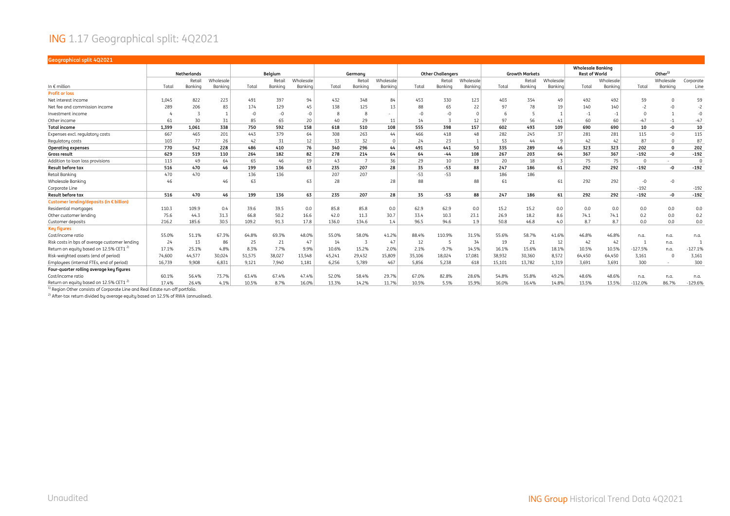# ING 1.17 Geographical split: 4Q2021

**Geographical split 4Q2021**

| In € million | Netherlands | | | Belgium | | | Germany | | | Other Challengers | | | Growth Markets | | | Wholesale Banking Rest of World | | Other[1] | | |
|---|---|---|---|---|---|---|---|---|---|---|---|---|---|---|---|---|---|---|---|---|
| | Total | Retail Banking | Wholesale Banking | Total | Retail Banking | Wholesale Banking | Total | Retail Banking | Wholesale Banking | Total | Retail Banking | Wholesale Banking | Total | Retail Banking | Wholesale Banking | Total | Wholesale Banking | Total | Wholesale Banking | Corporate Line |
| **Profit or loss** | | | | | | | | | | | | | | | | | | | | |
| Net interest income | 1,045 | 822 | 223 | 491 | 397 | 94 | 432 | 348 | 84 | 453 | 330 | 123 | 403 | 354 | 49 | 492 | 492 | 59 | 0 | 59 |
| Net fee and commission income | 289 | 206 | 83 | 174 | 129 | 45 | 138 | 125 | 13 | 88 | 65 | 22 | 97 | 78 | 19 | 140 | 140 | -2 | -0 | -2 |
| Investment income | 4 | 3 | 1 | -0 | -0 | -0 | 8 | 8 | - | -0 | -0 | 0 | 6 | 5 | 1 | -1 | -1 | 0 | 1 | -0 |
| Other income | 61 | 30 | 31 | 85 | 65 | 20 | 40 | 29 | 11 | 14 | 3 | 12 | 97 | 56 | 41 | 60 | 60 | -47 | -1 | -47 |
| **Total income** | **1,399** | **1,061** | **338** | **750** | **592** | **158** | **618** | **510** | **108** | **555** | **398** | **157** | **602** | **493** | **109** | **690** | **690** | **10** | **-0** | **10** |
| Expenses excl. regulatory costs | 667 | 465 | 201 | 443 | 379 | 64 | 308 | 263 | 44 | 466 | 418 | 48 | 282 | 245 | 37 | 281 | 281 | 115 | -0 | 115 |
| Regulatory costs | 103 | 77 | 26 | 42 | 31 | 12 | 33 | 32 | 0 | 24 | 23 | 1 | 53 | 44 | 9 | 42 | 42 | 87 | 0 | 87 |
| **Operating expenses** | **770** | **542** | **228** | **486** | **410** | **76** | **340** | **296** | **44** | **491** | **441** | **50** | **335** | **289** | **46** | **323** | **323** | **202** | **0** | **202** |
| **Gross result** | **629** | **519** | **110** | **264** | **182** | **82** | **278** | **214** | **64** | **64** | **-44** | **108** | **267** | **203** | **64** | **367** | **367** | **-192** | **-0** | **-192** |
| Addition to loan loss provisions | 113 | 49 | 64 | 65 | 46 | 19 | 43 | 7 | 36 | 29 | 10 | 19 | 20 | 18 | 3 | 75 | 75 | 0 | - | 0 |
| **Result before tax** | **516** | **470** | **46** | **199** | **136** | **63** | **235** | **207** | **28** | **35** | **-53** | **88** | **247** | **186** | **61** | **292** | **292** | **-192** | **-0** | **-192** |
| Retail Banking | 470 | 470 | | 136 | 136 | | 207 | 207 | | -53 | -53 | | 186 | 186 | | | | | | |
| Wholesale Banking | 46 | | 46 | 63 | | 63 | 28 | | 28 | 88 | | 88 | 61 | | 61 | 292 | 292 | -0 | -0 | |
| Corporate Line | | | | | | | | | | | | | | | | | | -192 | | -192 |
| **Result before tax** | **516** | **470** | **46** | **199** | **136** | **63** | **235** | **207** | **28** | **35** | **-53** | **88** | **247** | **186** | **61** | **292** | **292** | **-192** | **-0** | **-192** |
| **Customer lending/deposits (in € billion)** | | | | | | | | | | | | | | | | | | | | |
| Residential mortgages | 110.3 | 109.9 | 0.4 | 39.6 | 39.5 | 0.0 | 85.8 | 85.8 | 0.0 | 62.9 | 62.9 | 0.0 | 15.2 | 15.2 | 0.0 | 0.0 | 0.0 | 0.0 | 0.0 | 0.0 |
| Other customer lending | 75.6 | 44.3 | 31.3 | 66.8 | 50.2 | 16.6 | 42.0 | 11.3 | 30.7 | 33.4 | 10.3 | 23.1 | 26.9 | 18.2 | 8.6 | 74.1 | 74.1 | 0.2 | 0.0 | 0.2 |
| Customer deposits | 216.2 | 185.6 | 30.5 | 109.2 | 91.3 | 17.8 | 136.0 | 134.6 | 1.4 | 96.5 | 94.6 | 1.9 | 50.8 | 46.8 | 4.0 | 8.7 | 8.7 | 0.0 | 0.0 | 0.0 |
| **Key figures** | | | | | | | | | | | | | | | | | | | | |
| Cost/income ratio | 55.0% | 51.1% | 67.3% | 64.8% | 69.3% | 48.0% | 55.0% | 58.0% | 41.2% | 88.4% | 110.9% | 31.5% | 55.6% | 58.7% | 41.6% | 46.8% | 46.8% | n.a. | n.a. | n.a. |
| Risk costs in bps of average customer lending | 24 | 13 | 86 | 25 | 21 | 47 | 14 | 3 | 47 | 12 | 5 | 34 | 19 | 21 | 12 | 42 | 42 | 1 | n.a. | 1 |
| Return on equity based on 12.5% CET1 [2] | 17.1% | 25.1% | 4.8% | 8.3% | 7.7% | 9.9% | 10.6% | 15.2% | 2.0% | 2.1% | -9.7% | 14.5% | 16.1% | 15.6% | 18.1% | 10.5% | 10.5% | -127.5% | n.a. | -127.1% |
| Risk-weighted assets (end of period) | 74,600 | 44,577 | 30,024 | 51,575 | 38,027 | 13,548 | 45,241 | 29,432 | 15,809 | 35,106 | 18,024 | 17,081 | 38,932 | 30,360 | 8,572 | 64,450 | 64,450 | 3,161 | 0 | 3,161 |
| Employees (internal FTEs, end of period) | 16,739 | 9,908 | 6,831 | 9,121 | 7,940 | 1,181 | 6,256 | 5,789 | 467 | 5,856 | 5,238 | 618 | 15,101 | 13,782 | 1,319 | 3,691 | 3,691 | 300 | - | 300 |
| **Four-quarter rolling average key figures** | | | | | | | | | | | | | | | | | | | | |
| Cost/income ratio | 60.1% | 56.4% | 73.7% | 63.4% | 67.4% | 47.4% | 52.0% | 58.4% | 29.7% | 67.0% | 82.8% | 28.6% | 54.8% | 55.8% | 49.2% | 48.6% | 48.6% | n.a. | n.a. | n.a. |
| Return on equity based on 12.5% CET1 [2] | 17.4% | 26.4% | 4.1% | 10.5% | 8.7% | 16.0% | 13.3% | 14.2% | 11.7% | 10.5% | 5.5% | 15.9% | 16.0% | 16.4% | 14.8% | 13.5% | 13.5% | -112.0% | 86.7% | -129.6% |

[1] Region Other consists of Corporate Line and Real Estate run-off portfolio.

[2] After-tax return divided by average equity based on 12.5% of RWA (annualised).

Unaudited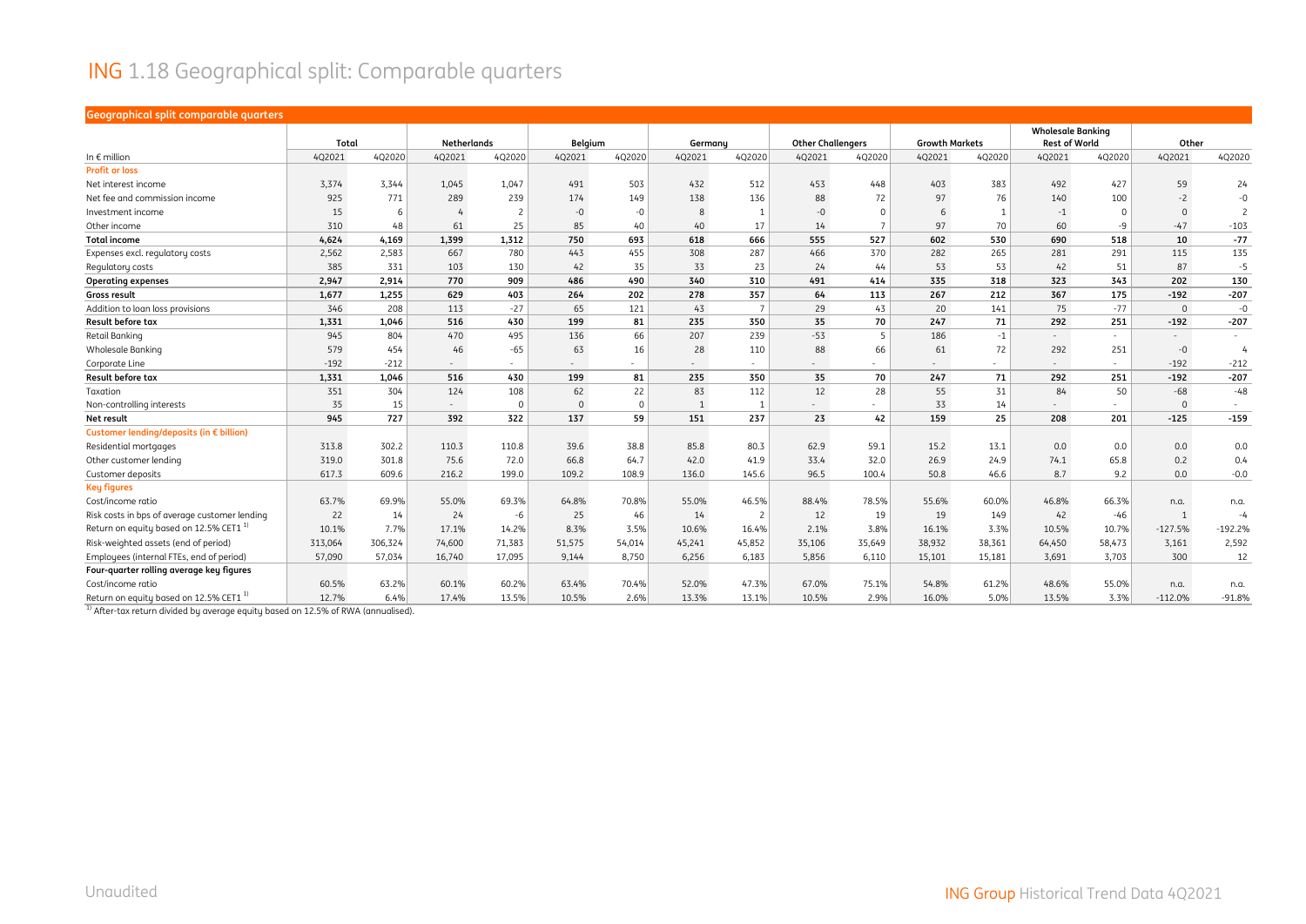# ING 1.18 Geographical split: Comparable quarters

**Geographical split comparable quarters**

| In € million | Total | | Netherlands | | Belgium | | Germany | | Other Challengers | | Growth Markets | | Wholesale Banking Rest of World | | Other | |
|---|---|---|---|---|---|---|---|---|---|---|---|---|---|---|---|---|
| | 4Q2021 | 4Q2020 | 4Q2021 | 4Q2020 | 4Q2021 | 4Q2020 | 4Q2021 | 4Q2020 | 4Q2021 | 4Q2020 | 4Q2021 | 4Q2020 | 4Q2021 | 4Q2020 | 4Q2021 | 4Q2020 |
| **Profit or loss** | | | | | | | | | | | | | | | | |
| Net interest income | 3,374 | 3,344 | 1,045 | 1,047 | 491 | 503 | 432 | 512 | 453 | 448 | 403 | 383 | 492 | 427 | 59 | 24 |
| Net fee and commission income | 925 | 771 | 289 | 239 | 174 | 149 | 138 | 136 | 88 | 72 | 97 | 76 | 140 | 100 | -2 | -0 |
| Investment income | 15 | 6 | 4 | 2 | -0 | -0 | 8 | 1 | -0 | 0 | 6 | 1 | -1 | 0 | 0 | 2 |
| Other income | 310 | 48 | 61 | 25 | 85 | 40 | 40 | 17 | 14 | 7 | 97 | 70 | 60 | -9 | -47 | -103 |
| **Total income** | **4,624** | **4,169** | **1,399** | **1,312** | **750** | **693** | **618** | **666** | **555** | **527** | **602** | **530** | **690** | **518** | **10** | **-77** |
| Expenses excl. regulatory costs | 2,562 | 2,583 | 667 | 780 | 443 | 455 | 308 | 287 | 466 | 370 | 282 | 265 | 281 | 291 | 115 | 135 |
| Regulatory costs | 385 | 331 | 103 | 130 | 42 | 35 | 33 | 23 | 24 | 44 | 53 | 53 | 42 | 51 | 87 | -5 |
| **Operating expenses** | **2,947** | **2,914** | **770** | **909** | **486** | **490** | **340** | **310** | **491** | **414** | **335** | **318** | **323** | **343** | **202** | **130** |
| **Gross result** | **1,677** | **1,255** | **629** | **403** | **264** | **202** | **278** | **357** | **64** | **113** | **267** | **212** | **367** | **175** | **-192** | **-207** |
| Addition to loan loss provisions | 346 | 208 | 113 | -27 | 65 | 121 | 43 | 7 | 29 | 43 | 20 | 141 | 75 | -77 | 0 | -0 |
| **Result before tax** | **1,331** | **1,046** | **516** | **430** | **199** | **81** | **235** | **350** | **35** | **70** | **247** | **71** | **292** | **251** | **-192** | **-207** |
| Retail Banking | 945 | 804 | 470 | 495 | 136 | 66 | 207 | 239 | -53 | 5 | 186 | -1 | - | - | - | - |
| Wholesale Banking | 579 | 454 | 46 | -65 | 63 | 16 | 28 | 110 | 88 | 66 | 61 | 72 | 292 | 251 | -0 | 4 |
| Corporate Line | -192 | -212 | - | - | - | - | - | - | - | - | - | - | - | - | -192 | -212 |
| **Result before tax** | **1,331** | **1,046** | **516** | **430** | **199** | **81** | **235** | **350** | **35** | **70** | **247** | **71** | **292** | **251** | **-192** | **-207** |
| Taxation | 351 | 304 | 124 | 108 | 62 | 22 | 83 | 112 | 12 | 28 | 55 | 31 | 84 | 50 | -68 | -48 |
| Non-controlling interests | 35 | 15 | - | 0 | 0 | 0 | 1 | 1 | - | - | 33 | 14 | - | - | 0 | - |
| **Net result** | **945** | **727** | **392** | **322** | **137** | **59** | **151** | **237** | **23** | **42** | **159** | **25** | **208** | **201** | **-125** | **-159** |
| **Customer lending/deposits (in € billion)** | | | | | | | | | | | | | | | | |
| Residential mortgages | 313.8 | 302.2 | 110.3 | 110.8 | 39.6 | 38.8 | 85.8 | 80.3 | 62.9 | 59.1 | 15.2 | 13.1 | 0.0 | 0.0 | 0.0 | 0.0 |
| Other customer lending | 319.0 | 301.8 | 75.6 | 72.0 | 66.8 | 64.7 | 42.0 | 41.9 | 33.4 | 32.0 | 26.9 | 24.9 | 74.1 | 65.8 | 0.2 | 0.4 |
| Customer deposits | 617.3 | 609.6 | 216.2 | 199.0 | 109.2 | 108.9 | 136.0 | 145.6 | 96.5 | 100.4 | 50.8 | 46.6 | 8.7 | 9.2 | 0.0 | -0.0 |
| **Key figures** | | | | | | | | | | | | | | | | |
| Cost/income ratio | 63.7% | 69.9% | 55.0% | 69.3% | 64.8% | 70.8% | 55.0% | 46.5% | 88.4% | 78.5% | 55.6% | 60.0% | 46.8% | 66.3% | n.a. | n.a. |
| Risk costs in bps of average customer lending | 22 | 14 | 24 | -6 | 25 | 46 | 14 | 2 | 12 | 19 | 19 | 149 | 42 | -46 | 1 | -4 |
| Return on equity based on 12.5% CET1 [1] | 10.1% | 7.7% | 17.1% | 14.2% | 8.3% | 3.5% | 10.6% | 16.4% | 2.1% | 3.8% | 16.1% | 3.3% | 10.5% | 10.7% | -127.5% | -192.2% |
| Risk-weighted assets (end of period) | 313,064 | 306,324 | 74,600 | 71,383 | 51,575 | 54,014 | 45,241 | 45,852 | 35,106 | 35,649 | 38,932 | 38,361 | 64,450 | 58,473 | 3,161 | 2,592 |
| Employees (internal FTEs, end of period) | 57,090 | 57,034 | 16,740 | 17,095 | 9,144 | 8,750 | 6,256 | 6,183 | 5,856 | 6,110 | 15,101 | 15,181 | 3,691 | 3,703 | 300 | 12 |
| **Four-quarter rolling average key figures** | | | | | | | | | | | | | | | | |
| Cost/income ratio | 60.5% | 63.2% | 60.1% | 60.2% | 63.4% | 70.4% | 52.0% | 47.3% | 67.0% | 75.1% | 54.8% | 61.2% | 48.6% | 55.0% | n.a. | n.a. |
| Return on equity based on 12.5% CET1 [1] | 12.7% | 6.4% | 17.4% | 13.5% | 10.5% | 2.6% | 13.3% | 13.1% | 10.5% | 2.9% | 16.0% | 5.0% | 13.5% | 3.3% | -112.0% | -91.8% |

[1] After-tax return divided by average equity based on 12.5% of RWA (annualised).

Unaudited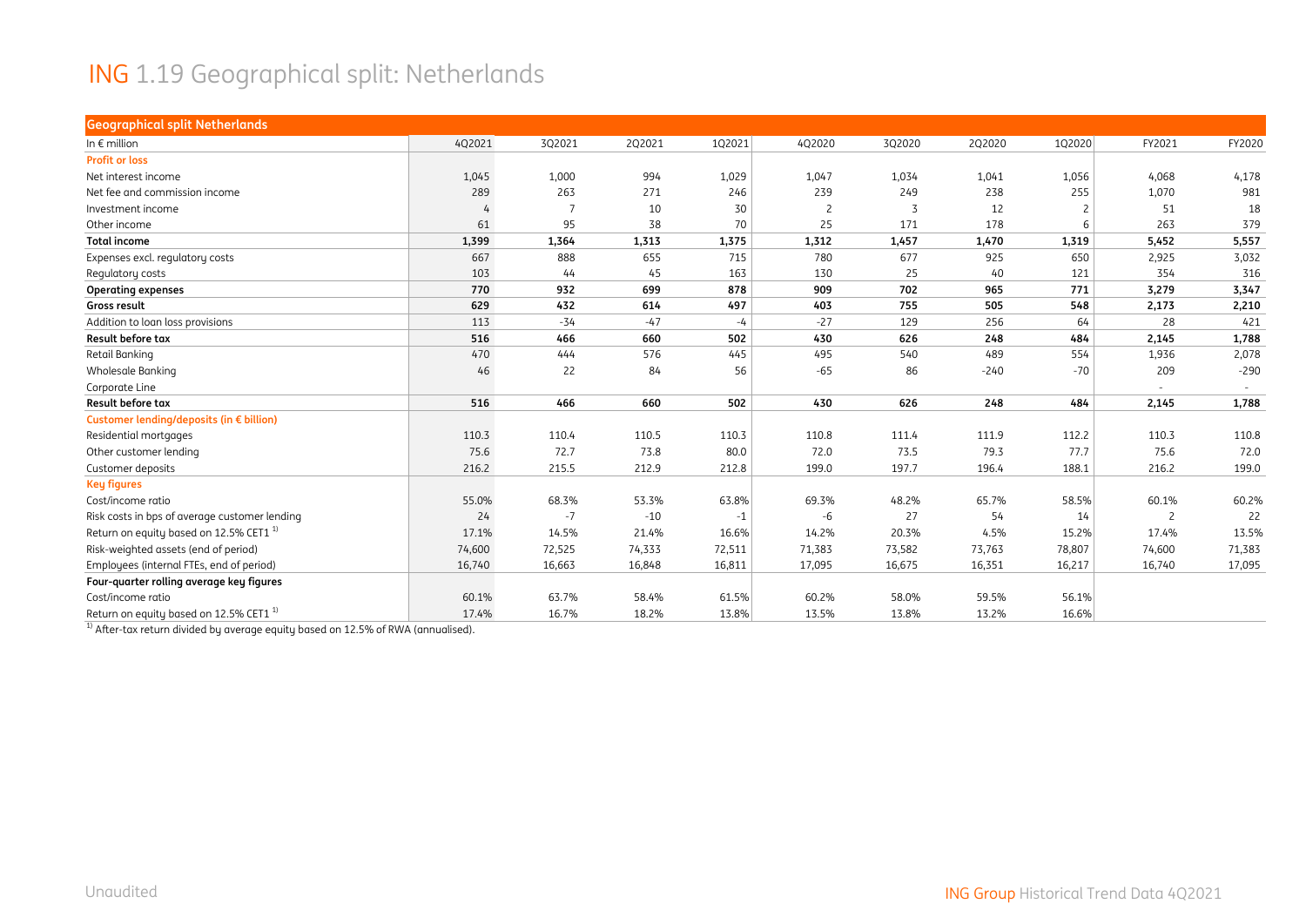# ING 1.19 Geographical split: Netherlands

| Geographical split Netherlands | | | | | | | | | | |
|---|---|---|---|---|---|---|---|---|---|---|
| In € million | 4Q2021 | 3Q2021 | 2Q2021 | 1Q2021 | 4Q2020 | 3Q2020 | 2Q2020 | 1Q2020 | FY2021 | FY2020 |
| **Profit or loss** | | | | | | | | | | |
| Net interest income | 1,045 | 1,000 | 994 | 1,029 | 1,047 | 1,034 | 1,041 | 1,056 | 4,068 | 4,178 |
| Net fee and commission income | 289 | 263 | 271 | 246 | 239 | 249 | 238 | 255 | 1,070 | 981 |
| Investment income | 4 | 7 | 10 | 30 | 2 | 3 | 12 | 2 | 51 | 18 |
| Other income | 61 | 95 | 38 | 70 | 25 | 171 | 178 | 6 | 263 | 379 |
| **Total income** | **1,399** | **1,364** | **1,313** | **1,375** | **1,312** | **1,457** | **1,470** | **1,319** | **5,452** | **5,557** |
| Expenses excl. regulatory costs | 667 | 888 | 655 | 715 | 780 | 677 | 925 | 650 | 2,925 | 3,032 |
| Regulatory costs | 103 | 44 | 45 | 163 | 130 | 25 | 40 | 121 | 354 | 316 |
| **Operating expenses** | **770** | **932** | **699** | **878** | **909** | **702** | **965** | **771** | **3,279** | **3,347** |
| **Gross result** | **629** | **432** | **614** | **497** | **403** | **755** | **505** | **548** | **2,173** | **2,210** |
| Addition to loan loss provisions | 113 | -34 | -47 | -4 | -27 | 129 | 256 | 64 | 28 | 421 |
| **Result before tax** | **516** | **466** | **660** | **502** | **430** | **626** | **248** | **484** | **2,145** | **1,788** |
| Retail Banking | 470 | 444 | 576 | 445 | 495 | 540 | 489 | 554 | 1,936 | 2,078 |
| Wholesale Banking | 46 | 22 | 84 | 56 | -65 | 86 | -240 | -70 | 209 | -290 |
| Corporate Line | | | | | | | | | - | - |
| **Result before tax** | **516** | **466** | **660** | **502** | **430** | **626** | **248** | **484** | **2,145** | **1,788** |
| **Customer lending/deposits (in € billion)** | | | | | | | | | | |
| Residential mortgages | 110.3 | 110.4 | 110.5 | 110.3 | 110.8 | 111.4 | 111.9 | 112.2 | 110.3 | 110.8 |
| Other customer lending | 75.6 | 72.7 | 73.8 | 80.0 | 72.0 | 73.5 | 79.3 | 77.7 | 75.6 | 72.0 |
| Customer deposits | 216.2 | 215.5 | 212.9 | 212.8 | 199.0 | 197.7 | 196.4 | 188.1 | 216.2 | 199.0 |
| **Key figures** | | | | | | | | | | |
| Cost/income ratio | 55.0% | 68.3% | 53.3% | 63.8% | 69.3% | 48.2% | 65.7% | 58.5% | 60.1% | 60.2% |
| Risk costs in bps of average customer lending | 24 | -7 | -10 | -1 | -6 | 27 | 54 | 14 | 2 | 22 |
| Return on equity based on 12.5% CET1 [1] | 17.1% | 14.5% | 21.4% | 16.6% | 14.2% | 20.3% | 4.5% | 15.2% | 17.4% | 13.5% |
| Risk-weighted assets (end of period) | 74,600 | 72,525 | 74,333 | 72,511 | 71,383 | 73,582 | 73,763 | 78,807 | 74,600 | 71,383 |
| Employees (internal FTEs, end of period) | 16,740 | 16,663 | 16,848 | 16,811 | 17,095 | 16,675 | 16,351 | 16,217 | 16,740 | 17,095 |
| **Four-quarter rolling average key figures** | | | | | | | | | | |
| Cost/income ratio | 60.1% | 63.7% | 58.4% | 61.5% | 60.2% | 58.0% | 59.5% | 56.1% | | |
| Return on equity based on 12.5% CET1 [1] | 17.4% | 16.7% | 18.2% | 13.8% | 13.5% | 13.8% | 13.2% | 16.6% | | |

[1] After-tax return divided by average equity based on 12.5% of RWA (annualised).

Unaudited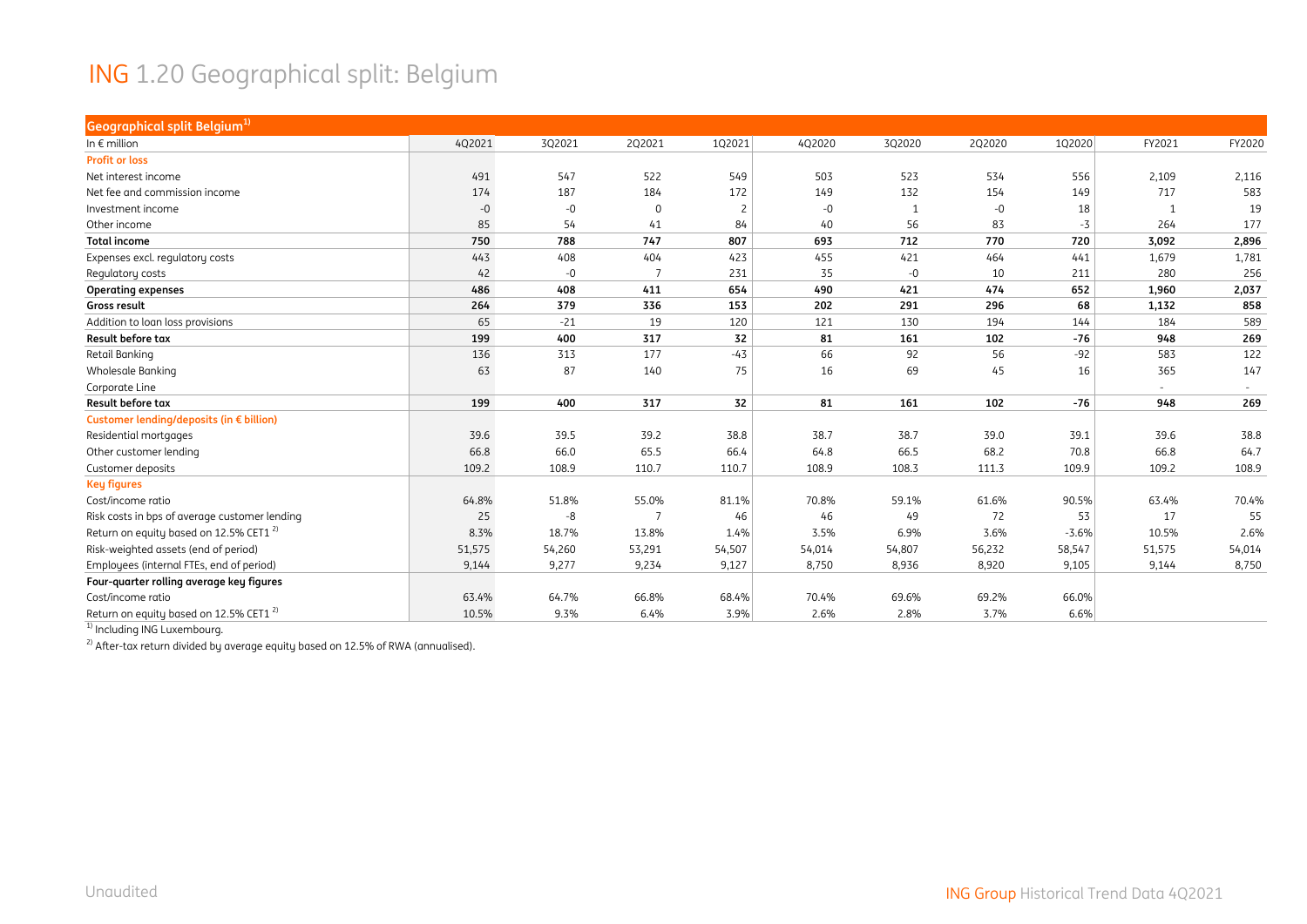# ING 1.20 Geographical split: Belgium

| Geographical split Belgium[1] | | | | | | | | | | |
|---|---|---|---|---|---|---|---|---|---|---|
| In € million | 4Q2021 | 3Q2021 | 2Q2021 | 1Q2021 | 4Q2020 | 3Q2020 | 2Q2020 | 1Q2020 | FY2021 | FY2020 |
| **Profit or loss** | | | | | | | | | | |
| Net interest income | 491 | 547 | 522 | 549 | 503 | 523 | 534 | 556 | 2,109 | 2,116 |
| Net fee and commission income | 174 | 187 | 184 | 172 | 149 | 132 | 154 | 149 | 717 | 583 |
| Investment income | -0 | -0 | 0 | 2 | -0 | 1 | -0 | 18 | 1 | 19 |
| Other income | 85 | 54 | 41 | 84 | 40 | 56 | 83 | -3 | 264 | 177 |
| **Total income** | **750** | **788** | **747** | **807** | **693** | **712** | **770** | **720** | **3,092** | **2,896** |
| Expenses excl. regulatory costs | 443 | 408 | 404 | 423 | 455 | 421 | 464 | 441 | 1,679 | 1,781 |
| Regulatory costs | 42 | -0 | 7 | 231 | 35 | -0 | 10 | 211 | 280 | 256 |
| **Operating expenses** | **486** | **408** | **411** | **654** | **490** | **421** | **474** | **652** | **1,960** | **2,037** |
| **Gross result** | **264** | **379** | **336** | **153** | **202** | **291** | **296** | **68** | **1,132** | **858** |
| Addition to loan loss provisions | 65 | -21 | 19 | 120 | 121 | 130 | 194 | 144 | 184 | 589 |
| **Result before tax** | **199** | **400** | **317** | **32** | **81** | **161** | **102** | **-76** | **948** | **269** |
| Retail Banking | 136 | 313 | 177 | -43 | 66 | 92 | 56 | -92 | 583 | 122 |
| Wholesale Banking | 63 | 87 | 140 | 75 | 16 | 69 | 45 | 16 | 365 | 147 |
| Corporate Line | | | | | | | | | - | - |
| **Result before tax** | **199** | **400** | **317** | **32** | **81** | **161** | **102** | **-76** | **948** | **269** |
| **Customer lending/deposits (in € billion)** | | | | | | | | | | |
| Residential mortgages | 39.6 | 39.5 | 39.2 | 38.8 | 38.7 | 38.7 | 39.0 | 39.1 | 39.6 | 38.8 |
| Other customer lending | 66.8 | 66.0 | 65.5 | 66.4 | 64.8 | 66.5 | 68.2 | 70.8 | 66.8 | 64.7 |
| Customer deposits | 109.2 | 108.9 | 110.7 | 110.7 | 108.9 | 108.3 | 111.3 | 109.9 | 109.2 | 108.9 |
| **Key figures** | | | | | | | | | | |
| Cost/income ratio | 64.8% | 51.8% | 55.0% | 81.1% | 70.8% | 59.1% | 61.6% | 90.5% | 63.4% | 70.4% |
| Risk costs in bps of average customer lending | 25 | -8 | 7 | 46 | 46 | 49 | 72 | 53 | 17 | 55 |
| Return on equity based on 12.5% CET1 [2] | 8.3% | 18.7% | 13.8% | 1.4% | 3.5% | 6.9% | 3.6% | -3.6% | 10.5% | 2.6% |
| Risk-weighted assets (end of period) | 51,575 | 54,260 | 53,291 | 54,507 | 54,014 | 54,807 | 56,232 | 58,547 | 51,575 | 54,014 |
| Employees (internal FTEs, end of period) | 9,144 | 9,277 | 9,234 | 9,127 | 8,750 | 8,936 | 8,920 | 9,105 | 9,144 | 8,750 |
| **Four-quarter rolling average key figures** | | | | | | | | | | |
| Cost/income ratio | 63.4% | 64.7% | 66.8% | 68.4% | 70.4% | 69.6% | 69.2% | 66.0% | | |
| Return on equity based on 12.5% CET1 [2] | 10.5% | 9.3% | 6.4% | 3.9% | 2.6% | 2.8% | 3.7% | 6.6% | | |

[1] Including ING Luxembourg.

[2] After-tax return divided by average equity based on 12.5% of RWA (annualised).

Unaudited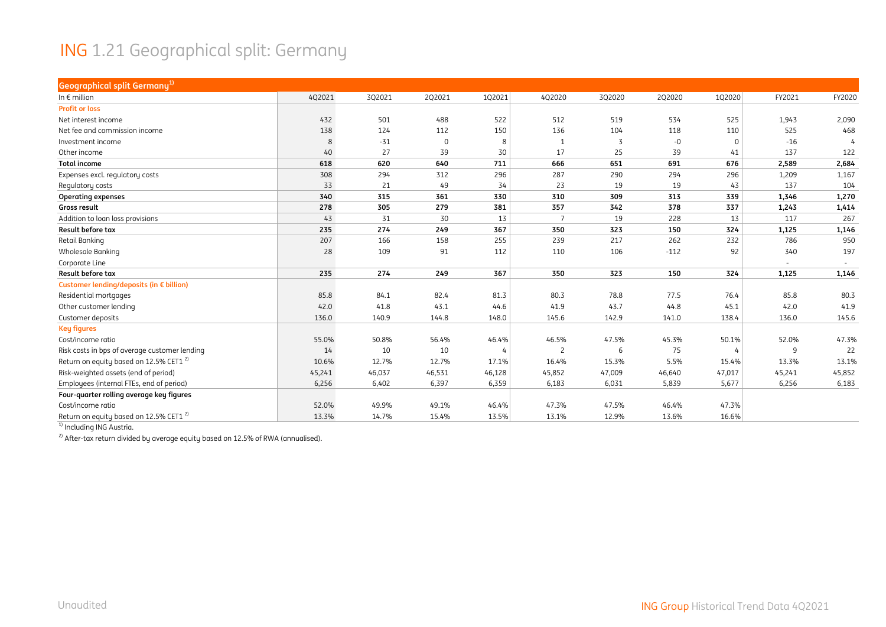# ING 1.21 Geographical split: Germany

| Geographical split Germany[1] | | | | | | | | | | |
|---|---|---|---|---|---|---|---|---|---|---|
| In € million | 4Q2021 | 3Q2021 | 2Q2021 | 1Q2021 | 4Q2020 | 3Q2020 | 2Q2020 | 1Q2020 | FY2021 | FY2020 |
| **Profit or loss** | | | | | | | | | | |
| Net interest income | 432 | 501 | 488 | 522 | 512 | 519 | 534 | 525 | 1,943 | 2,090 |
| Net fee and commission income | 138 | 124 | 112 | 150 | 136 | 104 | 118 | 110 | 525 | 468 |
| Investment income | 8 | -31 | 0 | 8 | 1 | 3 | -0 | 0 | -16 | 4 |
| Other income | 40 | 27 | 39 | 30 | 17 | 25 | 39 | 41 | 137 | 122 |
| **Total income** | **618** | **620** | **640** | **711** | **666** | **651** | **691** | **676** | **2,589** | **2,684** |
| Expenses excl. regulatory costs | 308 | 294 | 312 | 296 | 287 | 290 | 294 | 296 | 1,209 | 1,167 |
| Regulatory costs | 33 | 21 | 49 | 34 | 23 | 19 | 19 | 43 | 137 | 104 |
| **Operating expenses** | **340** | **315** | **361** | **330** | **310** | **309** | **313** | **339** | **1,346** | **1,270** |
| **Gross result** | **278** | **305** | **279** | **381** | **357** | **342** | **378** | **337** | **1,243** | **1,414** |
| Addition to loan loss provisions | 43 | 31 | 30 | 13 | 7 | 19 | 228 | 13 | 117 | 267 |
| **Result before tax** | **235** | **274** | **249** | **367** | **350** | **323** | **150** | **324** | **1,125** | **1,146** |
| Retail Banking | 207 | 166 | 158 | 255 | 239 | 217 | 262 | 232 | 786 | 950 |
| Wholesale Banking | 28 | 109 | 91 | 112 | 110 | 106 | -112 | 92 | 340 | 197 |
| Corporate Line | | | | | | | | | - | - |
| **Result before tax** | **235** | **274** | **249** | **367** | **350** | **323** | **150** | **324** | **1,125** | **1,146** |
| **Customer lending/deposits (in € billion)** | | | | | | | | | | |
| Residential mortgages | 85.8 | 84.1 | 82.4 | 81.3 | 80.3 | 78.8 | 77.5 | 76.4 | 85.8 | 80.3 |
| Other customer lending | 42.0 | 41.8 | 43.1 | 44.6 | 41.9 | 43.7 | 44.8 | 45.1 | 42.0 | 41.9 |
| Customer deposits | 136.0 | 140.9 | 144.8 | 148.0 | 145.6 | 142.9 | 141.0 | 138.4 | 136.0 | 145.6 |
| **Key figures** | | | | | | | | | | |
| Cost/income ratio | 55.0% | 50.8% | 56.4% | 46.4% | 46.5% | 47.5% | 45.3% | 50.1% | 52.0% | 47.3% |
| Risk costs in bps of average customer lending | 14 | 10 | 10 | 4 | 2 | 6 | 75 | 4 | 9 | 22 |
| Return on equity based on 12.5% CET1 [2] | 10.6% | 12.7% | 12.7% | 17.1% | 16.4% | 15.3% | 5.5% | 15.4% | 13.3% | 13.1% |
| Risk-weighted assets (end of period) | 45,241 | 46,037 | 46,531 | 46,128 | 45,852 | 47,009 | 46,640 | 47,017 | 45,241 | 45,852 |
| Employees (internal FTEs, end of period) | 6,256 | 6,402 | 6,397 | 6,359 | 6,183 | 6,031 | 5,839 | 5,677 | 6,256 | 6,183 |
| **Four-quarter rolling average key figures** | | | | | | | | | | |
| Cost/income ratio | 52.0% | 49.9% | 49.1% | 46.4% | 47.3% | 47.5% | 46.4% | 47.3% | | |
| Return on equity based on 12.5% CET1 [2] | 13.3% | 14.7% | 15.4% | 13.5% | 13.1% | 12.9% | 13.6% | 16.6% | | |

[1] Including ING Austria.

[2] After-tax return divided by average equity based on 12.5% of RWA (annualised).

Unaudited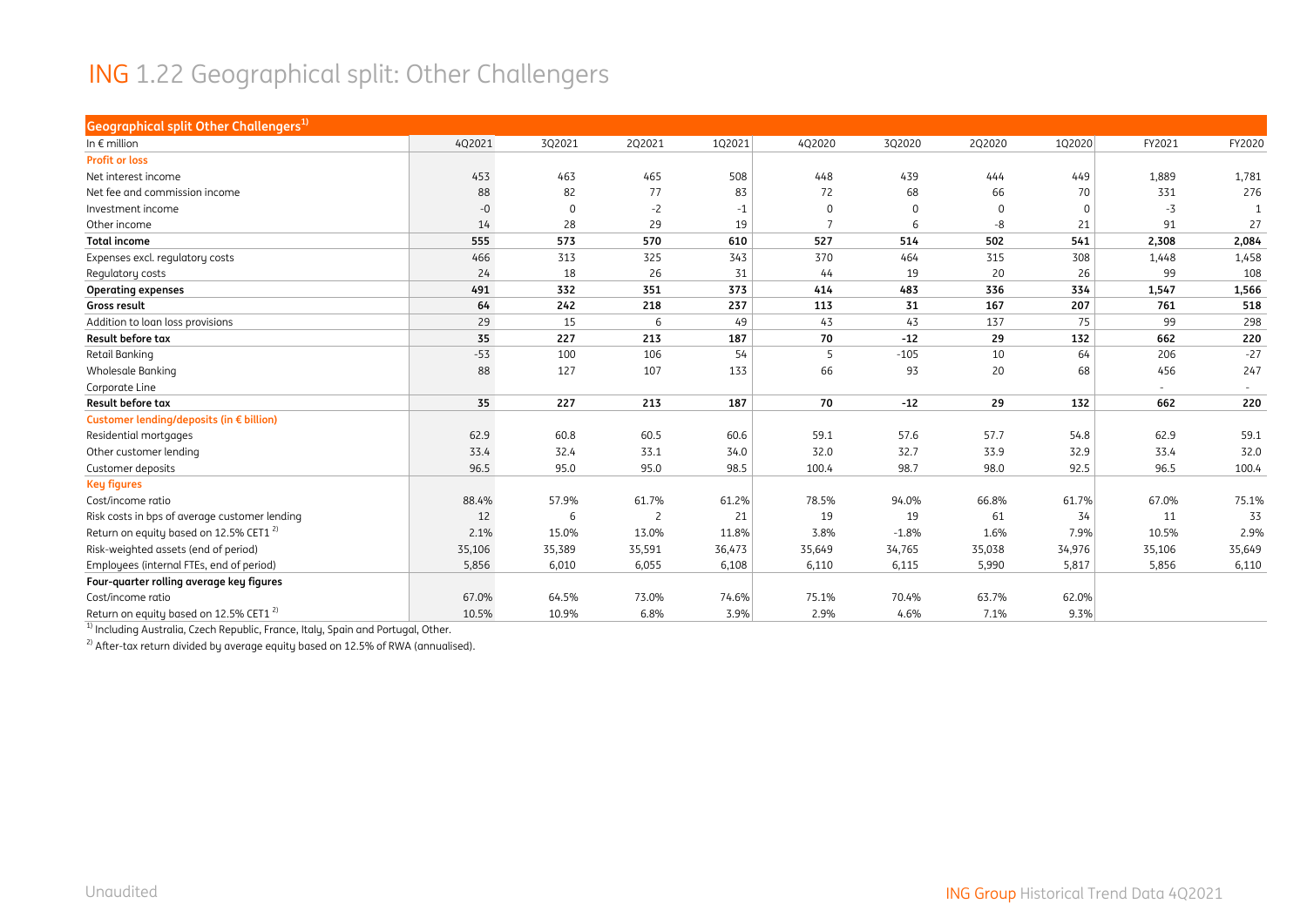# ING 1.22 Geographical split: Other Challengers

| Geographical split Other Challengers[1] | | | | | | | | | | |
|---|---|---|---|---|---|---|---|---|---|---|
| In € million | 4Q2021 | 3Q2021 | 2Q2021 | 1Q2021 | 4Q2020 | 3Q2020 | 2Q2020 | 1Q2020 | FY2021 | FY2020 |
| **Profit or loss** | | | | | | | | | | |
| Net interest income | 453 | 463 | 465 | 508 | 448 | 439 | 444 | 449 | 1,889 | 1,781 |
| Net fee and commission income | 88 | 82 | 77 | 83 | 72 | 68 | 66 | 70 | 331 | 276 |
| Investment income | -0 | 0 | -2 | -1 | 0 | 0 | 0 | 0 | -3 | 1 |
| Other income | 14 | 28 | 29 | 19 | 7 | 6 | -8 | 21 | 91 | 27 |
| **Total income** | **555** | **573** | **570** | **610** | **527** | **514** | **502** | **541** | **2,308** | **2,084** |
| Expenses excl. regulatory costs | 466 | 313 | 325 | 343 | 370 | 464 | 315 | 308 | 1,448 | 1,458 |
| Regulatory costs | 24 | 18 | 26 | 31 | 44 | 19 | 20 | 26 | 99 | 108 |
| **Operating expenses** | **491** | **332** | **351** | **373** | **414** | **483** | **336** | **334** | **1,547** | **1,566** |
| **Gross result** | **64** | **242** | **218** | **237** | **113** | **31** | **167** | **207** | **761** | **518** |
| Addition to loan loss provisions | 29 | 15 | 6 | 49 | 43 | 43 | 137 | 75 | 99 | 298 |
| **Result before tax** | **35** | **227** | **213** | **187** | **70** | **-12** | **29** | **132** | **662** | **220** |
| Retail Banking | -53 | 100 | 106 | 54 | 5 | -105 | 10 | 64 | 206 | -27 |
| Wholesale Banking | 88 | 127 | 107 | 133 | 66 | 93 | 20 | 68 | 456 | 247 |
| Corporate Line | | | | | | | | | - | - |
| **Result before tax** | **35** | **227** | **213** | **187** | **70** | **-12** | **29** | **132** | **662** | **220** |
| **Customer lending/deposits (in € billion)** | | | | | | | | | | |
| Residential mortgages | 62.9 | 60.8 | 60.5 | 60.6 | 59.1 | 57.6 | 57.7 | 54.8 | 62.9 | 59.1 |
| Other customer lending | 33.4 | 32.4 | 33.1 | 34.0 | 32.0 | 32.7 | 33.9 | 32.9 | 33.4 | 32.0 |
| Customer deposits | 96.5 | 95.0 | 95.0 | 98.5 | 100.4 | 98.7 | 98.0 | 92.5 | 96.5 | 100.4 |
| **Key figures** | | | | | | | | | | |
| Cost/income ratio | 88.4% | 57.9% | 61.7% | 61.2% | 78.5% | 94.0% | 66.8% | 61.7% | 67.0% | 75.1% |
| Risk costs in bps of average customer lending | 12 | 6 | 2 | 21 | 19 | 19 | 61 | 34 | 11 | 33 |
| Return on equity based on 12.5% CET1 [2] | 2.1% | 15.0% | 13.0% | 11.8% | 3.8% | -1.8% | 1.6% | 7.9% | 10.5% | 2.9% |
| Risk-weighted assets (end of period) | 35,106 | 35,389 | 35,591 | 36,473 | 35,649 | 34,765 | 35,038 | 34,976 | 35,106 | 35,649 |
| Employees (internal FTEs, end of period) | 5,856 | 6,010 | 6,055 | 6,108 | 6,110 | 6,115 | 5,990 | 5,817 | 5,856 | 6,110 |
| **Four-quarter rolling average key figures** | | | | | | | | | | |
| Cost/income ratio | 67.0% | 64.5% | 73.0% | 74.6% | 75.1% | 70.4% | 63.7% | 62.0% | | |
| Return on equity based on 12.5% CET1 [2] | 10.5% | 10.9% | 6.8% | 3.9% | 2.9% | 4.6% | 7.1% | 9.3% | | |

[1] Including Australia, Czech Republic, France, Italy, Spain and Portugal, Other.

[2] After-tax return divided by average equity based on 12.5% of RWA (annualised).

Unaudited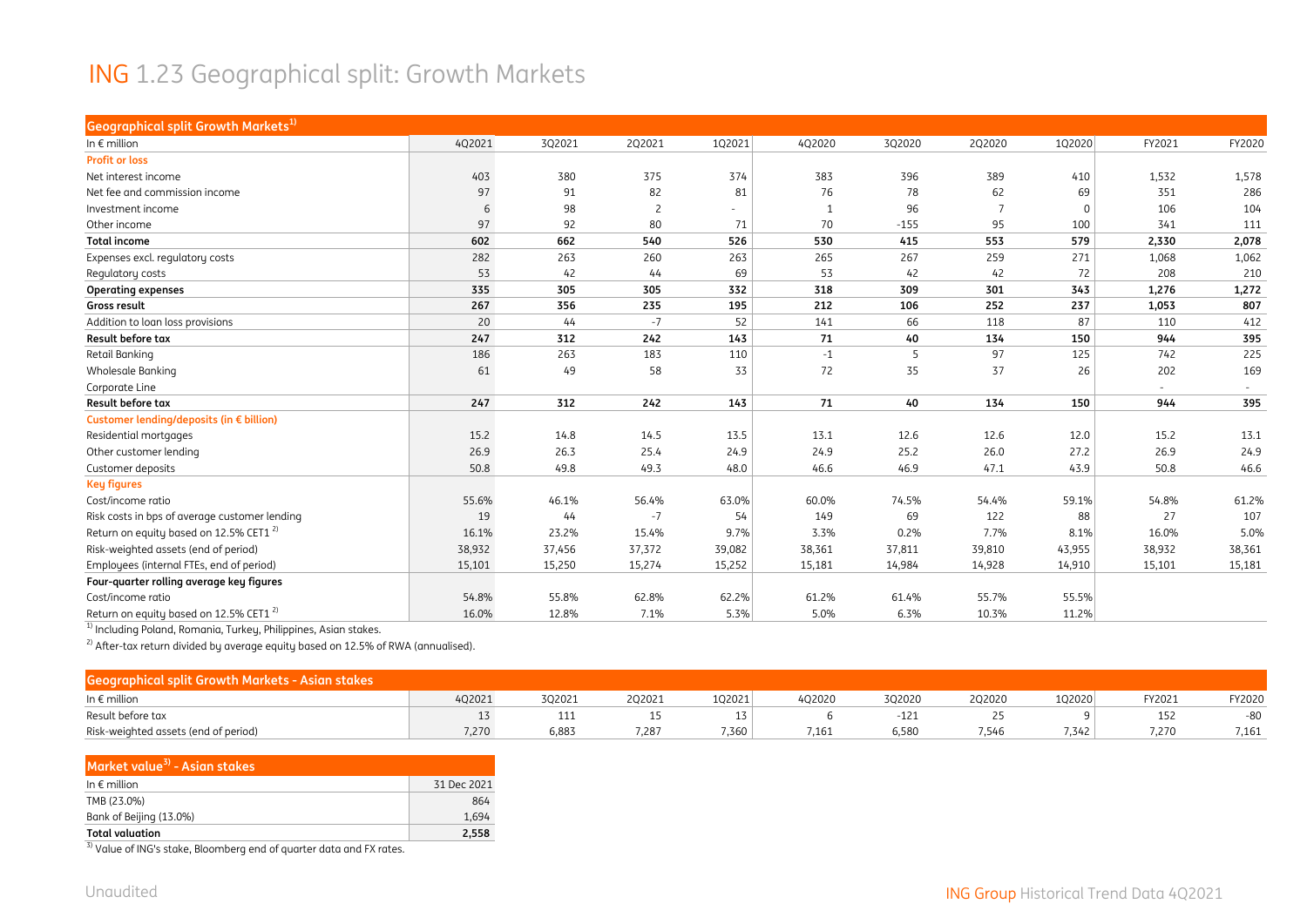# ING 1.23 Geographical split: Growth Markets

| Geographical split Growth Markets[1] | | | | | | | | | | |
|---|---|---|---|---|---|---|---|---|---|---|
| In € million | 4Q2021 | 3Q2021 | 2Q2021 | 1Q2021 | 4Q2020 | 3Q2020 | 2Q2020 | 1Q2020 | FY2021 | FY2020 |
| **Profit or loss** | | | | | | | | | | |
| Net interest income | 403 | 380 | 375 | 374 | 383 | 396 | 389 | 410 | 1,532 | 1,578 |
| Net fee and commission income | 97 | 91 | 82 | 81 | 76 | 78 | 62 | 69 | 351 | 286 |
| Investment income | 6 | 98 | 2 | - | 1 | 96 | 7 | 0 | 106 | 104 |
| Other income | 97 | 92 | 80 | 71 | 70 | -155 | 95 | 100 | 341 | 111 |
| **Total income** | **602** | **662** | **540** | **526** | **530** | **415** | **553** | **579** | **2,330** | **2,078** |
| Expenses excl. regulatory costs | 282 | 263 | 260 | 263 | 265 | 267 | 259 | 271 | 1,068 | 1,062 |
| Regulatory costs | 53 | 42 | 44 | 69 | 53 | 42 | 42 | 72 | 208 | 210 |
| **Operating expenses** | **335** | **305** | **305** | **332** | **318** | **309** | **301** | **343** | **1,276** | **1,272** |
| **Gross result** | **267** | **356** | **235** | **195** | **212** | **106** | **252** | **237** | **1,053** | **807** |
| Addition to loan loss provisions | 20 | 44 | -7 | 52 | 141 | 66 | 118 | 87 | 110 | 412 |
| **Result before tax** | **247** | **312** | **242** | **143** | **71** | **40** | **134** | **150** | **944** | **395** |
| Retail Banking | 186 | 263 | 183 | 110 | -1 | 5 | 97 | 125 | 742 | 225 |
| Wholesale Banking | 61 | 49 | 58 | 33 | 72 | 35 | 37 | 26 | 202 | 169 |
| Corporate Line | | | | | | | | | - | - |
| **Result before tax** | **247** | **312** | **242** | **143** | **71** | **40** | **134** | **150** | **944** | **395** |
| **Customer lending/deposits (in € billion)** | | | | | | | | | | |
| Residential mortgages | 15.2 | 14.8 | 14.5 | 13.5 | 13.1 | 12.6 | 12.6 | 12.0 | 15.2 | 13.1 |
| Other customer lending | 26.9 | 26.3 | 25.4 | 24.9 | 24.9 | 25.2 | 26.0 | 27.2 | 26.9 | 24.9 |
| Customer deposits | 50.8 | 49.8 | 49.3 | 48.0 | 46.6 | 46.9 | 47.1 | 43.9 | 50.8 | 46.6 |
| **Key figures** | | | | | | | | | | |
| Cost/income ratio | 55.6% | 46.1% | 56.4% | 63.0% | 60.0% | 74.5% | 54.4% | 59.1% | 54.8% | 61.2% |
| Risk costs in bps of average customer lending | 19 | 44 | -7 | 54 | 149 | 69 | 122 | 88 | 27 | 107 |
| Return on equity based on 12.5% CET1 [2] | 16.1% | 23.2% | 15.4% | 9.7% | 3.3% | 0.2% | 7.7% | 8.1% | 16.0% | 5.0% |
| Risk-weighted assets (end of period) | 38,932 | 37,456 | 37,372 | 39,082 | 38,361 | 37,811 | 39,810 | 43,955 | 38,932 | 38,361 |
| Employees (internal FTEs, end of period) | 15,101 | 15,250 | 15,274 | 15,252 | 15,181 | 14,984 | 14,928 | 14,910 | 15,101 | 15,181 |
| **Four-quarter rolling average key figures** | | | | | | | | | | |
| Cost/income ratio | 54.8% | 55.8% | 62.8% | 62.2% | 61.2% | 61.4% | 55.7% | 55.5% | | |
| Return on equity based on 12.5% CET1 [2] | 16.0% | 12.8% | 7.1% | 5.3% | 5.0% | 6.3% | 10.3% | 11.2% | | |

[1] Including Poland, Romania, Turkey, Philippines, Asian stakes.

[2] After-tax return divided by average equity based on 12.5% of RWA (annualised).

| Geographical split Growth Markets - Asian stakes | | | | | | | | | | |
|---|---|---|---|---|---|---|---|---|---|---|
| In € million | 4Q2021 | 3Q2021 | 2Q2021 | 1Q2021 | 4Q2020 | 3Q2020 | 2Q2020 | 1Q2020 | FY2021 | FY2020 |
| Result before tax | 13 | 111 | 15 | 13 | 6 | -121 | 25 | 9 | 152 | -80 |
| Risk-weighted assets (end of period) | 7,270 | 6,883 | 7,287 | 7,360 | 7,161 | 6,580 | 7,546 | 7,342 | 7,270 | 7,161 |

| Market value[3] - Asian stakes | |
|---|---|
| In € million | 31 Dec 2021 |
| TMB (23.0%) | 864 |
| Bank of Beijing (13.0%) | 1,694 |
| **Total valuation** | **2,558** |

[3] Value of ING's stake, Bloomberg end of quarter data and FX rates.

Unaudited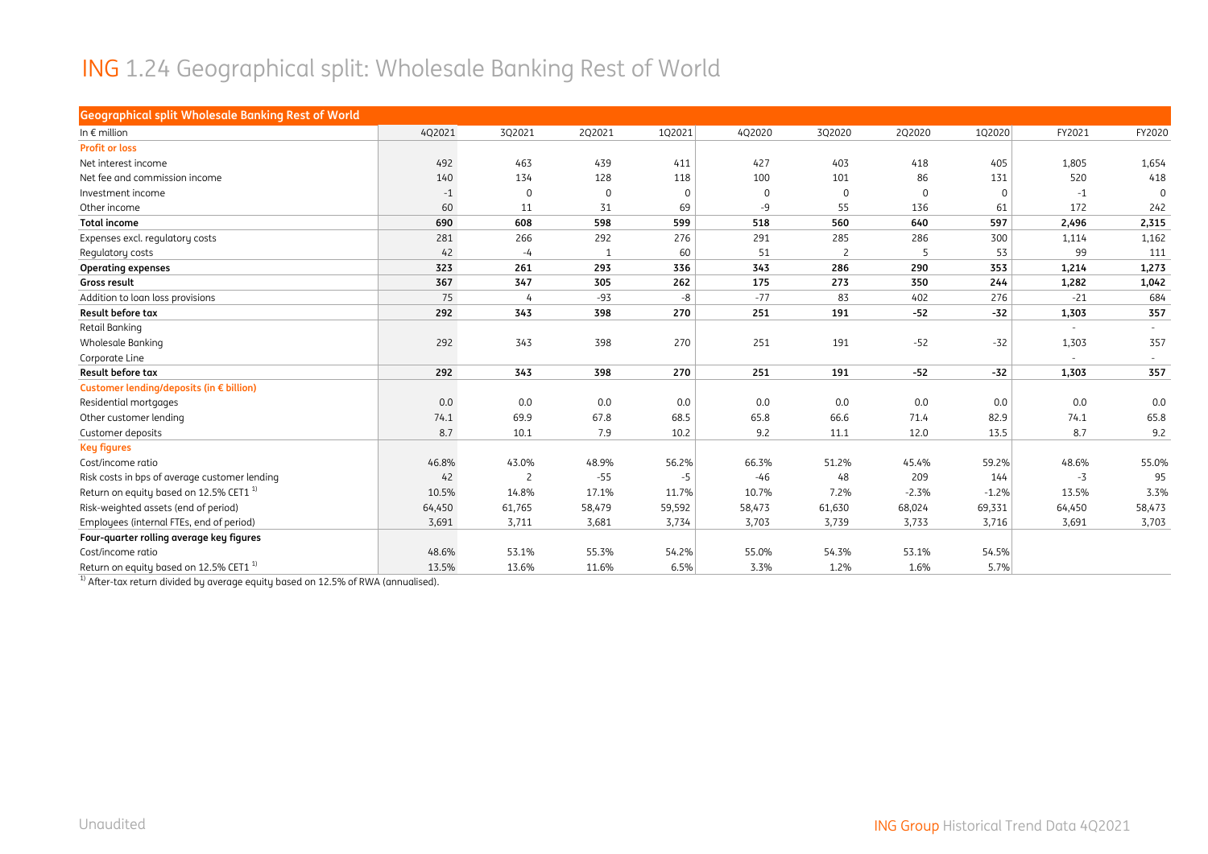# ING 1.24 Geographical split: Wholesale Banking Rest of World

| Geographical split Wholesale Banking Rest of World | | | | | | | | | | |
|---|---|---|---|---|---|---|---|---|---|---|
| In € million | 4Q2021 | 3Q2021 | 2Q2021 | 1Q2021 | 4Q2020 | 3Q2020 | 2Q2020 | 1Q2020 | FY2021 | FY2020 |
| **Profit or loss** | | | | | | | | | | |
| Net interest income | 492 | 463 | 439 | 411 | 427 | 403 | 418 | 405 | 1,805 | 1,654 |
| Net fee and commission income | 140 | 134 | 128 | 118 | 100 | 101 | 86 | 131 | 520 | 418 |
| Investment income | -1 | 0 | 0 | 0 | 0 | 0 | 0 | 0 | -1 | 0 |
| Other income | 60 | 11 | 31 | 69 | -9 | 55 | 136 | 61 | 172 | 242 |
| **Total income** | **690** | **608** | **598** | **599** | **518** | **560** | **640** | **597** | **2,496** | **2,315** |
| Expenses excl. regulatory costs | 281 | 266 | 292 | 276 | 291 | 285 | 286 | 300 | 1,114 | 1,162 |
| Regulatory costs | 42 | -4 | 1 | 60 | 51 | 2 | 5 | 53 | 99 | 111 |
| **Operating expenses** | **323** | **261** | **293** | **336** | **343** | **286** | **290** | **353** | **1,214** | **1,273** |
| **Gross result** | **367** | **347** | **305** | **262** | **175** | **273** | **350** | **244** | **1,282** | **1,042** |
| Addition to loan loss provisions | 75 | 4 | -93 | -8 | -77 | 83 | 402 | 276 | -21 | 684 |
| **Result before tax** | **292** | **343** | **398** | **270** | **251** | **191** | **-52** | **-32** | **1,303** | **357** |
| Retail Banking | | | | | | | | | - | - |
| Wholesale Banking | 292 | 343 | 398 | 270 | 251 | 191 | -52 | -32 | 1,303 | 357 |
| Corporate Line | | | | | | | | | - | - |
| **Result before tax** | **292** | **343** | **398** | **270** | **251** | **191** | **-52** | **-32** | **1,303** | **357** |
| **Customer lending/deposits (in € billion)** | | | | | | | | | | |
| Residential mortgages | 0.0 | 0.0 | 0.0 | 0.0 | 0.0 | 0.0 | 0.0 | 0.0 | 0.0 | 0.0 |
| Other customer lending | 74.1 | 69.9 | 67.8 | 68.5 | 65.8 | 66.6 | 71.4 | 82.9 | 74.1 | 65.8 |
| Customer deposits | 8.7 | 10.1 | 7.9 | 10.2 | 9.2 | 11.1 | 12.0 | 13.5 | 8.7 | 9.2 |
| **Key figures** | | | | | | | | | | |
| Cost/income ratio | 46.8% | 43.0% | 48.9% | 56.2% | 66.3% | 51.2% | 45.4% | 59.2% | 48.6% | 55.0% |
| Risk costs in bps of average customer lending | 42 | 2 | -55 | -5 | -46 | 48 | 209 | 144 | -3 | 95 |
| Return on equity based on 12.5% CET1 [1] | 10.5% | 14.8% | 17.1% | 11.7% | 10.7% | 7.2% | -2.3% | -1.2% | 13.5% | 3.3% |
| Risk-weighted assets (end of period) | 64,450 | 61,765 | 58,479 | 59,592 | 58,473 | 61,630 | 68,024 | 69,331 | 64,450 | 58,473 |
| Employees (internal FTEs, end of period) | 3,691 | 3,711 | 3,681 | 3,734 | 3,703 | 3,739 | 3,733 | 3,716 | 3,691 | 3,703 |
| **Four-quarter rolling average key figures** | | | | | | | | | | |
| Cost/income ratio | 48.6% | 53.1% | 55.3% | 54.2% | 55.0% | 54.3% | 53.1% | 54.5% | | |
| Return on equity based on 12.5% CET1 [1] | 13.5% | 13.6% | 11.6% | 6.5% | 3.3% | 1.2% | 1.6% | 5.7% | | |

[1] After-tax return divided by average equity based on 12.5% of RWA (annualised).

Unaudited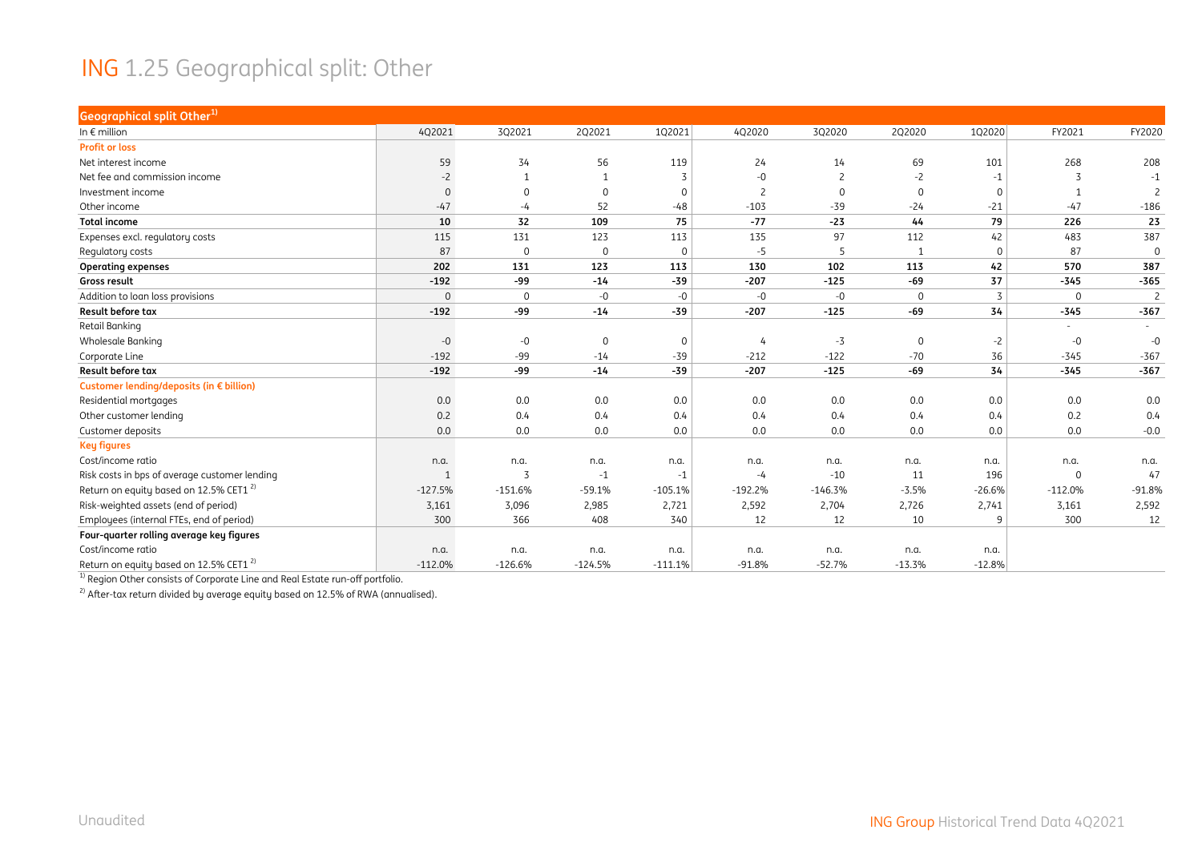# ING 1.25 Geographical split: Other

| Geographical split Other[1] | | | | | | | | | | |
|---|---|---|---|---|---|---|---|---|---|---|
| In € million | 4Q2021 | 3Q2021 | 2Q2021 | 1Q2021 | 4Q2020 | 3Q2020 | 2Q2020 | 1Q2020 | FY2021 | FY2020 |
| **Profit or loss** | | | | | | | | | | |
| Net interest income | 59 | 34 | 56 | 119 | 24 | 14 | 69 | 101 | 268 | 208 |
| Net fee and commission income | -2 | 1 | 1 | 3 | -0 | 2 | -2 | -1 | 3 | -1 |
| Investment income | 0 | 0 | 0 | 0 | 2 | 0 | 0 | 0 | 1 | 2 |
| Other income | -47 | -4 | 52 | -48 | -103 | -39 | -24 | -21 | -47 | -186 |
| **Total income** | **10** | **32** | **109** | **75** | **-77** | **-23** | **44** | **79** | **226** | **23** |
| Expenses excl. regulatory costs | 115 | 131 | 123 | 113 | 135 | 97 | 112 | 42 | 483 | 387 |
| Regulatory costs | 87 | 0 | 0 | 0 | -5 | 5 | 1 | 0 | 87 | 0 |
| **Operating expenses** | **202** | **131** | **123** | **113** | **130** | **102** | **113** | **42** | **570** | **387** |
| **Gross result** | **-192** | **-99** | **-14** | **-39** | **-207** | **-125** | **-69** | **37** | **-345** | **-365** |
| Addition to loan loss provisions | 0 | 0 | -0 | -0 | -0 | -0 | 0 | 3 | 0 | 2 |
| **Result before tax** | **-192** | **-99** | **-14** | **-39** | **-207** | **-125** | **-69** | **34** | **-345** | **-367** |
| Retail Banking | | | | | | | | | - | - |
| Wholesale Banking | -0 | -0 | 0 | 0 | 4 | -3 | 0 | -2 | -0 | -0 |
| Corporate Line | -192 | -99 | -14 | -39 | -212 | -122 | -70 | 36 | -345 | -367 |
| **Result before tax** | **-192** | **-99** | **-14** | **-39** | **-207** | **-125** | **-69** | **34** | **-345** | **-367** |
| **Customer lending/deposits (in € billion)** | | | | | | | | | | |
| Residential mortgages | 0.0 | 0.0 | 0.0 | 0.0 | 0.0 | 0.0 | 0.0 | 0.0 | 0.0 | 0.0 |
| Other customer lending | 0.2 | 0.4 | 0.4 | 0.4 | 0.4 | 0.4 | 0.4 | 0.4 | 0.2 | 0.4 |
| Customer deposits | 0.0 | 0.0 | 0.0 | 0.0 | 0.0 | 0.0 | 0.0 | 0.0 | 0.0 | -0.0 |
| **Key figures** | | | | | | | | | | |
| Cost/income ratio | n.a. | n.a. | n.a. | n.a. | n.a. | n.a. | n.a. | n.a. | n.a. | n.a. |
| Risk costs in bps of average customer lending | 1 | 3 | -1 | -1 | -4 | -10 | 11 | 196 | 0 | 47 |
| Return on equity based on 12.5% CET1 [2] | -127.5% | -151.6% | -59.1% | -105.1% | -192.2% | -146.3% | -3.5% | -26.6% | -112.0% | -91.8% |
| Risk-weighted assets (end of period) | 3,161 | 3,096 | 2,985 | 2,721 | 2,592 | 2,704 | 2,726 | 2,741 | 3,161 | 2,592 |
| Employees (internal FTEs, end of period) | 300 | 366 | 408 | 340 | 12 | 12 | 10 | 9 | 300 | 12 |
| **Four-quarter rolling average key figures** | | | | | | | | | | |
| Cost/income ratio | n.a. | n.a. | n.a. | n.a. | n.a. | n.a. | n.a. | n.a. | | |
| Return on equity based on 12.5% CET1 [2] | -112.0% | -126.6% | -124.5% | -111.1% | -91.8% | -52.7% | -13.3% | -12.8% | | |

[1] Region Other consists of Corporate Line and Real Estate run-off portfolio.

[2] After-tax return divided by average equity based on 12.5% of RWA (annualised).

Unaudited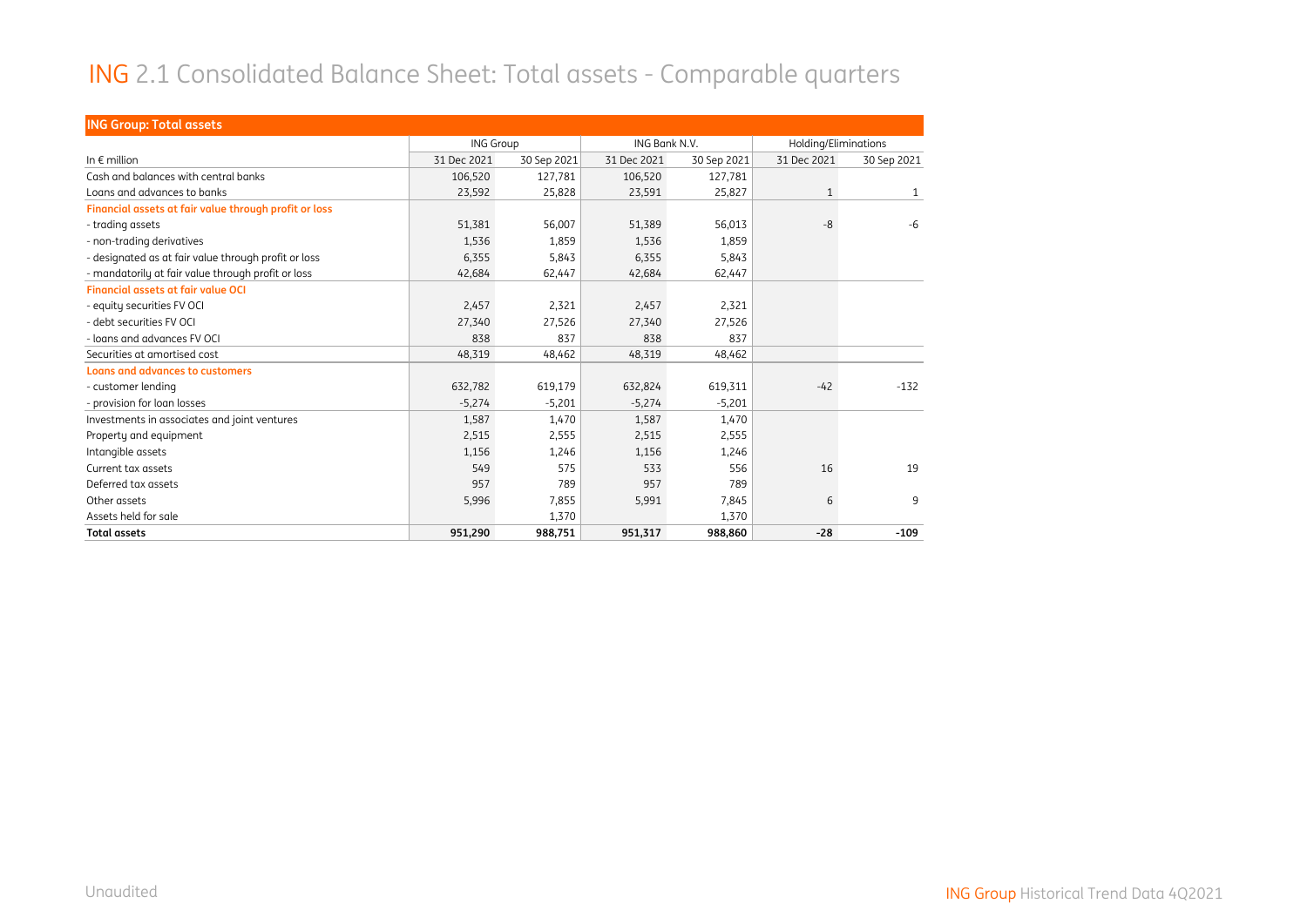# ING 2.1 Consolidated Balance Sheet: Total assets - Comparable quarters

**ING Group: Total assets**

| | ING Group | | ING Bank N.V. | | Holding/Eliminations | |
|---|---|---|---|---|---|---|
| In € million | 31 Dec 2021 | 30 Sep 2021 | 31 Dec 2021 | 30 Sep 2021 | 31 Dec 2021 | 30 Sep 2021 |
| Cash and balances with central banks | 106,520 | 127,781 | 106,520 | 127,781 | | |
| Loans and advances to banks | 23,592 | 25,828 | 23,591 | 25,827 | 1 | 1 |
| **Financial assets at fair value through profit or loss** | | | | | | |
| - trading assets | 51,381 | 56,007 | 51,389 | 56,013 | -8 | -6 |
| - non-trading derivatives | 1,536 | 1,859 | 1,536 | 1,859 | | |
| - designated as at fair value through profit or loss | 6,355 | 5,843 | 6,355 | 5,843 | | |
| - mandatorily at fair value through profit or loss | 42,684 | 62,447 | 42,684 | 62,447 | | |
| **Financial assets at fair value OCI** | | | | | | |
| - equity securities FV OCI | 2,457 | 2,321 | 2,457 | 2,321 | | |
| - debt securities FV OCI | 27,340 | 27,526 | 27,340 | 27,526 | | |
| - loans and advances FV OCI | 838 | 837 | 838 | 837 | | |
| Securities at amortised cost | 48,319 | 48,462 | 48,319 | 48,462 | | |
| **Loans and advances to customers** | | | | | | |
| - customer lending | 632,782 | 619,179 | 632,824 | 619,311 | -42 | -132 |
| - provision for loan losses | -5,274 | -5,201 | -5,274 | -5,201 | | |
| Investments in associates and joint ventures | 1,587 | 1,470 | 1,587 | 1,470 | | |
| Property and equipment | 2,515 | 2,555 | 2,515 | 2,555 | | |
| Intangible assets | 1,156 | 1,246 | 1,156 | 1,246 | | |
| Current tax assets | 549 | 575 | 533 | 556 | 16 | 19 |
| Deferred tax assets | 957 | 789 | 957 | 789 | | |
| Other assets | 5,996 | 7,855 | 5,991 | 7,845 | 6 | 9 |
| Assets held for sale | | 1,370 | | 1,370 | | |
| **Total assets** | **951,290** | **988,751** | **951,317** | **988,860** | **-28** | **-109** |

Unaudited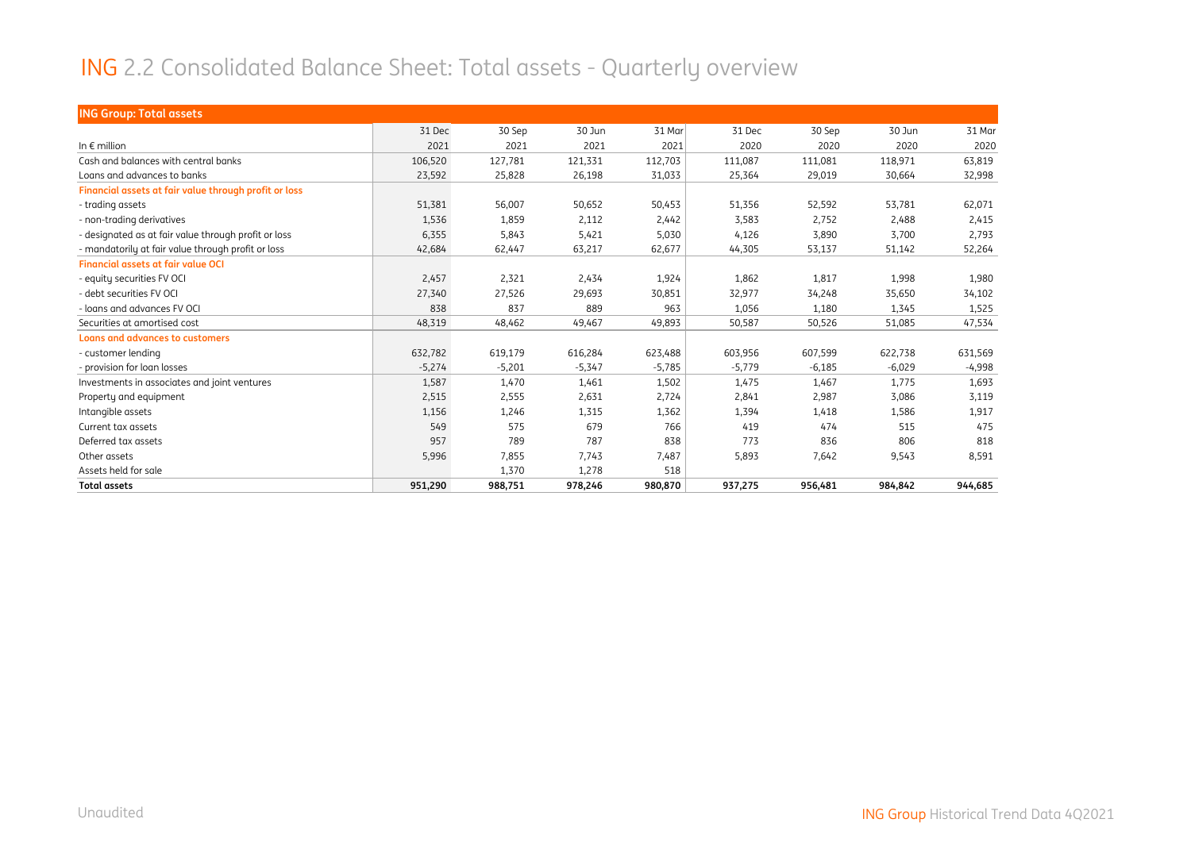# ING 2.2 Consolidated Balance Sheet: Total assets - Quarterly overview

| ING Group: Total assets | | | | | | | | |
|---|---|---|---|---|---|---|---|---|
| In € million | 31 Dec 2021 | 30 Sep 2021 | 30 Jun 2021 | 31 Mar 2021 | 31 Dec 2020 | 30 Sep 2020 | 30 Jun 2020 | 31 Mar 2020 |
| Cash and balances with central banks | 106,520 | 127,781 | 121,331 | 112,703 | 111,087 | 111,081 | 118,971 | 63,819 |
| Loans and advances to banks | 23,592 | 25,828 | 26,198 | 31,033 | 25,364 | 29,019 | 30,664 | 32,998 |
| **Financial assets at fair value through profit or loss** | | | | | | | | |
| - trading assets | 51,381 | 56,007 | 50,652 | 50,453 | 51,356 | 52,592 | 53,781 | 62,071 |
| - non-trading derivatives | 1,536 | 1,859 | 2,112 | 2,442 | 3,583 | 2,752 | 2,488 | 2,415 |
| - designated as at fair value through profit or loss | 6,355 | 5,843 | 5,421 | 5,030 | 4,126 | 3,890 | 3,700 | 2,793 |
| - mandatorily at fair value through profit or loss | 42,684 | 62,447 | 63,217 | 62,677 | 44,305 | 53,137 | 51,142 | 52,264 |
| **Financial assets at fair value OCI** | | | | | | | | |
| - equity securities FV OCI | 2,457 | 2,321 | 2,434 | 1,924 | 1,862 | 1,817 | 1,998 | 1,980 |
| - debt securities FV OCI | 27,340 | 27,526 | 29,693 | 30,851 | 32,977 | 34,248 | 35,650 | 34,102 |
| - loans and advances FV OCI | 838 | 837 | 889 | 963 | 1,056 | 1,180 | 1,345 | 1,525 |
| Securities at amortised cost | 48,319 | 48,462 | 49,467 | 49,893 | 50,587 | 50,526 | 51,085 | 47,534 |
| **Loans and advances to customers** | | | | | | | | |
| - customer lending | 632,782 | 619,179 | 616,284 | 623,488 | 603,956 | 607,599 | 622,738 | 631,569 |
| - provision for loan losses | -5,274 | -5,201 | -5,347 | -5,785 | -5,779 | -6,185 | -6,029 | -4,998 |
| Investments in associates and joint ventures | 1,587 | 1,470 | 1,461 | 1,502 | 1,475 | 1,467 | 1,775 | 1,693 |
| Property and equipment | 2,515 | 2,555 | 2,631 | 2,724 | 2,841 | 2,987 | 3,086 | 3,119 |
| Intangible assets | 1,156 | 1,246 | 1,315 | 1,362 | 1,394 | 1,418 | 1,586 | 1,917 |
| Current tax assets | 549 | 575 | 679 | 766 | 419 | 474 | 515 | 475 |
| Deferred tax assets | 957 | 789 | 787 | 838 | 773 | 836 | 806 | 818 |
| Other assets | 5,996 | 7,855 | 7,743 | 7,487 | 5,893 | 7,642 | 9,543 | 8,591 |
| Assets held for sale | | 1,370 | 1,278 | 518 | | | | |
| **Total assets** | **951,290** | **988,751** | **978,246** | **980,870** | **937,275** | **956,481** | **984,842** | **944,685** |

Unaudited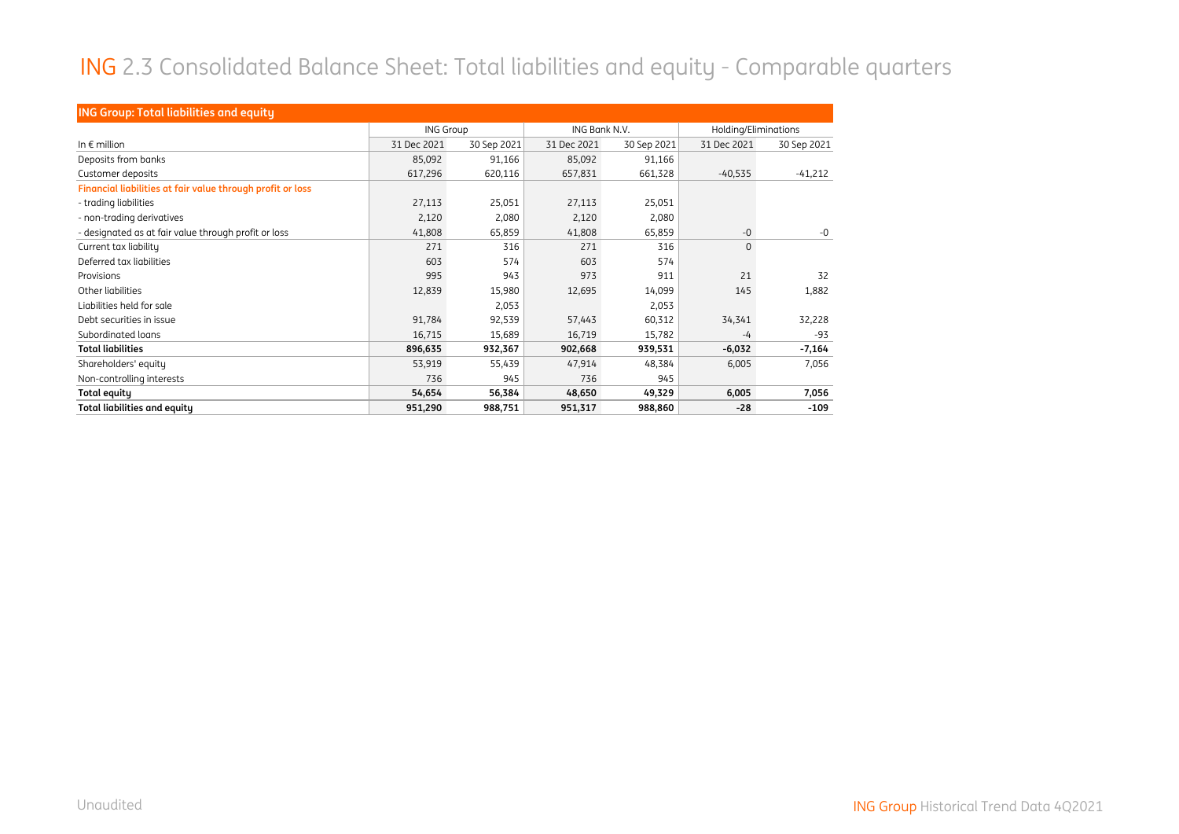# ING 2.3 Consolidated Balance Sheet: Total liabilities and equity - Comparable quarters

| ING Group: Total liabilities and equity | ING Group | | ING Bank N.V. | | Holding/Eliminations | |
|---|---|---|---|---|---|---|
| In € million | 31 Dec 2021 | 30 Sep 2021 | 31 Dec 2021 | 30 Sep 2021 | 31 Dec 2021 | 30 Sep 2021 |
| Deposits from banks | 85,092 | 91,166 | 85,092 | 91,166 | | |
| Customer deposits | 617,296 | 620,116 | 657,831 | 661,328 | -40,535 | -41,212 |
| **Financial liabilities at fair value through profit or loss** | | | | | | |
| - trading liabilities | 27,113 | 25,051 | 27,113 | 25,051 | | |
| - non-trading derivatives | 2,120 | 2,080 | 2,120 | 2,080 | | |
| - designated as at fair value through profit or loss | 41,808 | 65,859 | 41,808 | 65,859 | -0 | -0 |
| Current tax liability | 271 | 316 | 271 | 316 | 0 | |
| Deferred tax liabilities | 603 | 574 | 603 | 574 | | |
| Provisions | 995 | 943 | 973 | 911 | 21 | 32 |
| Other liabilities | 12,839 | 15,980 | 12,695 | 14,099 | 145 | 1,882 |
| Liabilities held for sale | | 2,053 | | 2,053 | | |
| Debt securities in issue | 91,784 | 92,539 | 57,443 | 60,312 | 34,341 | 32,228 |
| Subordinated loans | 16,715 | 15,689 | 16,719 | 15,782 | -4 | -93 |
| **Total liabilities** | **896,635** | **932,367** | **902,668** | **939,531** | **-6,032** | **-7,164** |
| Shareholders' equity | 53,919 | 55,439 | 47,914 | 48,384 | 6,005 | 7,056 |
| Non-controlling interests | 736 | 945 | 736 | 945 | | |
| **Total equity** | **54,654** | **56,384** | **48,650** | **49,329** | **6,005** | **7,056** |
| **Total liabilities and equity** | **951,290** | **988,751** | **951,317** | **988,860** | **-28** | **-109** |

Unaudited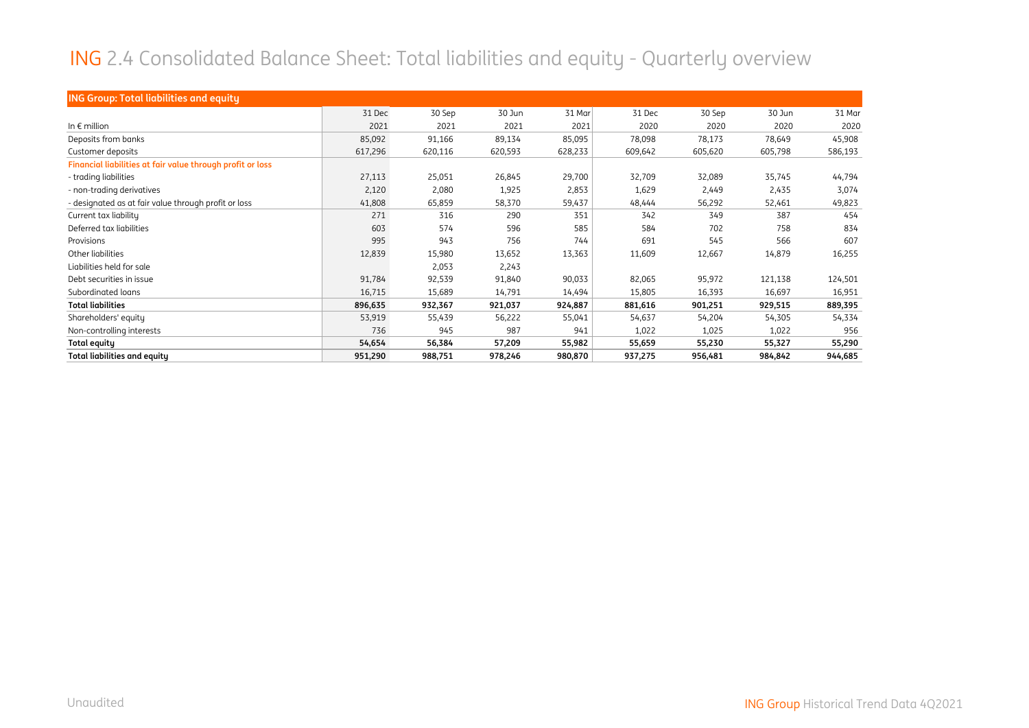# ING 2.4 Consolidated Balance Sheet: Total liabilities and equity - Quarterly overview

| ING Group: Total liabilities and equity | | | | | | | | |
|---|---|---|---|---|---|---|---|---|
| | 31 Dec | 30 Sep | 30 Jun | 31 Mar | 31 Dec | 30 Sep | 30 Jun | 31 Mar |
| In € million | 2021 | 2021 | 2021 | 2021 | 2020 | 2020 | 2020 | 2020 |
| Deposits from banks | 85,092 | 91,166 | 89,134 | 85,095 | 78,098 | 78,173 | 78,649 | 45,908 |
| Customer deposits | 617,296 | 620,116 | 620,593 | 628,233 | 609,642 | 605,620 | 605,798 | 586,193 |
| **Financial liabilities at fair value through profit or loss** | | | | | | | | |
| - trading liabilities | 27,113 | 25,051 | 26,845 | 29,700 | 32,709 | 32,089 | 35,745 | 44,794 |
| - non-trading derivatives | 2,120 | 2,080 | 1,925 | 2,853 | 1,629 | 2,449 | 2,435 | 3,074 |
| - designated as at fair value through profit or loss | 41,808 | 65,859 | 58,370 | 59,437 | 48,444 | 56,292 | 52,461 | 49,823 |
| Current tax liability | 271 | 316 | 290 | 351 | 342 | 349 | 387 | 454 |
| Deferred tax liabilities | 603 | 574 | 596 | 585 | 584 | 702 | 758 | 834 |
| Provisions | 995 | 943 | 756 | 744 | 691 | 545 | 566 | 607 |
| Other liabilities | 12,839 | 15,980 | 13,652 | 13,363 | 11,609 | 12,667 | 14,879 | 16,255 |
| Liabilities held for sale | | 2,053 | 2,243 | | | | | |
| Debt securities in issue | 91,784 | 92,539 | 91,840 | 90,033 | 82,065 | 95,972 | 121,138 | 124,501 |
| Subordinated loans | 16,715 | 15,689 | 14,791 | 14,494 | 15,805 | 16,393 | 16,697 | 16,951 |
| **Total liabilities** | **896,635** | **932,367** | **921,037** | **924,887** | **881,616** | **901,251** | **929,515** | **889,395** |
| Shareholders' equity | 53,919 | 55,439 | 56,222 | 55,041 | 54,637 | 54,204 | 54,305 | 54,334 |
| Non-controlling interests | 736 | 945 | 987 | 941 | 1,022 | 1,025 | 1,022 | 956 |
| **Total equity** | **54,654** | **56,384** | **57,209** | **55,982** | **55,659** | **55,230** | **55,327** | **55,290** |
| **Total liabilities and equity** | **951,290** | **988,751** | **978,246** | **980,870** | **937,275** | **956,481** | **984,842** | **944,685** |

Unaudited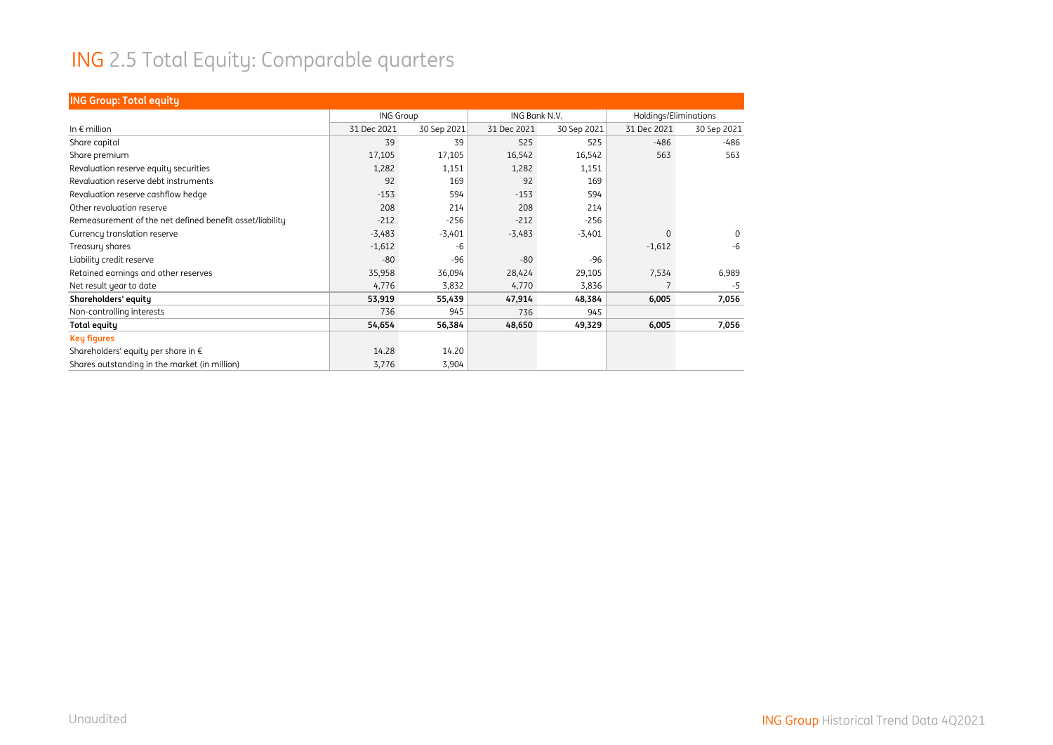# ING 2.5 Total Equity: Comparable quarters

| ING Group: Total equity | | | | | | |
|---|---|---|---|---|---|---|
| | ING Group | | ING Bank N.V. | | Holdings/Eliminations | |
| In € million | 31 Dec 2021 | 30 Sep 2021 | 31 Dec 2021 | 30 Sep 2021 | 31 Dec 2021 | 30 Sep 2021 |
| Share capital | 39 | 39 | 525 | 525 | -486 | -486 |
| Share premium | 17,105 | 17,105 | 16,542 | 16,542 | 563 | 563 |
| Revaluation reserve equity securities | 1,282 | 1,151 | 1,282 | 1,151 | | |
| Revaluation reserve debt instruments | 92 | 169 | 92 | 169 | | |
| Revaluation reserve cashflow hedge | -153 | 594 | -153 | 594 | | |
| Other revaluation reserve | 208 | 214 | 208 | 214 | | |
| Remeasurement of the net defined benefit asset/liability | -212 | -256 | -212 | -256 | | |
| Currency translation reserve | -3,483 | -3,401 | -3,483 | -3,401 | 0 | 0 |
| Treasury shares | -1,612 | -6 | | | -1,612 | -6 |
| Liability credit reserve | -80 | -96 | -80 | -96 | | |
| Retained earnings and other reserves | 35,958 | 36,094 | 28,424 | 29,105 | 7,534 | 6,989 |
| Net result year to date | 4,776 | 3,832 | 4,770 | 3,836 | 7 | -5 |
| **Shareholders' equity** | **53,919** | **55,439** | **47,914** | **48,384** | **6,005** | **7,056** |
| Non-controlling interests | 736 | 945 | 736 | 945 | | |
| **Total equity** | **54,654** | **56,384** | **48,650** | **49,329** | **6,005** | **7,056** |
| **Key figures** | | | | | | |
| Shareholders' equity per share in € | 14.28 | 14.20 | | | | |
| Shares outstanding in the market (in million) | 3,776 | 3,904 | | | | |

Unaudited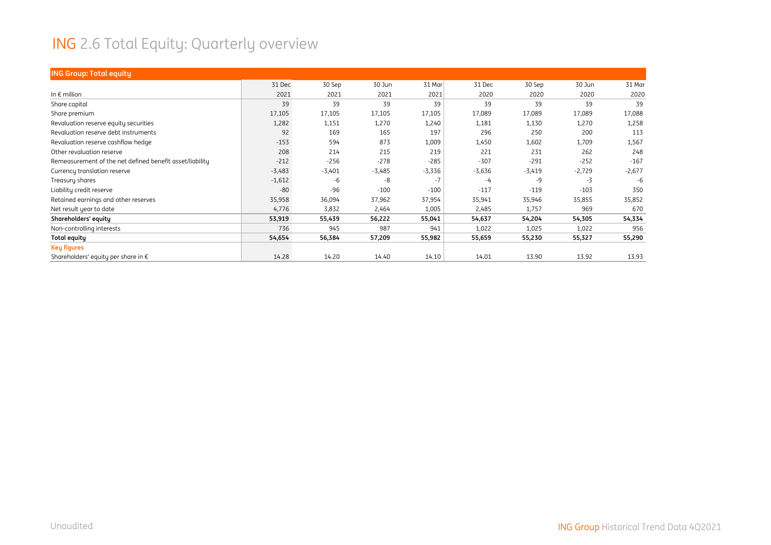# ING 2.6 Total Equity: Quarterly overview

| ING Group: Total equity | | | | | | | | |
|---|---|---|---|---|---|---|---|---|
| | 31 Dec | 30 Sep | 30 Jun | 31 Mar | 31 Dec | 30 Sep | 30 Jun | 31 Mar |
| In € million | 2021 | 2021 | 2021 | 2021 | 2020 | 2020 | 2020 | 2020 |
| Share capital | 39 | 39 | 39 | 39 | 39 | 39 | 39 | 39 |
| Share premium | 17,105 | 17,105 | 17,105 | 17,105 | 17,089 | 17,089 | 17,089 | 17,088 |
| Revaluation reserve equity securities | 1,282 | 1,151 | 1,270 | 1,240 | 1,181 | 1,130 | 1,270 | 1,258 |
| Revaluation reserve debt instruments | 92 | 169 | 165 | 197 | 296 | 250 | 200 | 113 |
| Revaluation reserve cashflow hedge | -153 | 594 | 873 | 1,009 | 1,450 | 1,602 | 1,709 | 1,567 |
| Other revaluation reserve | 208 | 214 | 215 | 219 | 221 | 231 | 262 | 248 |
| Remeasurement of the net defined benefit asset/liability | -212 | -256 | -278 | -285 | -307 | -291 | -252 | -167 |
| Currency translation reserve | -3,483 | -3,401 | -3,485 | -3,336 | -3,636 | -3,419 | -2,729 | -2,677 |
| Treasury shares | -1,612 | -6 | -8 | -7 | -4 | -9 | -3 | -6 |
| Liability credit reserve | -80 | -96 | -100 | -100 | -117 | -119 | -103 | 350 |
| Retained earnings and other reserves | 35,958 | 36,094 | 37,962 | 37,954 | 35,941 | 35,946 | 35,855 | 35,852 |
| Net result year to date | 4,776 | 3,832 | 2,464 | 1,005 | 2,485 | 1,757 | 969 | 670 |
| **Shareholders' equity** | **53,919** | **55,439** | **56,222** | **55,041** | **54,637** | **54,204** | **54,305** | **54,334** |
| Non-controlling interests | 736 | 945 | 987 | 941 | 1,022 | 1,025 | 1,022 | 956 |
| **Total equity** | **54,654** | **56,384** | **57,209** | **55,982** | **55,659** | **55,230** | **55,327** | **55,290** |
| **Key figures** | | | | | | | | |
| Shareholders' equity per share in € | 14.28 | 14.20 | 14.40 | 14.10 | 14.01 | 13.90 | 13.92 | 13.93 |

Unaudited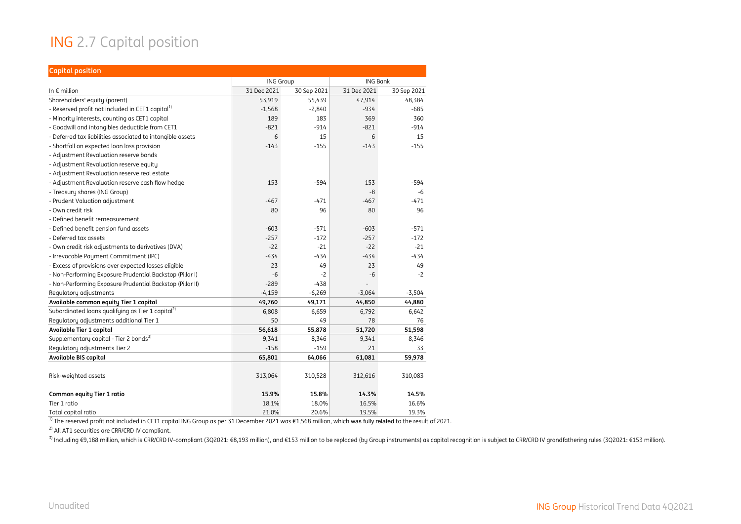# ING 2.7 Capital position

| Capital position | ING Group | | ING Bank | |
|---|---|---|---|---|
| In € million | 31 Dec 2021 | 30 Sep 2021 | 31 Dec 2021 | 30 Sep 2021 |
| Shareholders' equity (parent) | 53,919 | 55,439 | 47,914 | 48,384 |
| - Reserved profit not included in CET1 capital[1] | -1,568 | -2,840 | -934 | -685 |
| - Minority interests, counting as CET1 capital | 189 | 183 | 369 | 360 |
| - Goodwill and intangibles deductible from CET1 | -821 | -914 | -821 | -914 |
| - Deferred tax liabilities associated to intangible assets | 6 | 15 | 6 | 15 |
| - Shortfall on expected loan loss provision | -143 | -155 | -143 | -155 |
| - Adjustment Revaluation reserve bonds | | | | |
| - Adjustment Revaluation reserve equity | | | | |
| - Adjustment Revaluation reserve real estate | | | | |
| - Adjustment Revaluation reserve cash flow hedge | 153 | -594 | 153 | -594 |
| - Treasury shares (ING Group) | | | -8 | -6 |
| - Prudent Valuation adjustment | -467 | -471 | -467 | -471 |
| - Own credit risk | 80 | 96 | 80 | 96 |
| - Defined benefit remeasurement | | | | |
| - Defined benefit pension fund assets | -603 | -571 | -603 | -571 |
| - Deferred tax assets | -257 | -172 | -257 | -172 |
| - Own credit risk adjustments to derivatives (DVA) | -22 | -21 | -22 | -21 |
| - Irrevocable Payment Commitment (IPC) | -434 | -434 | -434 | -434 |
| - Excess of provisions over expected losses eligible | 23 | 49 | 23 | 49 |
| - Non-Performing Exposure Prudential Backstop (Pillar I) | -6 | -2 | -6 | -2 |
| - Non-Performing Exposure Prudential Backstop (Pillar II) | -289 | -438 | - | |
| Regulatory adjustments | -4,159 | -6,269 | -3,064 | -3,504 |
| **Available common equity Tier 1 capital** | **49,760** | **49,171** | **44,850** | **44,880** |
| Subordinated loans qualifying as Tier 1 capital[2] | 6,808 | 6,659 | 6,792 | 6,642 |
| Regulatory adjustments additional Tier 1 | 50 | 49 | 78 | 76 |
| **Available Tier 1 capital** | **56,618** | **55,878** | **51,720** | **51,598** |
| Supplementary capital - Tier 2 bonds[3] | 9,341 | 8,346 | 9,341 | 8,346 |
| Regulatory adjustments Tier 2 | -158 | -159 | 21 | 33 |
| **Available BIS capital** | **65,801** | **64,066** | **61,081** | **59,978** |
| Risk-weighted assets | 313,064 | 310,528 | 312,616 | 310,083 |
| **Common equity Tier 1 ratio** | **15.9%** | **15.8%** | **14.3%** | **14.5%** |
| Tier 1 ratio | 18.1% | 18.0% | 16.5% | 16.6% |
| Total capital ratio | 21.0% | 20.6% | 19.5% | 19.3% |

[1] The reserved profit not included in CET1 capital ING Group as per 31 December 2021 was €1,568 million, which was fully related to the result of 2021.

[2] All AT1 securities are CRR/CRD IV compliant.

[3] Including €9,188 million, which is CRR/CRD IV-compliant (3Q2021: €8,193 million), and €153 million to be replaced (by Group instruments) as capital recognition is subject to CRR/CRD IV grandfathering rules (3Q2021: €153 million).

Unaudited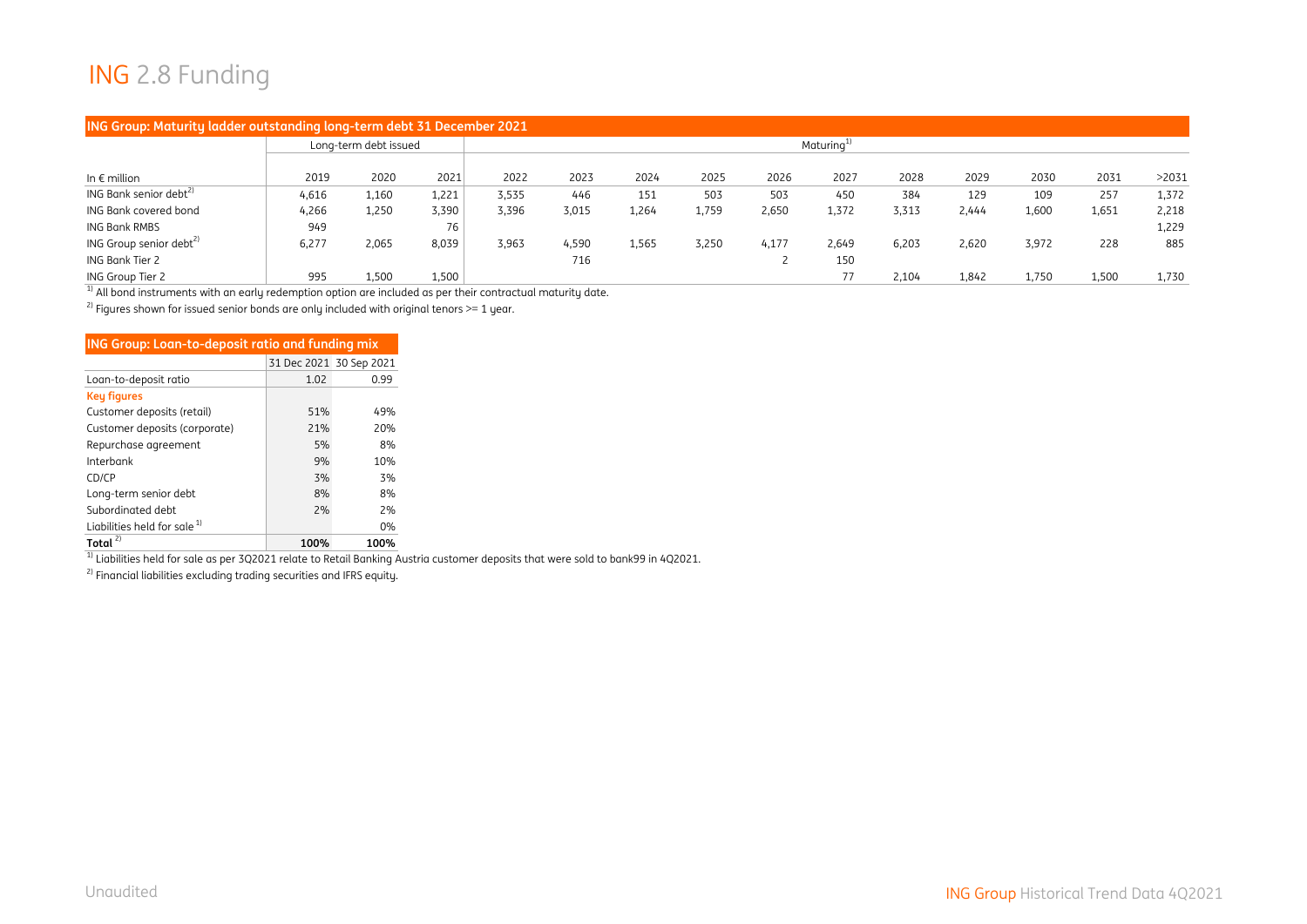# ING 2.8 Funding

**ING Group: Maturity ladder outstanding long-term debt 31 December 2021**

| | Long-term debt issued | | | Maturing[1] | | | | | | | | | | |
|---|---|---|---|---|---|---|---|---|---|---|---|---|---|---|
| In € million | 2019 | 2020 | 2021 | 2022 | 2023 | 2024 | 2025 | 2026 | 2027 | 2028 | 2029 | 2030 | 2031 | >2031 |
| ING Bank senior debt[2] | 4,616 | 1,160 | 1,221 | 3,535 | 446 | 151 | 503 | 503 | 450 | 384 | 129 | 109 | 257 | 1,372 |
| ING Bank covered bond | 4,266 | 1,250 | 3,390 | 3,396 | 3,015 | 1,264 | 1,759 | 2,650 | 1,372 | 3,313 | 2,444 | 1,600 | 1,651 | 2,218 |
| ING Bank RMBS | 949 | | 76 | | | | | | | | | | | 1,229 |
| ING Group senior debt[2] | 6,277 | 2,065 | 8,039 | 3,963 | 4,590 | 1,565 | 3,250 | 4,177 | 2,649 | 6,203 | 2,620 | 3,972 | 228 | 885 |
| ING Bank Tier 2 | | | | | 716 | | | 2 | 150 | | | | | |
| ING Group Tier 2 | 995 | 1,500 | 1,500 | | | | | | 77 | 2,104 | 1,842 | 1,750 | 1,500 | 1,730 |

[1] All bond instruments with an early redemption option are included as per their contractual maturity date.

[2] Figures shown for issued senior bonds are only included with original tenors >= 1 year.

**ING Group: Loan-to-deposit ratio and funding mix**

| | 31 Dec 2021 | 30 Sep 2021 |
|---|---|---|
| Loan-to-deposit ratio | 1.02 | 0.99 |
| **Key figures** | | |
| Customer deposits (retail) | 51% | 49% |
| Customer deposits (corporate) | 21% | 20% |
| Repurchase agreement | 5% | 8% |
| Interbank | 9% | 10% |
| CD/CP | 3% | 3% |
| Long-term senior debt | 8% | 8% |
| Subordinated debt | 2% | 2% |
| Liabilities held for sale [1] | | 0% |
| **Total** [2] | **100%** | **100%** |

[1] Liabilities held for sale as per 3Q2021 relate to Retail Banking Austria customer deposits that were sold to bank99 in 4Q2021.

[2] Financial liabilities excluding trading securities and IFRS equity.

Unaudited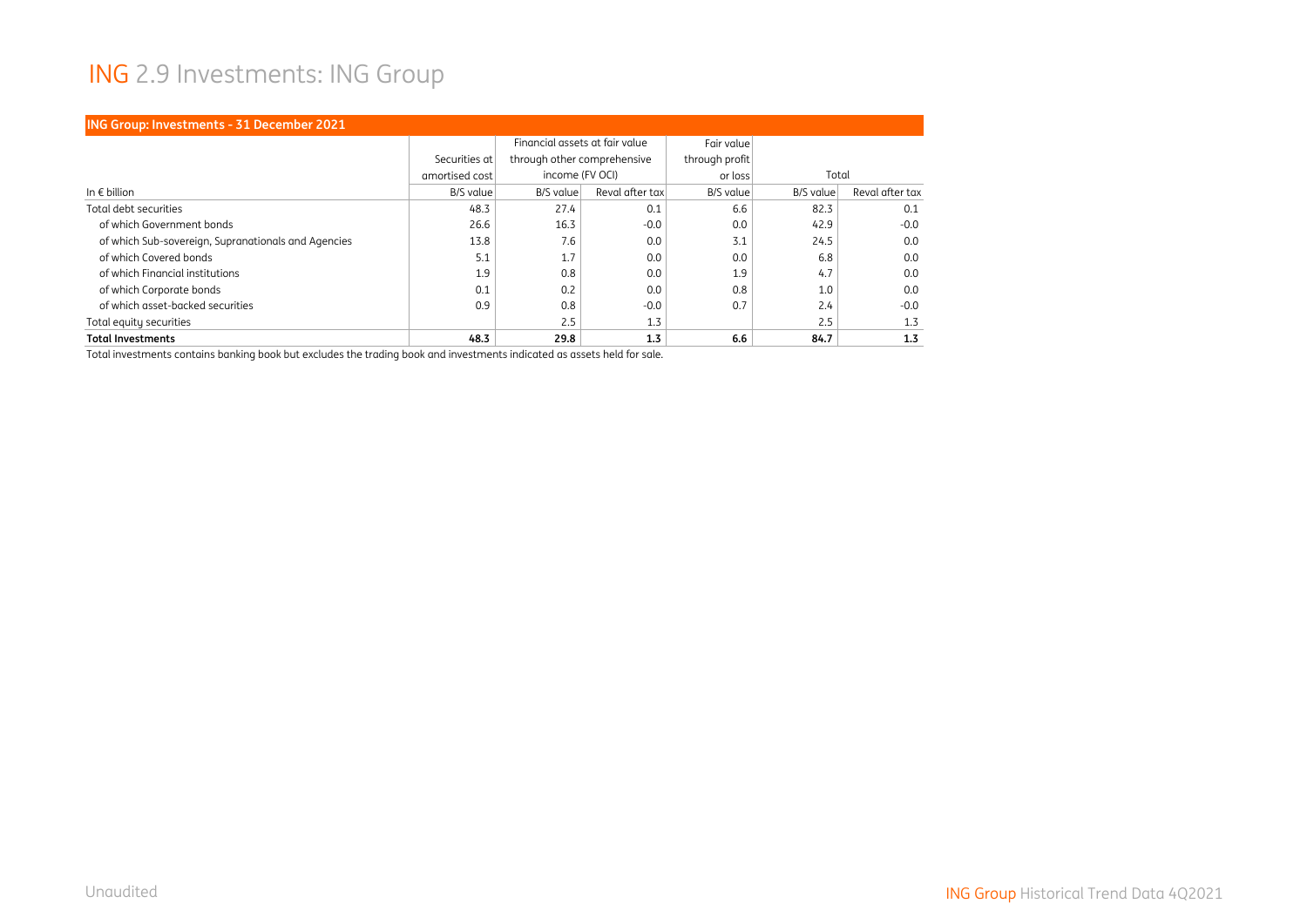# ING 2.9 Investments: ING Group

| ING Group: Investments - 31 December 2021 | | | | | | |
|---|---|---|---|---|---|---|
| | Securities at amortised cost | Financial assets at fair value through other comprehensive income (FV OCI) | | Fair value through profit or loss | Total | |
| In € billion | B/S value | B/S value | Reval after tax | B/S value | B/S value | Reval after tax |
| Total debt securities | 48.3 | 27.4 | 0.1 | 6.6 | 82.3 | 0.1 |
| of which Government bonds | 26.6 | 16.3 | -0.0 | 0.0 | 42.9 | -0.0 |
| of which Sub-sovereign, Supranationals and Agencies | 13.8 | 7.6 | 0.0 | 3.1 | 24.5 | 0.0 |
| of which Covered bonds | 5.1 | 1.7 | 0.0 | 0.0 | 6.8 | 0.0 |
| of which Financial institutions | 1.9 | 0.8 | 0.0 | 1.9 | 4.7 | 0.0 |
| of which Corporate bonds | 0.1 | 0.2 | 0.0 | 0.8 | 1.0 | 0.0 |
| of which asset-backed securities | 0.9 | 0.8 | -0.0 | 0.7 | 2.4 | -0.0 |
| Total equity securities | | 2.5 | 1.3 | | 2.5 | 1.3 |
| **Total Investments** | **48.3** | **29.8** | **1.3** | **6.6** | **84.7** | **1.3** |

Total investments contains banking book but excludes the trading book and investments indicated as assets held for sale.

Unaudited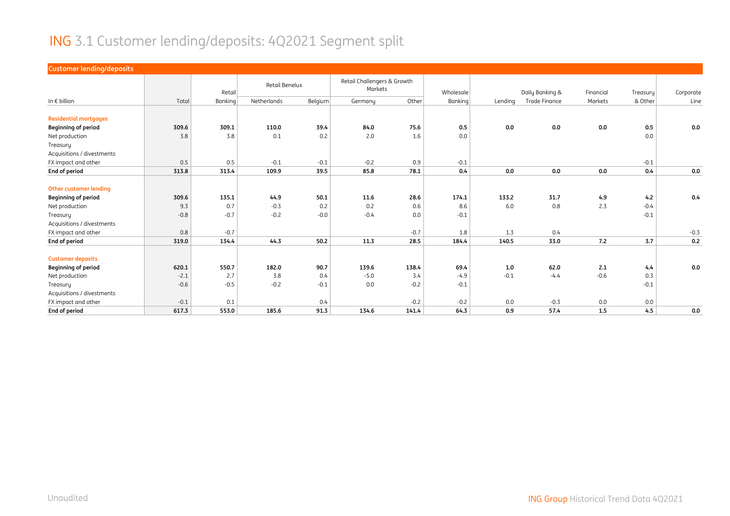# ING 3.1 Customer lending/deposits: 4Q2021 Segment split

**Customer lending/deposits**

| In € billion | Total | Retail Banking | Retail Benelux | | Retail Challengers & Growth Markets | | Wholesale Banking | Lending | Daily Banking & Trade Finance | Financial Markets | Treasury & Other | Corporate Line |
|---|---|---|---|---|---|---|---|---|---|---|---|---|
| | | | Netherlands | Belgium | Germany | Other | | | | | | |
| **Residential mortgages** | | | | | | | | | | | | |
| **Beginning of period** | **309.6** | **309.1** | **110.0** | **39.4** | **84.0** | **75.6** | **0.5** | **0.0** | **0.0** | **0.0** | **0.5** | **0.0** |
| Net production | 3.8 | 3.8 | 0.1 | 0.2 | 2.0 | 1.6 | 0.0 | | | | 0.0 | |
| Treasury | | | | | | | | | | | | |
| Acquisitions / divestments | | | | | | | | | | | | |
| FX impact and other | 0.5 | 0.5 | -0.1 | -0.1 | -0.2 | 0.9 | -0.1 | | | | -0.1 | |
| **End of period** | **313.8** | **313.4** | **109.9** | **39.5** | **85.8** | **78.1** | **0.4** | **0.0** | **0.0** | **0.0** | **0.4** | **0.0** |
| **Other customer lending** | | | | | | | | | | | | |
| **Beginning of period** | **309.6** | **135.1** | **44.9** | **50.1** | **11.6** | **28.6** | **174.1** | **133.2** | **31.7** | **4.9** | **4.2** | **0.4** |
| Net production | 9.3 | 0.7 | -0.3 | 0.2 | 0.2 | 0.6 | 8.6 | 6.0 | 0.8 | 2.3 | -0.4 | |
| Treasury | -0.8 | -0.7 | -0.2 | -0.0 | -0.4 | 0.0 | -0.1 | | | | -0.1 | |
| Acquisitions / divestments | | | | | | | | | | | | |
| FX impact and other | 0.8 | -0.7 | | | | -0.7 | 1.8 | 1.3 | 0.4 | | | -0.3 |
| **End of period** | **319.0** | **134.4** | **44.3** | **50.2** | **11.3** | **28.5** | **184.4** | **140.5** | **33.0** | **7.2** | **3.7** | **0.2** |
| **Customer deposits** | | | | | | | | | | | | |
| **Beginning of period** | **620.1** | **550.7** | **182.0** | **90.7** | **139.6** | **138.4** | **69.4** | **1.0** | **62.0** | **2.1** | **4.4** | **0.0** |
| Net production | -2.1 | 2.7 | 3.8 | 0.4 | -5.0 | 3.4 | -4.9 | -0.1 | -4.4 | -0.6 | 0.3 | |
| Treasury | -0.6 | -0.5 | -0.2 | -0.1 | 0.0 | -0.2 | -0.1 | | | | -0.1 | |
| Acquisitions / divestments | | | | | | | | | | | | |
| FX impact and other | -0.1 | 0.1 | | 0.4 | | -0.2 | -0.2 | 0.0 | -0.3 | 0.0 | 0.0 | |
| **End of period** | **617.3** | **553.0** | **185.6** | **91.3** | **134.6** | **141.4** | **64.3** | **0.9** | **57.4** | **1.5** | **4.5** | **0.0** |

Unaudited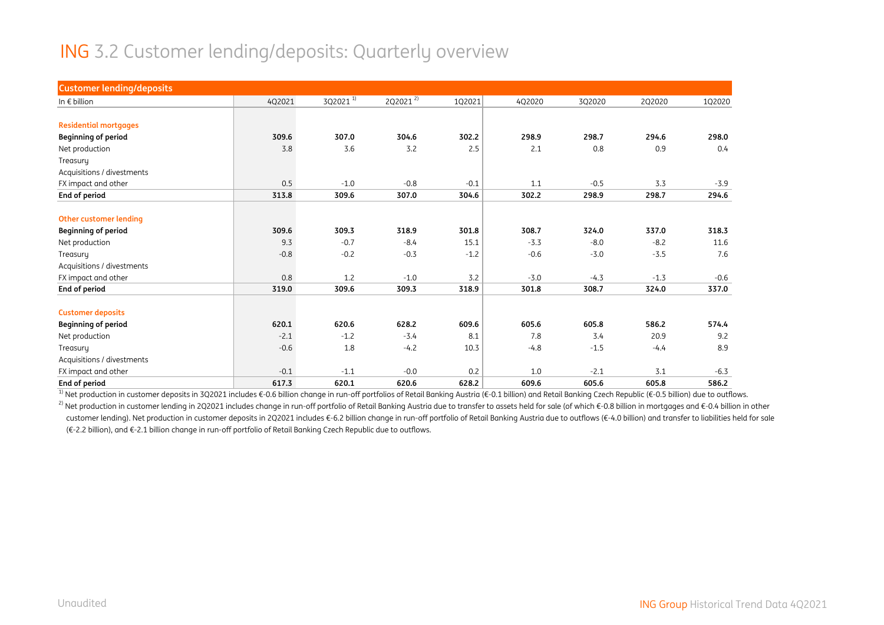# ING 3.2 Customer lending/deposits: Quarterly overview

| Customer lending/deposits | | | | | | | | |
|---|---|---|---|---|---|---|---|---|
| In € billion | 4Q2021 | 3Q2021 [1] | 2Q2021 [2] | 1Q2021 | 4Q2020 | 3Q2020 | 2Q2020 | 1Q2020 |
| **Residential mortgages** | | | | | | | | |
| **Beginning of period** | **309.6** | **307.0** | **304.6** | **302.2** | **298.9** | **298.7** | **294.6** | **298.0** |
| Net production | 3.8 | 3.6 | 3.2 | 2.5 | 2.1 | 0.8 | 0.9 | 0.4 |
| Treasury | | | | | | | | |
| Acquisitions / divestments | | | | | | | | |
| FX impact and other | 0.5 | -1.0 | -0.8 | -0.1 | 1.1 | -0.5 | 3.3 | -3.9 |
| **End of period** | **313.8** | **309.6** | **307.0** | **304.6** | **302.2** | **298.9** | **298.7** | **294.6** |
| **Other customer lending** | | | | | | | | |
| **Beginning of period** | **309.6** | **309.3** | **318.9** | **301.8** | **308.7** | **324.0** | **337.0** | **318.3** |
| Net production | 9.3 | -0.7 | -8.4 | 15.1 | -3.3 | -8.0 | -8.2 | 11.6 |
| Treasury | -0.8 | -0.2 | -0.3 | -1.2 | -0.6 | -3.0 | -3.5 | 7.6 |
| Acquisitions / divestments | | | | | | | | |
| FX impact and other | 0.8 | 1.2 | -1.0 | 3.2 | -3.0 | -4.3 | -1.3 | -0.6 |
| **End of period** | **319.0** | **309.6** | **309.3** | **318.9** | **301.8** | **308.7** | **324.0** | **337.0** |
| **Customer deposits** | | | | | | | | |
| **Beginning of period** | **620.1** | **620.6** | **628.2** | **609.6** | **605.6** | **605.8** | **586.2** | **574.4** |
| Net production | -2.1 | -1.2 | -3.4 | 8.1 | 7.8 | 3.4 | 20.9 | 9.2 |
| Treasury | -0.6 | 1.8 | -4.2 | 10.3 | -4.8 | -1.5 | -4.4 | 8.9 |
| Acquisitions / divestments | | | | | | | | |
| FX impact and other | -0.1 | -1.1 | -0.0 | 0.2 | 1.0 | -2.1 | 3.1 | -6.3 |
| **End of period** | **617.3** | **620.1** | **620.6** | **628.2** | **609.6** | **605.6** | **605.8** | **586.2** |

[1] Net production in customer deposits in 3Q2021 includes €-0.6 billion change in run-off portfolios of Retail Banking Austria (€-0.1 billion) and Retail Banking Czech Republic (€-0.5 billion) due to outflows.

[2] Net production in customer lending in 2Q2021 includes change in run-off portfolio of Retail Banking Austria due to transfer to assets held for sale (of which €-0.8 billion in mortgages and €-0.4 billion in other customer lending). Net production in customer deposits in 2Q2021 includes €-6.2 billion change in run-off portfolio of Retail Banking Austria due to outflows (€-4.0 billion) and transfer to liabilities held for sale (€-2.2 billion), and €-2.1 billion change in run-off portfolio of Retail Banking Czech Republic due to outflows.

Unaudited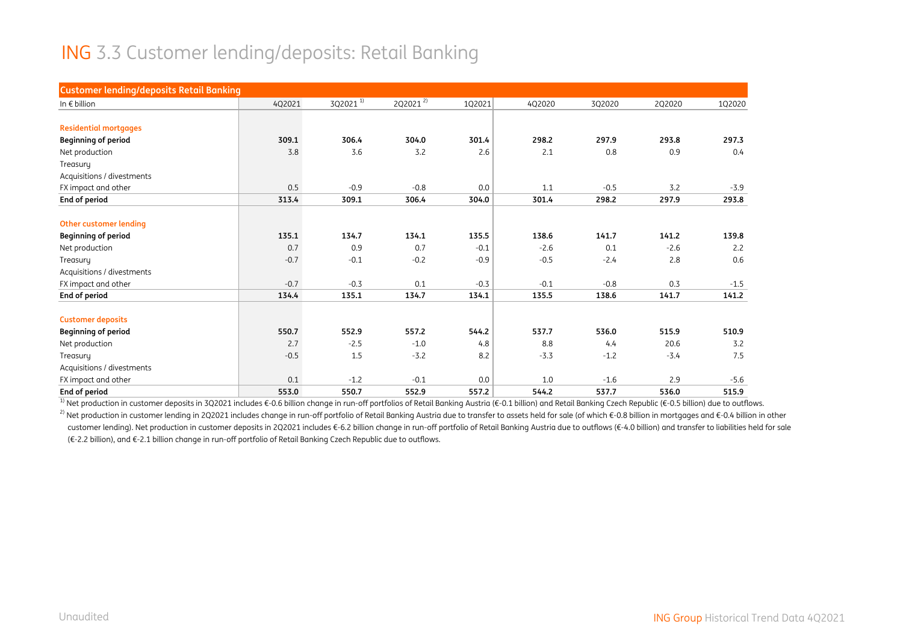# ING 3.3 Customer lending/deposits: Retail Banking

| Customer lending/deposits Retail Banking | | | | | | | | |
|---|---|---|---|---|---|---|---|---|
| In € billion | 4Q2021 | 3Q2021 [1] | 2Q2021 [2] | 1Q2021 | 4Q2020 | 3Q2020 | 2Q2020 | 1Q2020 |
| **Residential mortgages** | | | | | | | | |
| **Beginning of period** | **309.1** | **306.4** | **304.0** | **301.4** | **298.2** | **297.9** | **293.8** | **297.3** |
| Net production | 3.8 | 3.6 | 3.2 | 2.6 | 2.1 | 0.8 | 0.9 | 0.4 |
| Treasury | | | | | | | | |
| Acquisitions / divestments | | | | | | | | |
| FX impact and other | 0.5 | -0.9 | -0.8 | 0.0 | 1.1 | -0.5 | 3.2 | -3.9 |
| **End of period** | **313.4** | **309.1** | **306.4** | **304.0** | **301.4** | **298.2** | **297.9** | **293.8** |
| **Other customer lending** | | | | | | | | |
| **Beginning of period** | **135.1** | **134.7** | **134.1** | **135.5** | **138.6** | **141.7** | **141.2** | **139.8** |
| Net production | 0.7 | 0.9 | 0.7 | -0.1 | -2.6 | 0.1 | -2.6 | 2.2 |
| Treasury | -0.7 | -0.1 | -0.2 | -0.9 | -0.5 | -2.4 | 2.8 | 0.6 |
| Acquisitions / divestments | | | | | | | | |
| FX impact and other | -0.7 | -0.3 | 0.1 | -0.3 | -0.1 | -0.8 | 0.3 | -1.5 |
| **End of period** | **134.4** | **135.1** | **134.7** | **134.1** | **135.5** | **138.6** | **141.7** | **141.2** |
| **Customer deposits** | | | | | | | | |
| **Beginning of period** | **550.7** | **552.9** | **557.2** | **544.2** | **537.7** | **536.0** | **515.9** | **510.9** |
| Net production | 2.7 | -2.5 | -1.0 | 4.8 | 8.8 | 4.4 | 20.6 | 3.2 |
| Treasury | -0.5 | 1.5 | -3.2 | 8.2 | -3.3 | -1.2 | -3.4 | 7.5 |
| Acquisitions / divestments | | | | | | | | |
| FX impact and other | 0.1 | -1.2 | -0.1 | 0.0 | 1.0 | -1.6 | 2.9 | -5.6 |
| **End of period** | **553.0** | **550.7** | **552.9** | **557.2** | **544.2** | **537.7** | **536.0** | **515.9** |

[1] Net production in customer deposits in 3Q2021 includes €-0.6 billion change in run-off portfolios of Retail Banking Austria (€-0.1 billion) and Retail Banking Czech Republic (€-0.5 billion) due to outflows.

[2] Net production in customer lending in 2Q2021 includes change in run-off portfolio of Retail Banking Austria due to transfer to assets held for sale (of which €-0.8 billion in mortgages and €-0.4 billion in other customer lending). Net production in customer deposits in 2Q2021 includes €-6.2 billion change in run-off portfolio of Retail Banking Austria due to outflows (€-4.0 billion) and transfer to liabilities held for sale (€-2.2 billion), and €-2.1 billion change in run-off portfolio of Retail Banking Czech Republic due to outflows.

Unaudited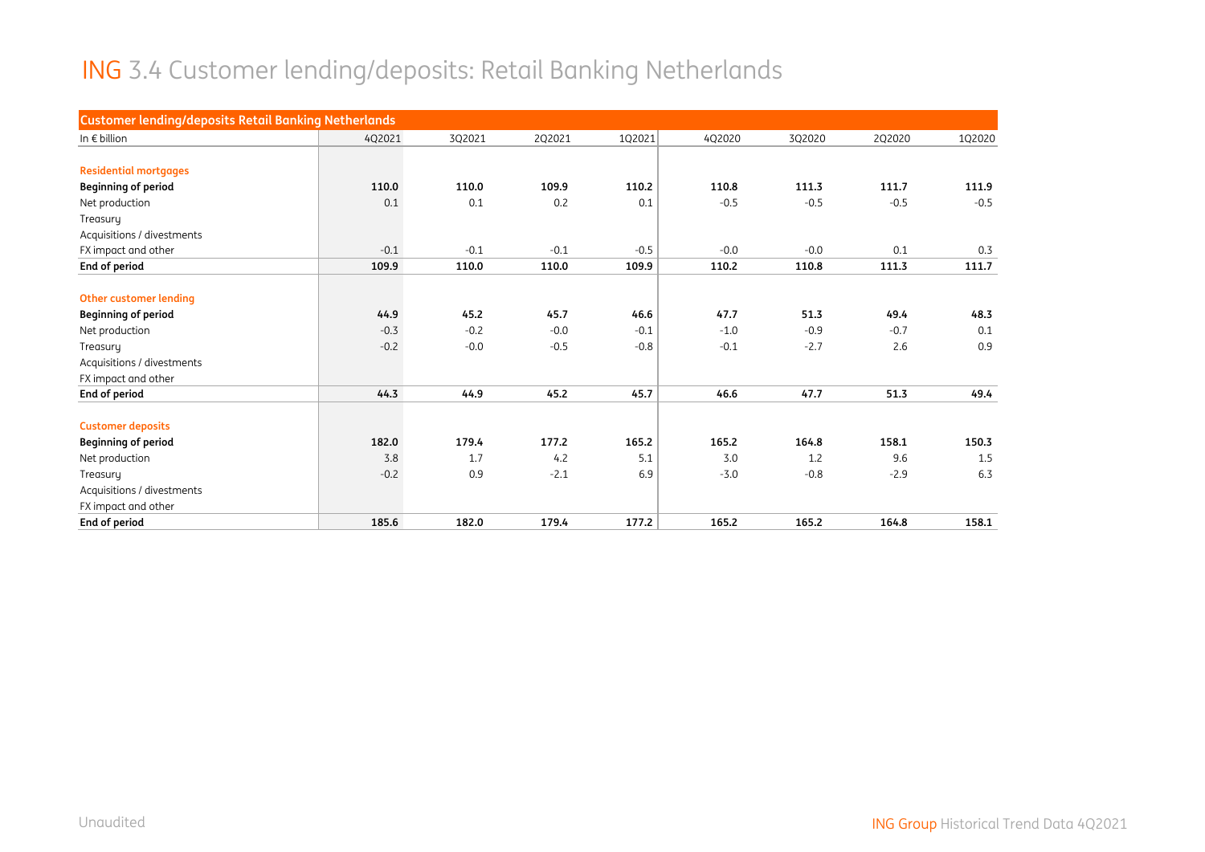# ING 3.4 Customer lending/deposits: Retail Banking Netherlands

| Customer lending/deposits Retail Banking Netherlands | | | | | | | | |
|---|---|---|---|---|---|---|---|---|
| In € billion | 4Q2021 | 3Q2021 | 2Q2021 | 1Q2021 | 4Q2020 | 3Q2020 | 2Q2020 | 1Q2020 |
| **Residential mortgages** | | | | | | | | |
| **Beginning of period** | **110.0** | **110.0** | **109.9** | **110.2** | **110.8** | **111.3** | **111.7** | **111.9** |
| Net production | 0.1 | 0.1 | 0.2 | 0.1 | -0.5 | -0.5 | -0.5 | -0.5 |
| Treasury | | | | | | | | |
| Acquisitions / divestments | | | | | | | | |
| FX impact and other | -0.1 | -0.1 | -0.1 | -0.5 | -0.0 | -0.0 | 0.1 | 0.3 |
| **End of period** | **109.9** | **110.0** | **110.0** | **109.9** | **110.2** | **110.8** | **111.3** | **111.7** |
| **Other customer lending** | | | | | | | | |
| **Beginning of period** | **44.9** | **45.2** | **45.7** | **46.6** | **47.7** | **51.3** | **49.4** | **48.3** |
| Net production | -0.3 | -0.2 | -0.0 | -0.1 | -1.0 | -0.9 | -0.7 | 0.1 |
| Treasury | -0.2 | -0.0 | -0.5 | -0.8 | -0.1 | -2.7 | 2.6 | 0.9 |
| Acquisitions / divestments | | | | | | | | |
| FX impact and other | | | | | | | | |
| **End of period** | **44.3** | **44.9** | **45.2** | **45.7** | **46.6** | **47.7** | **51.3** | **49.4** |
| **Customer deposits** | | | | | | | | |
| **Beginning of period** | **182.0** | **179.4** | **177.2** | **165.2** | **165.2** | **164.8** | **158.1** | **150.3** |
| Net production | 3.8 | 1.7 | 4.2 | 5.1 | 3.0 | 1.2 | 9.6 | 1.5 |
| Treasury | -0.2 | 0.9 | -2.1 | 6.9 | -3.0 | -0.8 | -2.9 | 6.3 |
| Acquisitions / divestments | | | | | | | | |
| FX impact and other | | | | | | | | |
| **End of period** | **185.6** | **182.0** | **179.4** | **177.2** | **165.2** | **165.2** | **164.8** | **158.1** |

Unaudited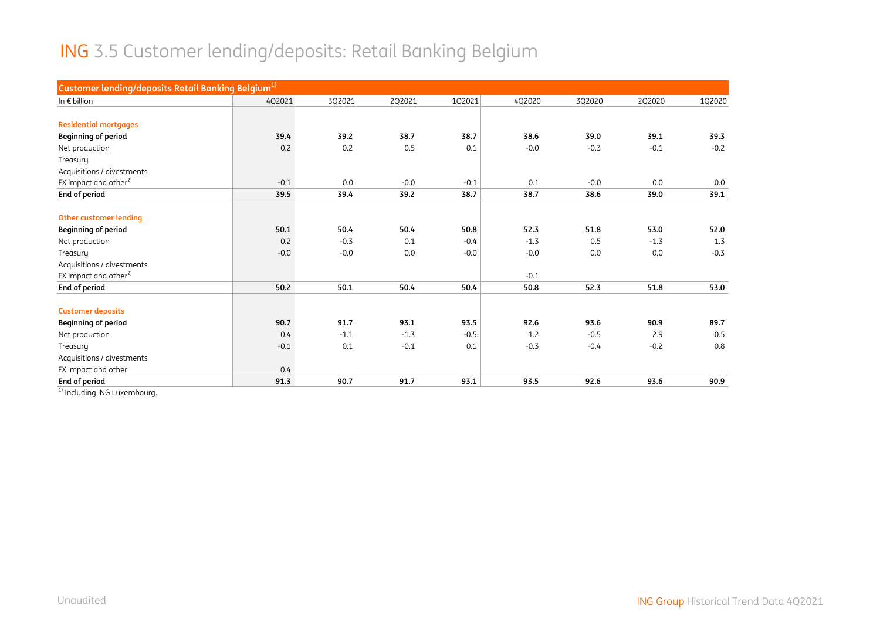# ING 3.5 Customer lending/deposits: Retail Banking Belgium

| Customer lending/deposits Retail Banking Belgium[1] | | | | | | | | |
|---|---|---|---|---|---|---|---|---|
| In € billion | 4Q2021 | 3Q2021 | 2Q2021 | 1Q2021 | 4Q2020 | 3Q2020 | 2Q2020 | 1Q2020 |
| **Residential mortgages** | | | | | | | | |
| **Beginning of period** | **39.4** | **39.2** | **38.7** | **38.7** | **38.6** | **39.0** | **39.1** | **39.3** |
| Net production | 0.2 | 0.2 | 0.5 | 0.1 | -0.0 | -0.3 | -0.1 | -0.2 |
| Treasury | | | | | | | | |
| Acquisitions / divestments | | | | | | | | |
| FX impact and other[2] | -0.1 | 0.0 | -0.0 | -0.1 | 0.1 | -0.0 | 0.0 | 0.0 |
| **End of period** | **39.5** | **39.4** | **39.2** | **38.7** | **38.7** | **38.6** | **39.0** | **39.1** |
| **Other customer lending** | | | | | | | | |
| **Beginning of period** | **50.1** | **50.4** | **50.4** | **50.8** | **52.3** | **51.8** | **53.0** | **52.0** |
| Net production | 0.2 | -0.3 | 0.1 | -0.4 | -1.3 | 0.5 | -1.3 | 1.3 |
| Treasury | -0.0 | -0.0 | 0.0 | -0.0 | -0.0 | 0.0 | 0.0 | -0.3 |
| Acquisitions / divestments | | | | | | | | |
| FX impact and other[2] | | | | | -0.1 | | | |
| **End of period** | **50.2** | **50.1** | **50.4** | **50.4** | **50.8** | **52.3** | **51.8** | **53.0** |
| **Customer deposits** | | | | | | | | |
| **Beginning of period** | **90.7** | **91.7** | **93.1** | **93.5** | **92.6** | **93.6** | **90.9** | **89.7** |
| Net production | 0.4 | -1.1 | -1.3 | -0.5 | 1.2 | -0.5 | 2.9 | 0.5 |
| Treasury | -0.1 | 0.1 | -0.1 | 0.1 | -0.3 | -0.4 | -0.2 | 0.8 |
| Acquisitions / divestments | | | | | | | | |
| FX impact and other | 0.4 | | | | | | | |
| **End of period** | **91.3** | **90.7** | **91.7** | **93.1** | **93.5** | **92.6** | **93.6** | **90.9** |

[1] Including ING Luxembourg.

Unaudited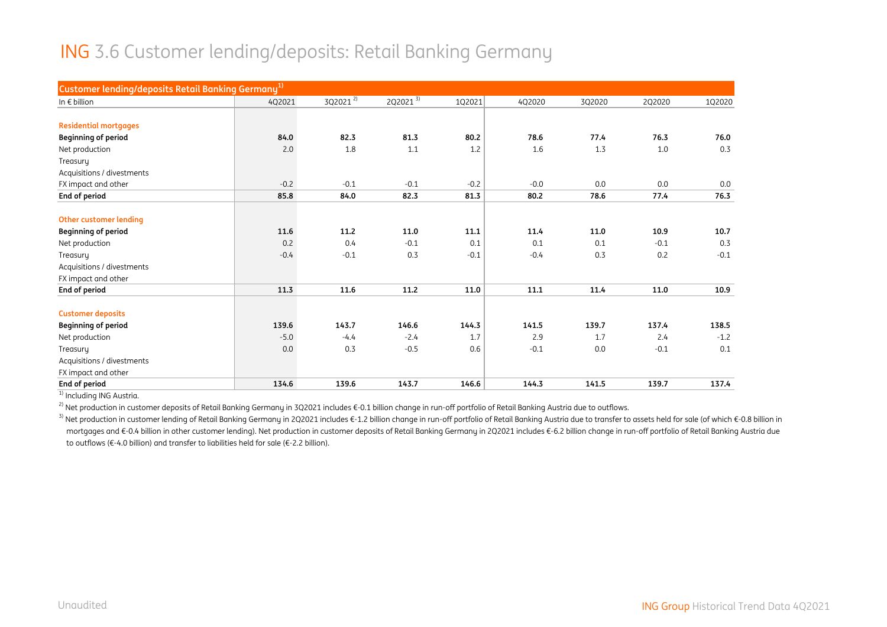# ING 3.6 Customer lending/deposits: Retail Banking Germany

| Customer lending/deposits Retail Banking Germany[1] | | | | | | | | |
|---|---|---|---|---|---|---|---|---|
| In € billion | 4Q2021 | 3Q2021[2] | 2Q2021[3] | 1Q2021 | 4Q2020 | 3Q2020 | 2Q2020 | 1Q2020 |
| **Residential mortgages** | | | | | | | | |
| **Beginning of period** | **84.0** | **82.3** | **81.3** | **80.2** | **78.6** | **77.4** | **76.3** | **76.0** |
| Net production | 2.0 | 1.8 | 1.1 | 1.2 | 1.6 | 1.3 | 1.0 | 0.3 |
| Treasury | | | | | | | | |
| Acquisitions / divestments | | | | | | | | |
| FX impact and other | -0.2 | -0.1 | -0.1 | -0.2 | -0.0 | 0.0 | 0.0 | 0.0 |
| **End of period** | **85.8** | **84.0** | **82.3** | **81.3** | **80.2** | **78.6** | **77.4** | **76.3** |
| **Other customer lending** | | | | | | | | |
| **Beginning of period** | **11.6** | **11.2** | **11.0** | **11.1** | **11.4** | **11.0** | **10.9** | **10.7** |
| Net production | 0.2 | 0.4 | -0.1 | 0.1 | 0.1 | 0.1 | -0.1 | 0.3 |
| Treasury | -0.4 | -0.1 | 0.3 | -0.1 | -0.4 | 0.3 | 0.2 | -0.1 |
| Acquisitions / divestments | | | | | | | | |
| FX impact and other | | | | | | | | |
| **End of period** | **11.3** | **11.6** | **11.2** | **11.0** | **11.1** | **11.4** | **11.0** | **10.9** |
| **Customer deposits** | | | | | | | | |
| **Beginning of period** | **139.6** | **143.7** | **146.6** | **144.3** | **141.5** | **139.7** | **137.4** | **138.5** |
| Net production | -5.0 | -4.4 | -2.4 | 1.7 | 2.9 | 1.7 | 2.4 | -1.2 |
| Treasury | 0.0 | 0.3 | -0.5 | 0.6 | -0.1 | 0.0 | -0.1 | 0.1 |
| Acquisitions / divestments | | | | | | | | |
| FX impact and other | | | | | | | | |
| **End of period** | **134.6** | **139.6** | **143.7** | **146.6** | **144.3** | **141.5** | **139.7** | **137.4** |

[1] Including ING Austria.

[2] Net production in customer deposits of Retail Banking Germany in 3Q2021 includes €-0.1 billion change in run-off portfolio of Retail Banking Austria due to outflows.

[3] Net production in customer lending of Retail Banking Germany in 2Q2021 includes €-1.2 billion change in run-off portfolio of Retail Banking Austria due to transfer to assets held for sale (of which €-0.8 billion in mortgages and €-0.4 billion in other customer lending). Net production in customer deposits of Retail Banking Germany in 2Q2021 includes €-6.2 billion change in run-off portfolio of Retail Banking Austria due to outflows (€-4.0 billion) and transfer to liabilities held for sale (€-2.2 billion).

Unaudited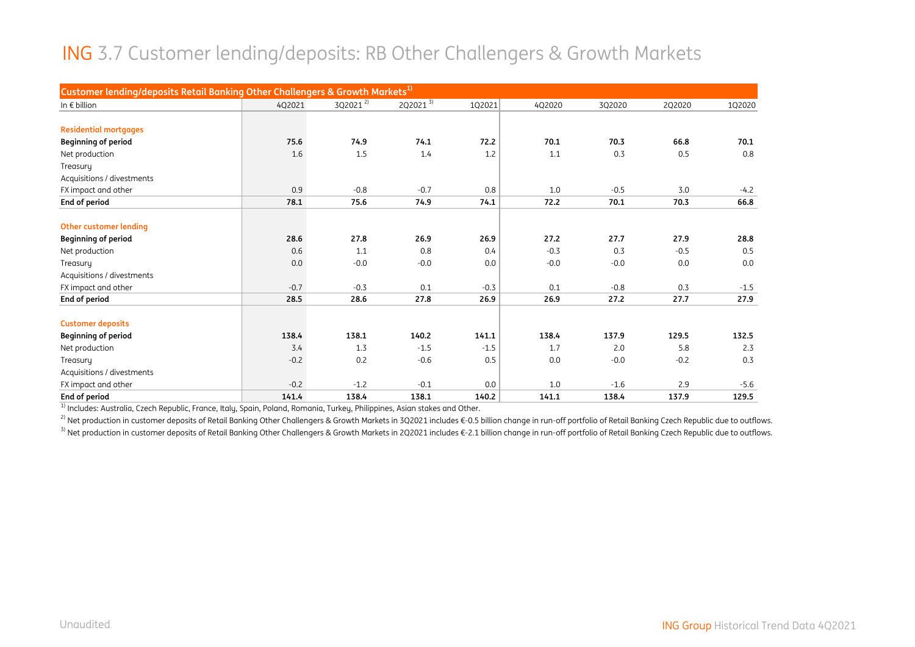# ING 3.7 Customer lending/deposits: RB Other Challengers & Growth Markets

| Customer lending/deposits Retail Banking Other Challengers & Growth Markets[1] | | | | | | | | |
|---|---|---|---|---|---|---|---|---|
| In € billion | 4Q2021 | 3Q2021 [2] | 2Q2021 [3] | 1Q2021 | 4Q2020 | 3Q2020 | 2Q2020 | 1Q2020 |
| **Residential mortgages** | | | | | | | | |
| **Beginning of period** | **75.6** | **74.9** | **74.1** | **72.2** | **70.1** | **70.3** | **66.8** | **70.1** |
| Net production | 1.6 | 1.5 | 1.4 | 1.2 | 1.1 | 0.3 | 0.5 | 0.8 |
| Treasury | | | | | | | | |
| Acquisitions / divestments | | | | | | | | |
| FX impact and other | 0.9 | -0.8 | -0.7 | 0.8 | 1.0 | -0.5 | 3.0 | -4.2 |
| **End of period** | **78.1** | **75.6** | **74.9** | **74.1** | **72.2** | **70.1** | **70.3** | **66.8** |
| **Other customer lending** | | | | | | | | |
| **Beginning of period** | **28.6** | **27.8** | **26.9** | **26.9** | **27.2** | **27.7** | **27.9** | **28.8** |
| Net production | 0.6 | 1.1 | 0.8 | 0.4 | -0.3 | 0.3 | -0.5 | 0.5 |
| Treasury | 0.0 | -0.0 | -0.0 | 0.0 | -0.0 | -0.0 | 0.0 | 0.0 |
| Acquisitions / divestments | | | | | | | | |
| FX impact and other | -0.7 | -0.3 | 0.1 | -0.3 | 0.1 | -0.8 | 0.3 | -1.5 |
| **End of period** | **28.5** | **28.6** | **27.8** | **26.9** | **26.9** | **27.2** | **27.7** | **27.9** |
| **Customer deposits** | | | | | | | | |
| **Beginning of period** | **138.4** | **138.1** | **140.2** | **141.1** | **138.4** | **137.9** | **129.5** | **132.5** |
| Net production | 3.4 | 1.3 | -1.5 | -1.5 | 1.7 | 2.0 | 5.8 | 2.3 |
| Treasury | -0.2 | 0.2 | -0.6 | 0.5 | 0.0 | -0.0 | -0.2 | 0.3 |
| Acquisitions / divestments | | | | | | | | |
| FX impact and other | -0.2 | -1.2 | -0.1 | 0.0 | 1.0 | -1.6 | 2.9 | -5.6 |
| **End of period** | **141.4** | **138.4** | **138.1** | **140.2** | **141.1** | **138.4** | **137.9** | **129.5** |

[1] Includes: Australia, Czech Republic, France, Italy, Spain, Poland, Romania, Turkey, Philippines, Asian stakes and Other.

[2] Net production in customer deposits of Retail Banking Other Challengers & Growth Markets in 3Q2021 includes €-0.5 billion change in run-off portfolio of Retail Banking Czech Republic due to outflows.

[3] Net production in customer deposits of Retail Banking Other Challengers & Growth Markets in 2Q2021 includes €-2.1 billion change in run-off portfolio of Retail Banking Czech Republic due to outflows.

Unaudited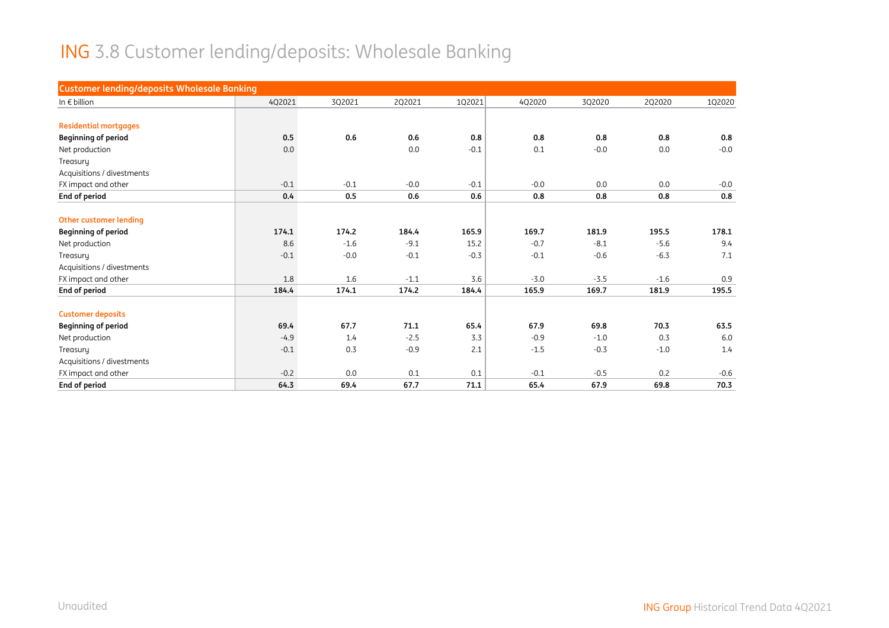# ING 3.8 Customer lending/deposits: Wholesale Banking

| Customer lending/deposits Wholesale Banking | | | | | | | | |
|---|---|---|---|---|---|---|---|---|
| In € billion | 4Q2021 | 3Q2021 | 2Q2021 | 1Q2021 | 4Q2020 | 3Q2020 | 2Q2020 | 1Q2020 |
| **Residential mortgages** | | | | | | | | |
| **Beginning of period** | **0.5** | **0.6** | **0.6** | **0.8** | **0.8** | **0.8** | **0.8** | **0.8** |
| Net production | 0.0 | | 0.0 | -0.1 | 0.1 | -0.0 | 0.0 | -0.0 |
| Treasury | | | | | | | | |
| Acquisitions / divestments | | | | | | | | |
| FX impact and other | -0.1 | -0.1 | -0.0 | -0.1 | -0.0 | 0.0 | 0.0 | -0.0 |
| **End of period** | **0.4** | **0.5** | **0.6** | **0.6** | **0.8** | **0.8** | **0.8** | **0.8** |
| **Other customer lending** | | | | | | | | |
| **Beginning of period** | **174.1** | **174.2** | **184.4** | **165.9** | **169.7** | **181.9** | **195.5** | **178.1** |
| Net production | 8.6 | -1.6 | -9.1 | 15.2 | -0.7 | -8.1 | -5.6 | 9.4 |
| Treasury | -0.1 | -0.0 | -0.1 | -0.3 | -0.1 | -0.6 | -6.3 | 7.1 |
| Acquisitions / divestments | | | | | | | | |
| FX impact and other | 1.8 | 1.6 | -1.1 | 3.6 | -3.0 | -3.5 | -1.6 | 0.9 |
| **End of period** | **184.4** | **174.1** | **174.2** | **184.4** | **165.9** | **169.7** | **181.9** | **195.5** |
| **Customer deposits** | | | | | | | | |
| **Beginning of period** | **69.4** | **67.7** | **71.1** | **65.4** | **67.9** | **69.8** | **70.3** | **63.5** |
| Net production | -4.9 | 1.4 | -2.5 | 3.3 | -0.9 | -1.0 | 0.3 | 6.0 |
| Treasury | -0.1 | 0.3 | -0.9 | 2.1 | -1.5 | -0.3 | -1.0 | 1.4 |
| Acquisitions / divestments | | | | | | | | |
| FX impact and other | -0.2 | 0.0 | 0.1 | 0.1 | -0.1 | -0.5 | 0.2 | -0.6 |
| **End of period** | **64.3** | **69.4** | **67.7** | **71.1** | **65.4** | **67.9** | **69.8** | **70.3** |

Unaudited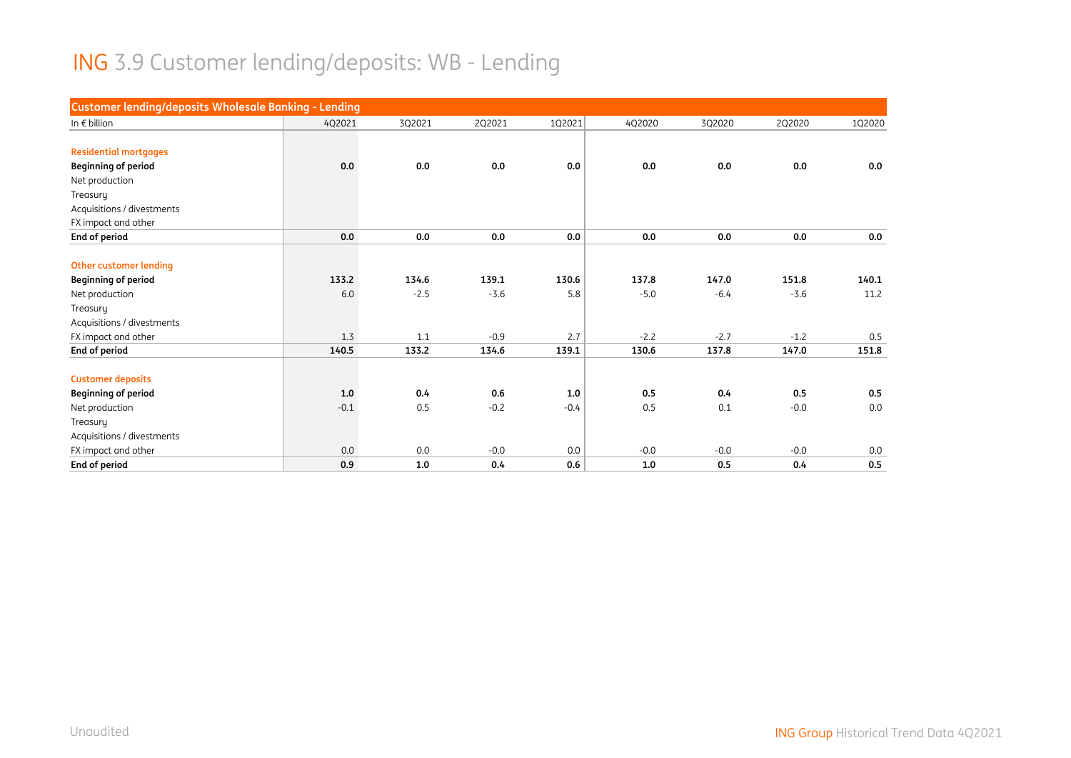# ING 3.9 Customer lending/deposits: WB - Lending

| Customer lending/deposits Wholesale Banking - Lending | | | | | | | | |
|---|---|---|---|---|---|---|---|---|
| In € billion | 4Q2021 | 3Q2021 | 2Q2021 | 1Q2021 | 4Q2020 | 3Q2020 | 2Q2020 | 1Q2020 |
| **Residential mortgages** | | | | | | | | |
| **Beginning of period** | **0.0** | **0.0** | **0.0** | **0.0** | **0.0** | **0.0** | **0.0** | **0.0** |
| Net production | | | | | | | | |
| Treasury | | | | | | | | |
| Acquisitions / divestments | | | | | | | | |
| FX impact and other | | | | | | | | |
| **End of period** | **0.0** | **0.0** | **0.0** | **0.0** | **0.0** | **0.0** | **0.0** | **0.0** |
| **Other customer lending** | | | | | | | | |
| **Beginning of period** | **133.2** | **134.6** | **139.1** | **130.6** | **137.8** | **147.0** | **151.8** | **140.1** |
| Net production | 6.0 | -2.5 | -3.6 | 5.8 | -5.0 | -6.4 | -3.6 | 11.2 |
| Treasury | | | | | | | | |
| Acquisitions / divestments | | | | | | | | |
| FX impact and other | 1.3 | 1.1 | -0.9 | 2.7 | -2.2 | -2.7 | -1.2 | 0.5 |
| **End of period** | **140.5** | **133.2** | **134.6** | **139.1** | **130.6** | **137.8** | **147.0** | **151.8** |
| **Customer deposits** | | | | | | | | |
| **Beginning of period** | **1.0** | **0.4** | **0.6** | **1.0** | **0.5** | **0.4** | **0.5** | **0.5** |
| Net production | -0.1 | 0.5 | -0.2 | -0.4 | 0.5 | 0.1 | -0.0 | 0.0 |
| Treasury | | | | | | | | |
| Acquisitions / divestments | | | | | | | | |
| FX impact and other | 0.0 | 0.0 | -0.0 | 0.0 | -0.0 | -0.0 | -0.0 | 0.0 |
| **End of period** | **0.9** | **1.0** | **0.4** | **0.6** | **1.0** | **0.5** | **0.4** | **0.5** |

Unaudited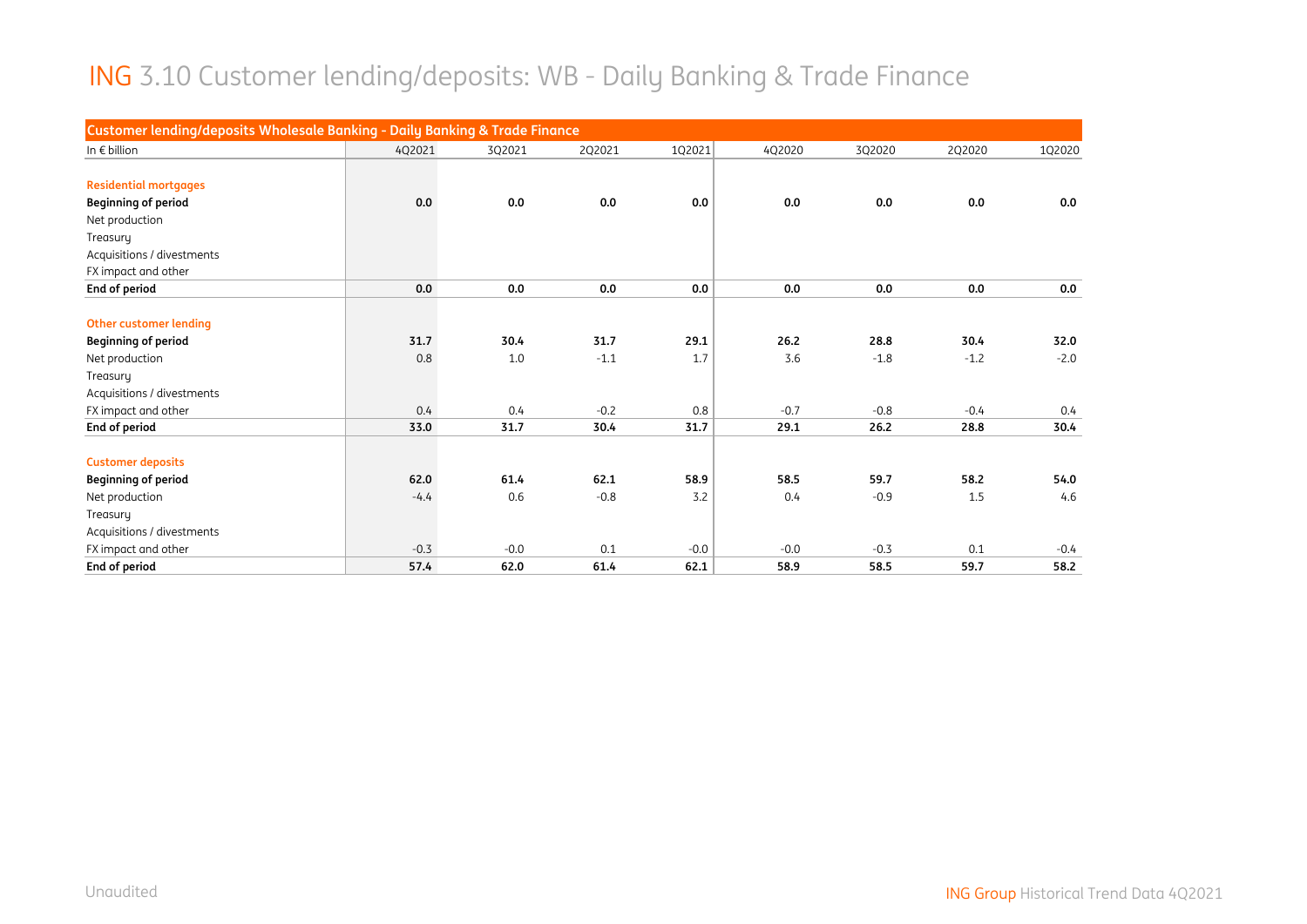# ING 3.10 Customer lending/deposits: WB - Daily Banking & Trade Finance

| Customer lending/deposits Wholesale Banking - Daily Banking & Trade Finance | | | | | | | | |
|---|---|---|---|---|---|---|---|---|
| In € billion | 4Q2021 | 3Q2021 | 2Q2021 | 1Q2021 | 4Q2020 | 3Q2020 | 2Q2020 | 1Q2020 |
| **Residential mortgages** | | | | | | | | |
| **Beginning of period** | **0.0** | **0.0** | **0.0** | **0.0** | **0.0** | **0.0** | **0.0** | **0.0** |
| Net production | | | | | | | | |
| Treasury | | | | | | | | |
| Acquisitions / divestments | | | | | | | | |
| FX impact and other | | | | | | | | |
| **End of period** | **0.0** | **0.0** | **0.0** | **0.0** | **0.0** | **0.0** | **0.0** | **0.0** |
| **Other customer lending** | | | | | | | | |
| **Beginning of period** | **31.7** | **30.4** | **31.7** | **29.1** | **26.2** | **28.8** | **30.4** | **32.0** |
| Net production | 0.8 | 1.0 | -1.1 | 1.7 | 3.6 | -1.8 | -1.2 | -2.0 |
| Treasury | | | | | | | | |
| Acquisitions / divestments | | | | | | | | |
| FX impact and other | 0.4 | 0.4 | -0.2 | 0.8 | -0.7 | -0.8 | -0.4 | 0.4 |
| **End of period** | **33.0** | **31.7** | **30.4** | **31.7** | **29.1** | **26.2** | **28.8** | **30.4** |
| **Customer deposits** | | | | | | | | |
| **Beginning of period** | **62.0** | **61.4** | **62.1** | **58.9** | **58.5** | **59.7** | **58.2** | **54.0** |
| Net production | -4.4 | 0.6 | -0.8 | 3.2 | 0.4 | -0.9 | 1.5 | 4.6 |
| Treasury | | | | | | | | |
| Acquisitions / divestments | | | | | | | | |
| FX impact and other | -0.3 | -0.0 | 0.1 | -0.0 | -0.0 | -0.3 | 0.1 | -0.4 |
| **End of period** | **57.4** | **62.0** | **61.4** | **62.1** | **58.9** | **58.5** | **59.7** | **58.2** |

Unaudited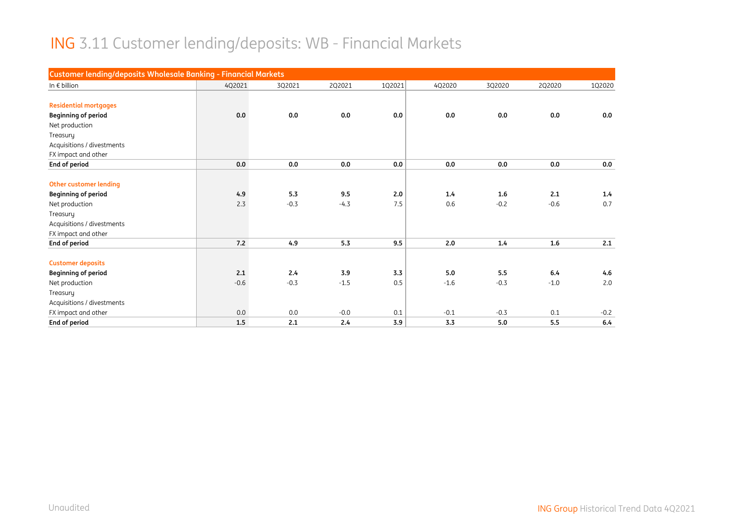# ING 3.11 Customer lending/deposits: WB - Financial Markets

| Customer lending/deposits Wholesale Banking - Financial Markets | | | | | | | | |
|---|---|---|---|---|---|---|---|---|
| In € billion | 4Q2021 | 3Q2021 | 2Q2021 | 1Q2021 | 4Q2020 | 3Q2020 | 2Q2020 | 1Q2020 |
| **Residential mortgages** | | | | | | | | |
| **Beginning of period** | **0.0** | **0.0** | **0.0** | **0.0** | **0.0** | **0.0** | **0.0** | **0.0** |
| Net production | | | | | | | | |
| Treasury | | | | | | | | |
| Acquisitions / divestments | | | | | | | | |
| FX impact and other | | | | | | | | |
| **End of period** | **0.0** | **0.0** | **0.0** | **0.0** | **0.0** | **0.0** | **0.0** | **0.0** |
| **Other customer lending** | | | | | | | | |
| **Beginning of period** | **4.9** | **5.3** | **9.5** | **2.0** | **1.4** | **1.6** | **2.1** | **1.4** |
| Net production | 2.3 | -0.3 | -4.3 | 7.5 | 0.6 | -0.2 | -0.6 | 0.7 |
| Treasury | | | | | | | | |
| Acquisitions / divestments | | | | | | | | |
| FX impact and other | | | | | | | | |
| **End of period** | **7.2** | **4.9** | **5.3** | **9.5** | **2.0** | **1.4** | **1.6** | **2.1** |
| **Customer deposits** | | | | | | | | |
| **Beginning of period** | **2.1** | **2.4** | **3.9** | **3.3** | **5.0** | **5.5** | **6.4** | **4.6** |
| Net production | -0.6 | -0.3 | -1.5 | 0.5 | -1.6 | -0.3 | -1.0 | 2.0 |
| Treasury | | | | | | | | |
| Acquisitions / divestments | | | | | | | | |
| FX impact and other | 0.0 | 0.0 | -0.0 | 0.1 | -0.1 | -0.3 | 0.1 | -0.2 |
| **End of period** | **1.5** | **2.1** | **2.4** | **3.9** | **3.3** | **5.0** | **5.5** | **6.4** |

Unaudited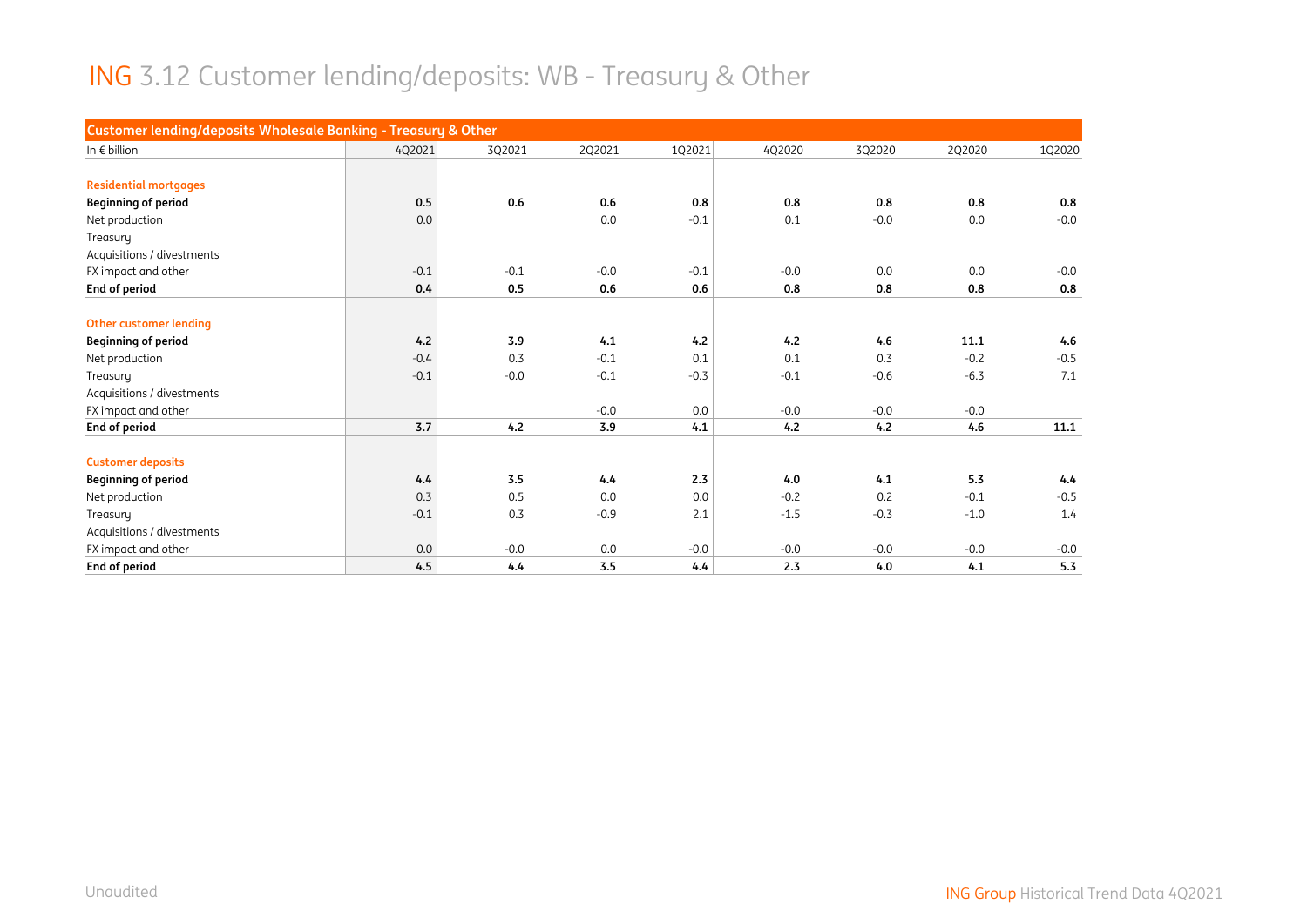# ING 3.12 Customer lending/deposits: WB - Treasury & Other

| Customer lending/deposits Wholesale Banking - Treasury & Other | | | | | | | | |
|---|---|---|---|---|---|---|---|---|
| In € billion | 4Q2021 | 3Q2021 | 2Q2021 | 1Q2021 | 4Q2020 | 3Q2020 | 2Q2020 | 1Q2020 |
| | | | | | | | | |
| **Residential mortgages** | | | | | | | | |
| **Beginning of period** | **0.5** | **0.6** | **0.6** | **0.8** | **0.8** | **0.8** | **0.8** | **0.8** |
| Net production | 0.0 | | 0.0 | -0.1 | 0.1 | -0.0 | 0.0 | -0.0 |
| Treasury | | | | | | | | |
| Acquisitions / divestments | | | | | | | | |
| FX impact and other | -0.1 | -0.1 | -0.0 | -0.1 | -0.0 | 0.0 | 0.0 | -0.0 |
| **End of period** | **0.4** | **0.5** | **0.6** | **0.6** | **0.8** | **0.8** | **0.8** | **0.8** |
| | | | | | | | | |
| **Other customer lending** | | | | | | | | |
| **Beginning of period** | **4.2** | **3.9** | **4.1** | **4.2** | **4.2** | **4.6** | **11.1** | **4.6** |
| Net production | -0.4 | 0.3 | -0.1 | 0.1 | 0.1 | 0.3 | -0.2 | -0.5 |
| Treasury | -0.1 | -0.0 | -0.1 | -0.3 | -0.1 | -0.6 | -6.3 | 7.1 |
| Acquisitions / divestments | | | | | | | | |
| FX impact and other | | | -0.0 | 0.0 | -0.0 | -0.0 | -0.0 | |
| **End of period** | **3.7** | **4.2** | **3.9** | **4.1** | **4.2** | **4.2** | **4.6** | **11.1** |
| | | | | | | | | |
| **Customer deposits** | | | | | | | | |
| **Beginning of period** | **4.4** | **3.5** | **4.4** | **2.3** | **4.0** | **4.1** | **5.3** | **4.4** |
| Net production | 0.3 | 0.5 | 0.0 | 0.0 | -0.2 | 0.2 | -0.1 | -0.5 |
| Treasury | -0.1 | 0.3 | -0.9 | 2.1 | -1.5 | -0.3 | -1.0 | 1.4 |
| Acquisitions / divestments | | | | | | | | |
| FX impact and other | 0.0 | -0.0 | 0.0 | -0.0 | -0.0 | -0.0 | -0.0 | -0.0 |
| **End of period** | **4.5** | **4.4** | **3.5** | **4.4** | **2.3** | **4.0** | **4.1** | **5.3** |

Unaudited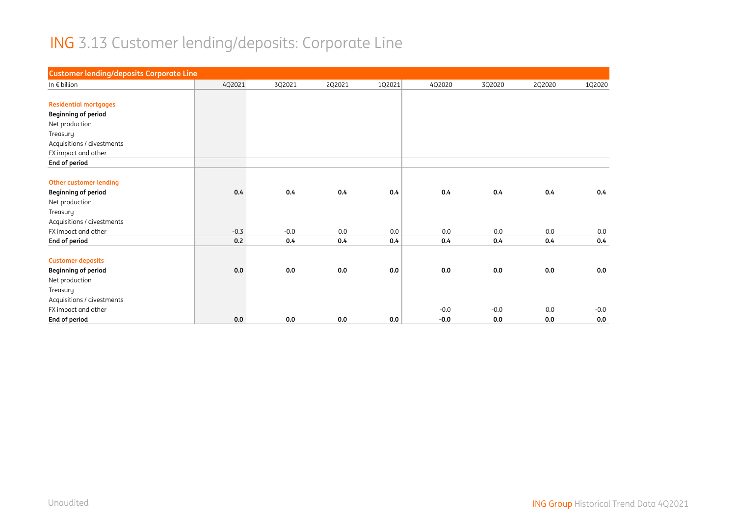# ING 3.13 Customer lending/deposits: Corporate Line

| Customer lending/deposits Corporate Line | | | | | | | | |
|---|---|---|---|---|---|---|---|---|
| In € billion | 4Q2021 | 3Q2021 | 2Q2021 | 1Q2021 | 4Q2020 | 3Q2020 | 2Q2020 | 1Q2020 |
| **Residential mortgages** | | | | | | | | |
| **Beginning of period** | | | | | | | | |
| Net production | | | | | | | | |
| Treasury | | | | | | | | |
| Acquisitions / divestments | | | | | | | | |
| FX impact and other | | | | | | | | |
| **End of period** | | | | | | | | |
| **Other customer lending** | | | | | | | | |
| **Beginning of period** | **0.4** | **0.4** | **0.4** | **0.4** | **0.4** | **0.4** | **0.4** | **0.4** |
| Net production | | | | | | | | |
| Treasury | | | | | | | | |
| Acquisitions / divestments | | | | | | | | |
| FX impact and other | -0.3 | -0.0 | 0.0 | 0.0 | 0.0 | 0.0 | 0.0 | 0.0 |
| **End of period** | **0.2** | **0.4** | **0.4** | **0.4** | **0.4** | **0.4** | **0.4** | **0.4** |
| **Customer deposits** | | | | | | | | |
| **Beginning of period** | **0.0** | **0.0** | **0.0** | **0.0** | **0.0** | **0.0** | **0.0** | **0.0** |
| Net production | | | | | | | | |
| Treasury | | | | | | | | |
| Acquisitions / divestments | | | | | | | | |
| FX impact and other | | | | | -0.0 | -0.0 | 0.0 | -0.0 |
| **End of period** | **0.0** | **0.0** | **0.0** | **0.0** | **-0.0** | **0.0** | **0.0** | **0.0** |

Unaudited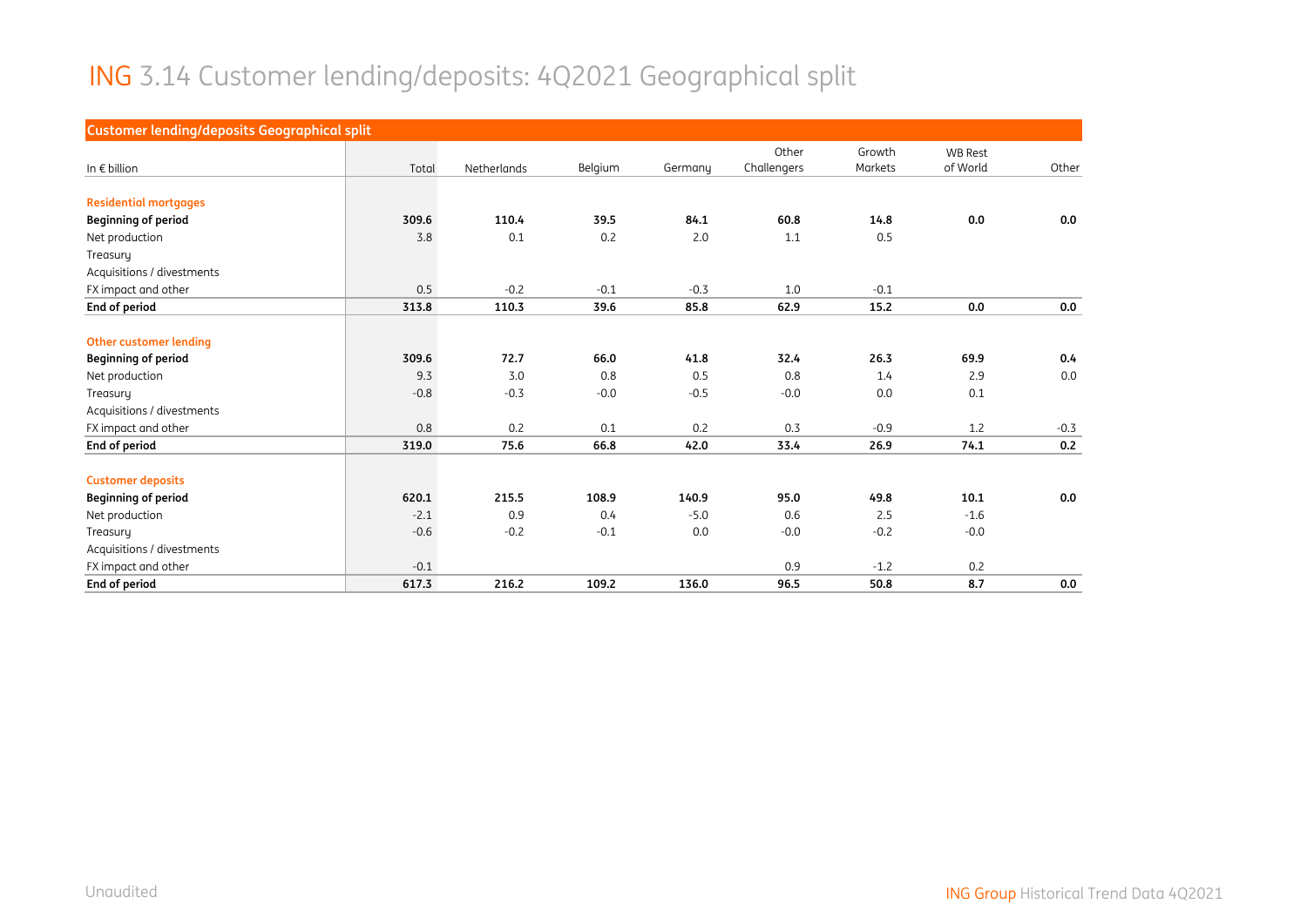# ING 3.14 Customer lending/deposits: 4Q2021 Geographical split

| Customer lending/deposits Geographical split | | | | | | | | |
|---|---|---|---|---|---|---|---|---|
| In € billion | Total | Netherlands | Belgium | Germany | Other Challengers | Growth Markets | WB Rest of World | Other |
| **Residential mortgages** | | | | | | | | |
| **Beginning of period** | **309.6** | **110.4** | **39.5** | **84.1** | **60.8** | **14.8** | **0.0** | **0.0** |
| Net production | 3.8 | 0.1 | 0.2 | 2.0 | 1.1 | 0.5 | | |
| Treasury | | | | | | | | |
| Acquisitions / divestments | | | | | | | | |
| FX impact and other | 0.5 | -0.2 | -0.1 | -0.3 | 1.0 | -0.1 | | |
| **End of period** | **313.8** | **110.3** | **39.6** | **85.8** | **62.9** | **15.2** | **0.0** | **0.0** |
| **Other customer lending** | | | | | | | | |
| **Beginning of period** | **309.6** | **72.7** | **66.0** | **41.8** | **32.4** | **26.3** | **69.9** | **0.4** |
| Net production | 9.3 | 3.0 | 0.8 | 0.5 | 0.8 | 1.4 | 2.9 | 0.0 |
| Treasury | -0.8 | -0.3 | -0.0 | -0.5 | -0.0 | 0.0 | 0.1 | |
| Acquisitions / divestments | | | | | | | | |
| FX impact and other | 0.8 | 0.2 | 0.1 | 0.2 | 0.3 | -0.9 | 1.2 | -0.3 |
| **End of period** | **319.0** | **75.6** | **66.8** | **42.0** | **33.4** | **26.9** | **74.1** | **0.2** |
| **Customer deposits** | | | | | | | | |
| **Beginning of period** | **620.1** | **215.5** | **108.9** | **140.9** | **95.0** | **49.8** | **10.1** | **0.0** |
| Net production | -2.1 | 0.9 | 0.4 | -5.0 | 0.6 | 2.5 | -1.6 | |
| Treasury | -0.6 | -0.2 | -0.1 | 0.0 | -0.0 | -0.2 | -0.0 | |
| Acquisitions / divestments | | | | | | | | |
| FX impact and other | -0.1 | | | | 0.9 | -1.2 | 0.2 | |
| **End of period** | **617.3** | **216.2** | **109.2** | **136.0** | **96.5** | **50.8** | **8.7** | **0.0** |

Unaudited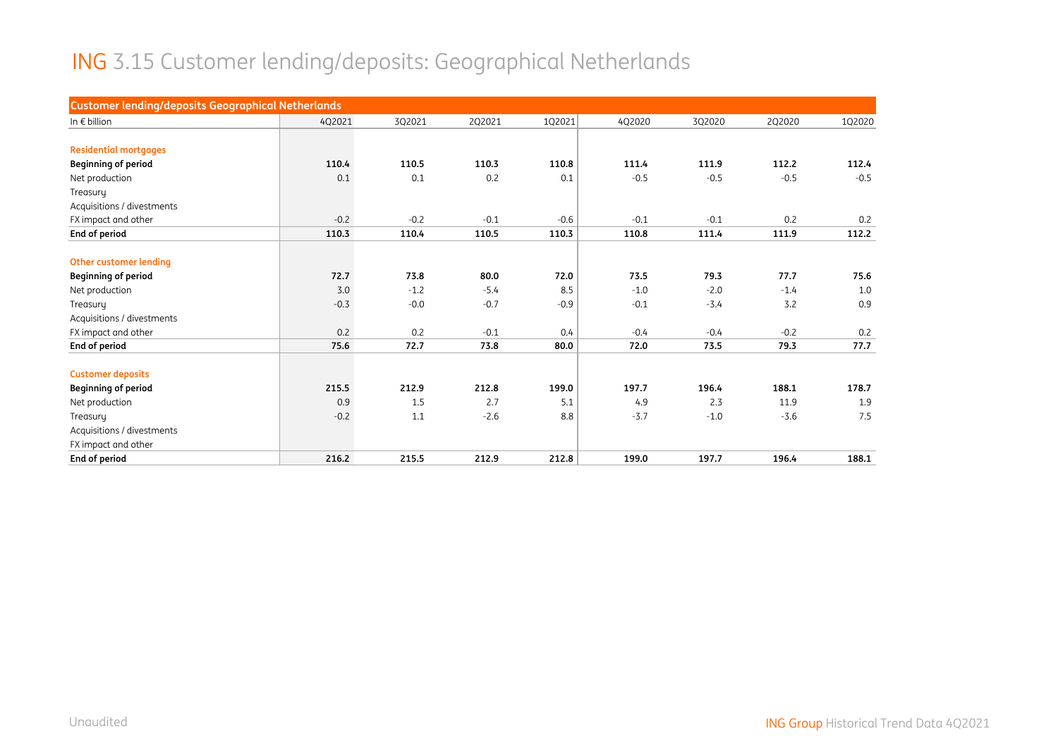# ING 3.15 Customer lending/deposits: Geographical Netherlands

| Customer lending/deposits Geographical Netherlands | | | | | | | | |
|---|---|---|---|---|---|---|---|---|
| In € billion | 4Q2021 | 3Q2021 | 2Q2021 | 1Q2021 | 4Q2020 | 3Q2020 | 2Q2020 | 1Q2020 |
| **Residential mortgages** | | | | | | | | |
| **Beginning of period** | **110.4** | **110.5** | **110.3** | **110.8** | **111.4** | **111.9** | **112.2** | **112.4** |
| Net production | 0.1 | 0.1 | 0.2 | 0.1 | -0.5 | -0.5 | -0.5 | -0.5 |
| Treasury | | | | | | | | |
| Acquisitions / divestments | | | | | | | | |
| FX impact and other | -0.2 | -0.2 | -0.1 | -0.6 | -0.1 | -0.1 | 0.2 | 0.2 |
| **End of period** | **110.3** | **110.4** | **110.5** | **110.3** | **110.8** | **111.4** | **111.9** | **112.2** |
| **Other customer lending** | | | | | | | | |
| **Beginning of period** | **72.7** | **73.8** | **80.0** | **72.0** | **73.5** | **79.3** | **77.7** | **75.6** |
| Net production | 3.0 | -1.2 | -5.4 | 8.5 | -1.0 | -2.0 | -1.4 | 1.0 |
| Treasury | -0.3 | -0.0 | -0.7 | -0.9 | -0.1 | -3.4 | 3.2 | 0.9 |
| Acquisitions / divestments | | | | | | | | |
| FX impact and other | 0.2 | 0.2 | -0.1 | 0.4 | -0.4 | -0.4 | -0.2 | 0.2 |
| **End of period** | **75.6** | **72.7** | **73.8** | **80.0** | **72.0** | **73.5** | **79.3** | **77.7** |
| **Customer deposits** | | | | | | | | |
| **Beginning of period** | **215.5** | **212.9** | **212.8** | **199.0** | **197.7** | **196.4** | **188.1** | **178.7** |
| Net production | 0.9 | 1.5 | 2.7 | 5.1 | 4.9 | 2.3 | 11.9 | 1.9 |
| Treasury | -0.2 | 1.1 | -2.6 | 8.8 | -3.7 | -1.0 | -3.6 | 7.5 |
| Acquisitions / divestments | | | | | | | | |
| FX impact and other | | | | | | | | |
| **End of period** | **216.2** | **215.5** | **212.9** | **212.8** | **199.0** | **197.7** | **196.4** | **188.1** |

Unaudited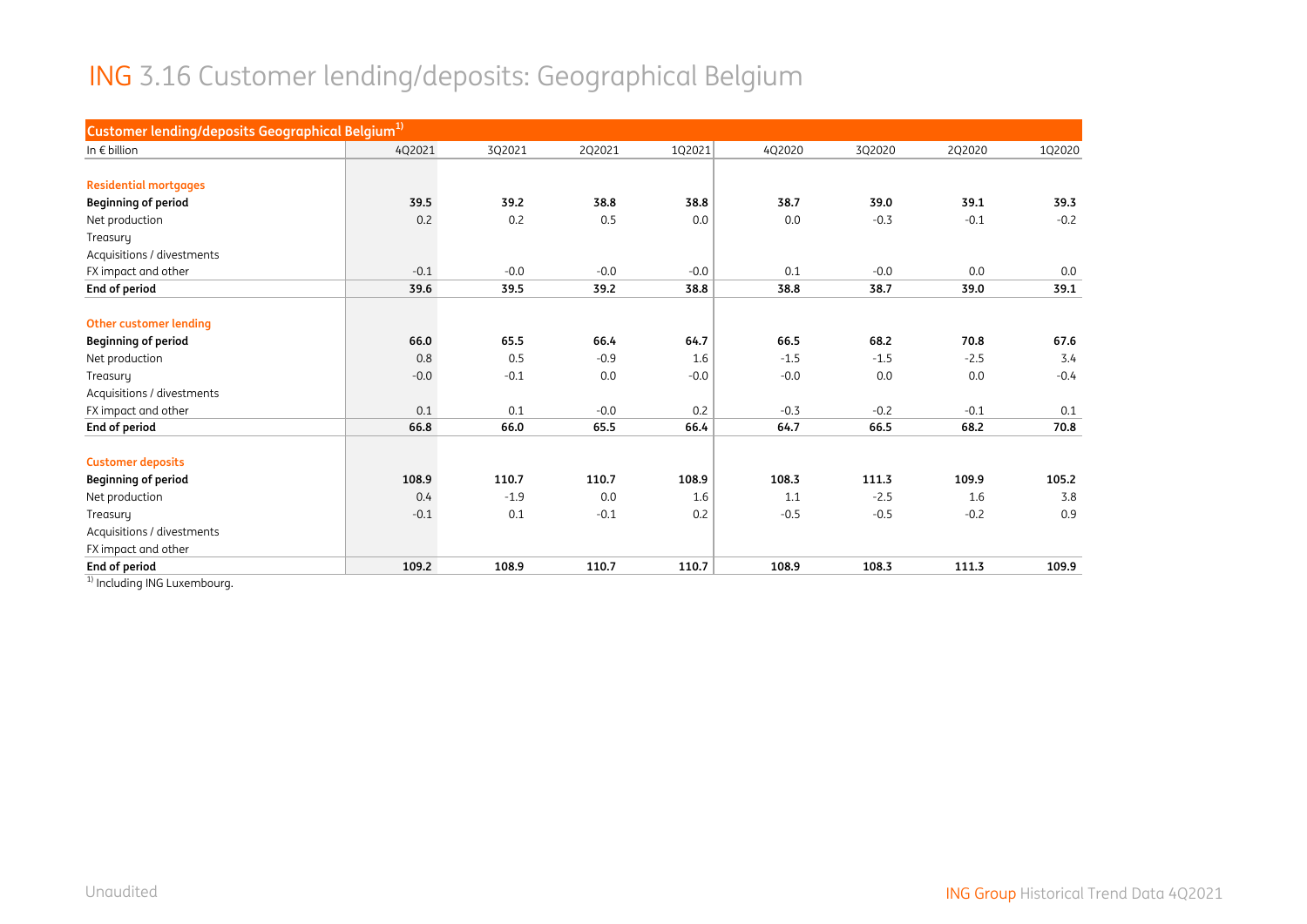# ING 3.16 Customer lending/deposits: Geographical Belgium

| Customer lending/deposits Geographical Belgium[1] | | | | | | | | |
|---|---|---|---|---|---|---|---|---|
| In € billion | 4Q2021 | 3Q2021 | 2Q2021 | 1Q2021 | 4Q2020 | 3Q2020 | 2Q2020 | 1Q2020 |
| **Residential mortgages** | | | | | | | | |
| **Beginning of period** | **39.5** | **39.2** | **38.8** | **38.8** | **38.7** | **39.0** | **39.1** | **39.3** |
| Net production | 0.2 | 0.2 | 0.5 | 0.0 | 0.0 | -0.3 | -0.1 | -0.2 |
| Treasury | | | | | | | | |
| Acquisitions / divestments | | | | | | | | |
| FX impact and other | -0.1 | -0.0 | -0.0 | -0.0 | 0.1 | -0.0 | 0.0 | 0.0 |
| **End of period** | **39.6** | **39.5** | **39.2** | **38.8** | **38.8** | **38.7** | **39.0** | **39.1** |
| **Other customer lending** | | | | | | | | |
| **Beginning of period** | **66.0** | **65.5** | **66.4** | **64.7** | **66.5** | **68.2** | **70.8** | **67.6** |
| Net production | 0.8 | 0.5 | -0.9 | 1.6 | -1.5 | -1.5 | -2.5 | 3.4 |
| Treasury | -0.0 | -0.1 | 0.0 | -0.0 | -0.0 | 0.0 | 0.0 | -0.4 |
| Acquisitions / divestments | | | | | | | | |
| FX impact and other | 0.1 | 0.1 | -0.0 | 0.2 | -0.3 | -0.2 | -0.1 | 0.1 |
| **End of period** | **66.8** | **66.0** | **65.5** | **66.4** | **64.7** | **66.5** | **68.2** | **70.8** |
| **Customer deposits** | | | | | | | | |
| **Beginning of period** | **108.9** | **110.7** | **110.7** | **108.9** | **108.3** | **111.3** | **109.9** | **105.2** |
| Net production | 0.4 | -1.9 | 0.0 | 1.6 | 1.1 | -2.5 | 1.6 | 3.8 |
| Treasury | -0.1 | 0.1 | -0.1 | 0.2 | -0.5 | -0.5 | -0.2 | 0.9 |
| Acquisitions / divestments | | | | | | | | |
| FX impact and other | | | | | | | | |
| **End of period** | **109.2** | **108.9** | **110.7** | **110.7** | **108.9** | **108.3** | **111.3** | **109.9** |

[1] Including ING Luxembourg.

Unaudited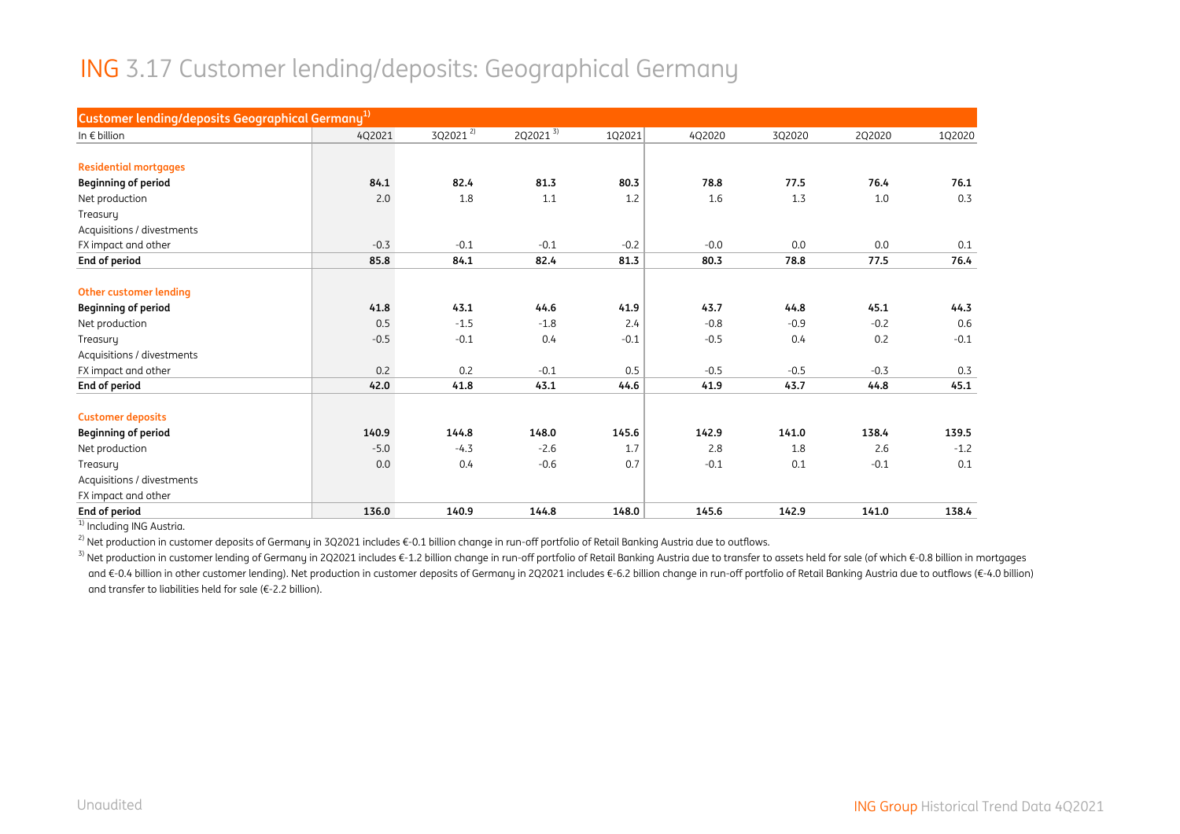# ING 3.17 Customer lending/deposits: Geographical Germany

| Customer lending/deposits Geographical Germany[1] | | | | | | | | |
|---|---|---|---|---|---|---|---|---|
| In € billion | 4Q2021 | 3Q2021 [2] | 2Q2021 [3] | 1Q2021 | 4Q2020 | 3Q2020 | 2Q2020 | 1Q2020 |
| **Residential mortgages** | | | | | | | | |
| **Beginning of period** | **84.1** | **82.4** | **81.3** | **80.3** | **78.8** | **77.5** | **76.4** | **76.1** |
| Net production | 2.0 | 1.8 | 1.1 | 1.2 | 1.6 | 1.3 | 1.0 | 0.3 |
| Treasury | | | | | | | | |
| Acquisitions / divestments | | | | | | | | |
| FX impact and other | -0.3 | -0.1 | -0.1 | -0.2 | -0.0 | 0.0 | 0.0 | 0.1 |
| **End of period** | **85.8** | **84.1** | **82.4** | **81.3** | **80.3** | **78.8** | **77.5** | **76.4** |
| **Other customer lending** | | | | | | | | |
| **Beginning of period** | **41.8** | **43.1** | **44.6** | **41.9** | **43.7** | **44.8** | **45.1** | **44.3** |
| Net production | 0.5 | -1.5 | -1.8 | 2.4 | -0.8 | -0.9 | -0.2 | 0.6 |
| Treasury | -0.5 | -0.1 | 0.4 | -0.1 | -0.5 | 0.4 | 0.2 | -0.1 |
| Acquisitions / divestments | | | | | | | | |
| FX impact and other | 0.2 | 0.2 | -0.1 | 0.5 | -0.5 | -0.5 | -0.3 | 0.3 |
| **End of period** | **42.0** | **41.8** | **43.1** | **44.6** | **41.9** | **43.7** | **44.8** | **45.1** |
| **Customer deposits** | | | | | | | | |
| **Beginning of period** | **140.9** | **144.8** | **148.0** | **145.6** | **142.9** | **141.0** | **138.4** | **139.5** |
| Net production | -5.0 | -4.3 | -2.6 | 1.7 | 2.8 | 1.8 | 2.6 | -1.2 |
| Treasury | 0.0 | 0.4 | -0.6 | 0.7 | -0.1 | 0.1 | -0.1 | 0.1 |
| Acquisitions / divestments | | | | | | | | |
| FX impact and other | | | | | | | | |
| **End of period** | **136.0** | **140.9** | **144.8** | **148.0** | **145.6** | **142.9** | **141.0** | **138.4** |

[1] Including ING Austria.

[2] Net production in customer deposits of Germany in 3Q2021 includes €-0.1 billion change in run-off portfolio of Retail Banking Austria due to outflows.

[3] Net production in customer lending of Germany in 2Q2021 includes €-1.2 billion change in run-off portfolio of Retail Banking Austria due to transfer to assets held for sale (of which €-0.8 billion in mortgages and €-0.4 billion in other customer lending). Net production in customer deposits of Germany in 2Q2021 includes €-6.2 billion change in run-off portfolio of Retail Banking Austria due to outflows (€-4.0 billion) and transfer to liabilities held for sale (€-2.2 billion).

Unaudited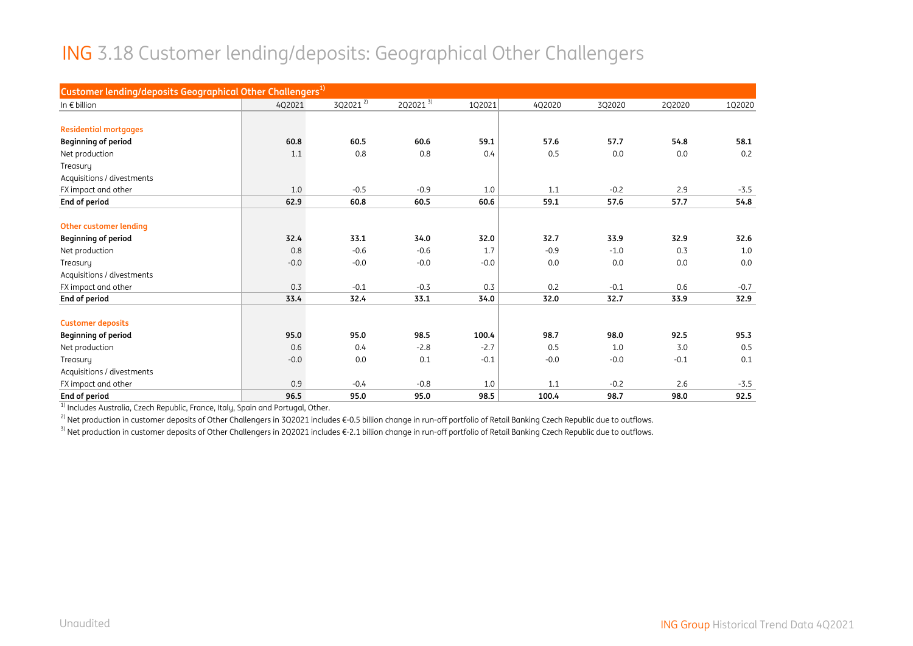# ING 3.18 Customer lending/deposits: Geographical Other Challengers

| Customer lending/deposits Geographical Other Challengers[1] | | | | | | | | |
|---|---|---|---|---|---|---|---|---|
| In € billion | 4Q2021 | 3Q2021[2] | 2Q2021[3] | 1Q2021 | 4Q2020 | 3Q2020 | 2Q2020 | 1Q2020 |
| | | | | | | | | |
| **Residential mortgages** | | | | | | | | |
| **Beginning of period** | **60.8** | **60.5** | **60.6** | **59.1** | **57.6** | **57.7** | **54.8** | **58.1** |
| Net production | 1.1 | 0.8 | 0.8 | 0.4 | 0.5 | 0.0 | 0.0 | 0.2 |
| Treasury | | | | | | | | |
| Acquisitions / divestments | | | | | | | | |
| FX impact and other | 1.0 | -0.5 | -0.9 | 1.0 | 1.1 | -0.2 | 2.9 | -3.5 |
| **End of period** | **62.9** | **60.8** | **60.5** | **60.6** | **59.1** | **57.6** | **57.7** | **54.8** |
| | | | | | | | | |
| **Other customer lending** | | | | | | | | |
| **Beginning of period** | **32.4** | **33.1** | **34.0** | **32.0** | **32.7** | **33.9** | **32.9** | **32.6** |
| Net production | 0.8 | -0.6 | -0.6 | 1.7 | -0.9 | -1.0 | 0.3 | 1.0 |
| Treasury | -0.0 | -0.0 | -0.0 | -0.0 | 0.0 | 0.0 | 0.0 | 0.0 |
| Acquisitions / divestments | | | | | | | | |
| FX impact and other | 0.3 | -0.1 | -0.3 | 0.3 | 0.2 | -0.1 | 0.6 | -0.7 |
| **End of period** | **33.4** | **32.4** | **33.1** | **34.0** | **32.0** | **32.7** | **33.9** | **32.9** |
| | | | | | | | | |
| **Customer deposits** | | | | | | | | |
| **Beginning of period** | **95.0** | **95.0** | **98.5** | **100.4** | **98.7** | **98.0** | **92.5** | **95.3** |
| Net production | 0.6 | 0.4 | -2.8 | -2.7 | 0.5 | 1.0 | 3.0 | 0.5 |
| Treasury | -0.0 | 0.0 | 0.1 | -0.1 | -0.0 | -0.0 | -0.1 | 0.1 |
| Acquisitions / divestments | | | | | | | | |
| FX impact and other | 0.9 | -0.4 | -0.8 | 1.0 | 1.1 | -0.2 | 2.6 | -3.5 |
| **End of period** | **96.5** | **95.0** | **95.0** | **98.5** | **100.4** | **98.7** | **98.0** | **92.5** |

[1] Includes Australia, Czech Republic, France, Italy, Spain and Portugal, Other.

[2] Net production in customer deposits of Other Challengers in 3Q2021 includes €-0.5 billion change in run-off portfolio of Retail Banking Czech Republic due to outflows.

[3] Net production in customer deposits of Other Challengers in 2Q2021 includes €-2.1 billion change in run-off portfolio of Retail Banking Czech Republic due to outflows.

Unaudited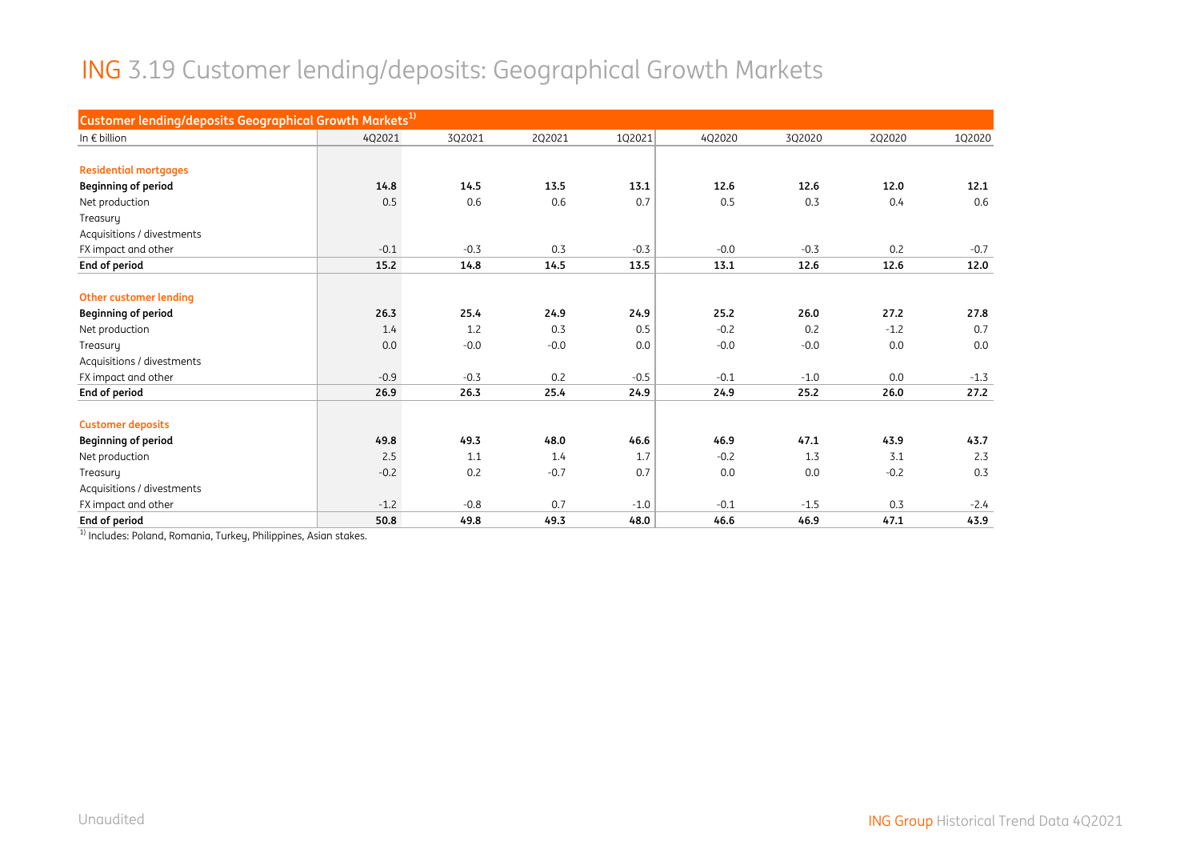# ING 3.19 Customer lending/deposits: Geographical Growth Markets

| Customer lending/deposits Geographical Growth Markets[1] | | | | | | | | |
|---|---|---|---|---|---|---|---|---|
| In € billion | 4Q2021 | 3Q2021 | 2Q2021 | 1Q2021 | 4Q2020 | 3Q2020 | 2Q2020 | 1Q2020 |
| **Residential mortgages** | | | | | | | | |
| **Beginning of period** | **14.8** | **14.5** | **13.5** | **13.1** | **12.6** | **12.6** | **12.0** | **12.1** |
| Net production | 0.5 | 0.6 | 0.6 | 0.7 | 0.5 | 0.3 | 0.4 | 0.6 |
| Treasury | | | | | | | | |
| Acquisitions / divestments | | | | | | | | |
| FX impact and other | -0.1 | -0.3 | 0.3 | -0.3 | -0.0 | -0.3 | 0.2 | -0.7 |
| **End of period** | **15.2** | **14.8** | **14.5** | **13.5** | **13.1** | **12.6** | **12.6** | **12.0** |
| **Other customer lending** | | | | | | | | |
| **Beginning of period** | **26.3** | **25.4** | **24.9** | **24.9** | **25.2** | **26.0** | **27.2** | **27.8** |
| Net production | 1.4 | 1.2 | 0.3 | 0.5 | -0.2 | 0.2 | -1.2 | 0.7 |
| Treasury | 0.0 | -0.0 | -0.0 | 0.0 | -0.0 | -0.0 | 0.0 | 0.0 |
| Acquisitions / divestments | | | | | | | | |
| FX impact and other | -0.9 | -0.3 | 0.2 | -0.5 | -0.1 | -1.0 | 0.0 | -1.3 |
| **End of period** | **26.9** | **26.3** | **25.4** | **24.9** | **24.9** | **25.2** | **26.0** | **27.2** |
| **Customer deposits** | | | | | | | | |
| **Beginning of period** | **49.8** | **49.3** | **48.0** | **46.6** | **46.9** | **47.1** | **43.9** | **43.7** |
| Net production | 2.5 | 1.1 | 1.4 | 1.7 | -0.2 | 1.3 | 3.1 | 2.3 |
| Treasury | -0.2 | 0.2 | -0.7 | 0.7 | 0.0 | 0.0 | -0.2 | 0.3 |
| Acquisitions / divestments | | | | | | | | |
| FX impact and other | -1.2 | -0.8 | 0.7 | -1.0 | -0.1 | -1.5 | 0.3 | -2.4 |
| **End of period** | **50.8** | **49.8** | **49.3** | **48.0** | **46.6** | **46.9** | **47.1** | **43.9** |

[1] Includes: Poland, Romania, Turkey, Philippines, Asian stakes.

Unaudited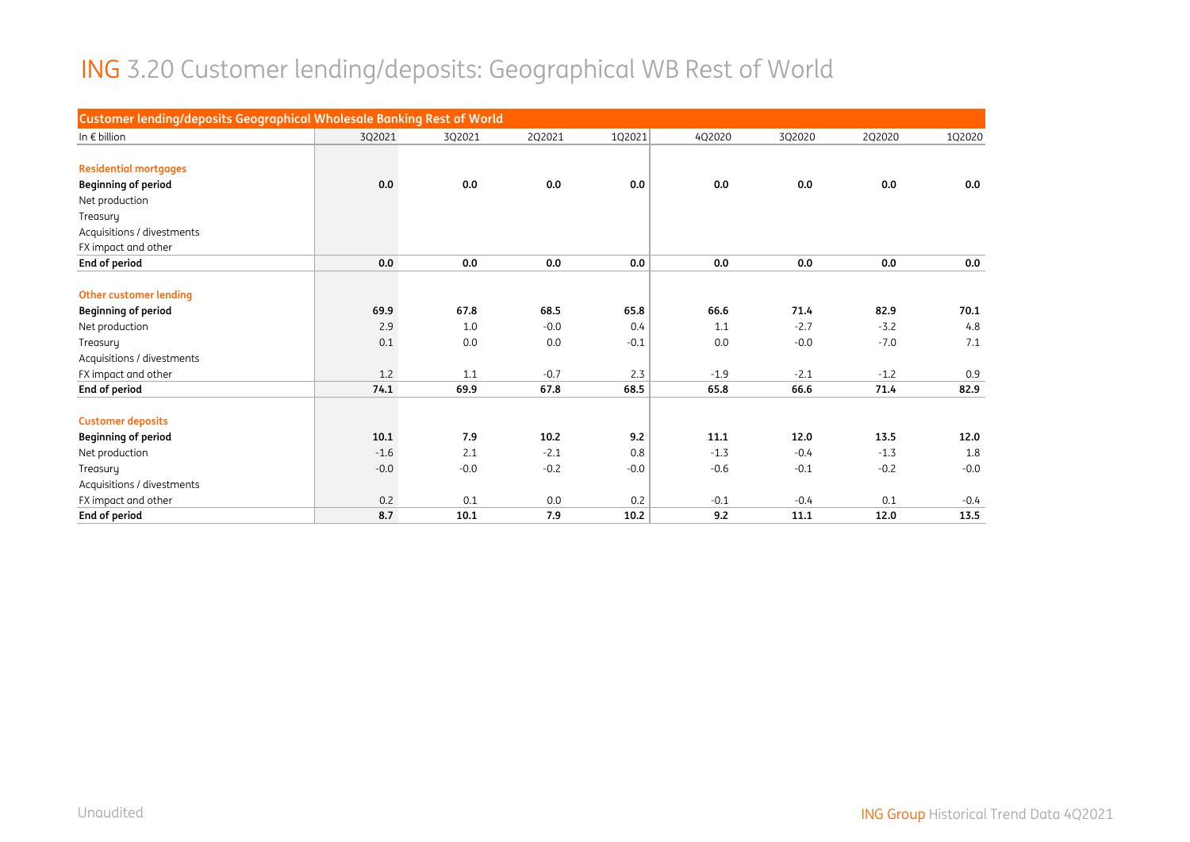# ING 3.20 Customer lending/deposits: Geographical WB Rest of World

| Customer lending/deposits Geographical Wholesale Banking Rest of World | | | | | | | | |
|---|---|---|---|---|---|---|---|---|
| In € billion | 3Q2021 | 3Q2021 | 2Q2021 | 1Q2021 | 4Q2020 | 3Q2020 | 2Q2020 | 1Q2020 |
| **Residential mortgages** | | | | | | | | |
| **Beginning of period** | **0.0** | **0.0** | **0.0** | **0.0** | **0.0** | **0.0** | **0.0** | **0.0** |
| Net production | | | | | | | | |
| Treasury | | | | | | | | |
| Acquisitions / divestments | | | | | | | | |
| FX impact and other | | | | | | | | |
| **End of period** | **0.0** | **0.0** | **0.0** | **0.0** | **0.0** | **0.0** | **0.0** | **0.0** |
| **Other customer lending** | | | | | | | | |
| **Beginning of period** | **69.9** | **67.8** | **68.5** | **65.8** | **66.6** | **71.4** | **82.9** | **70.1** |
| Net production | 2.9 | 1.0 | -0.0 | 0.4 | 1.1 | -2.7 | -3.2 | 4.8 |
| Treasury | 0.1 | 0.0 | 0.0 | -0.1 | 0.0 | -0.0 | -7.0 | 7.1 |
| Acquisitions / divestments | | | | | | | | |
| FX impact and other | 1.2 | 1.1 | -0.7 | 2.3 | -1.9 | -2.1 | -1.2 | 0.9 |
| **End of period** | **74.1** | **69.9** | **67.8** | **68.5** | **65.8** | **66.6** | **71.4** | **82.9** |
| **Customer deposits** | | | | | | | | |
| **Beginning of period** | **10.1** | **7.9** | **10.2** | **9.2** | **11.1** | **12.0** | **13.5** | **12.0** |
| Net production | -1.6 | 2.1 | -2.1 | 0.8 | -1.3 | -0.4 | -1.3 | 1.8 |
| Treasury | -0.0 | -0.0 | -0.2 | -0.0 | -0.6 | -0.1 | -0.2 | -0.0 |
| Acquisitions / divestments | | | | | | | | |
| FX impact and other | 0.2 | 0.1 | 0.0 | 0.2 | -0.1 | -0.4 | 0.1 | -0.4 |
| **End of period** | **8.7** | **10.1** | **7.9** | **10.2** | **9.2** | **11.1** | **12.0** | **13.5** |

Unaudited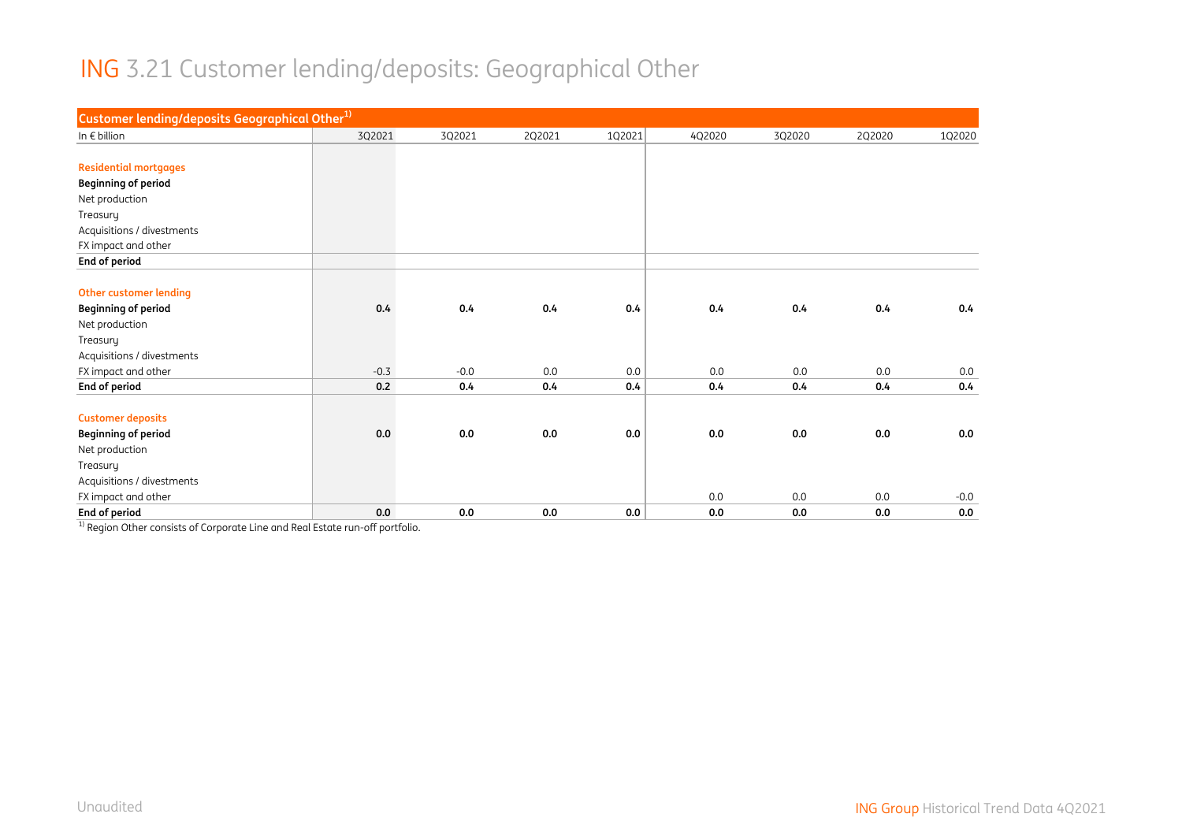# ING 3.21 Customer lending/deposits: Geographical Other

| Customer lending/deposits Geographical Other[1] | | | | | | | | |
|---|---|---|---|---|---|---|---|---|
| In € billion | 3Q2021 | 3Q2021 | 2Q2021 | 1Q2021 | 4Q2020 | 3Q2020 | 2Q2020 | 1Q2020 |
| | | | | | | | | |
| **Residential mortgages** | | | | | | | | |
| **Beginning of period** | | | | | | | | |
| Net production | | | | | | | | |
| Treasury | | | | | | | | |
| Acquisitions / divestments | | | | | | | | |
| FX impact and other | | | | | | | | |
| **End of period** | | | | | | | | |
| | | | | | | | | |
| **Other customer lending** | | | | | | | | |
| **Beginning of period** | **0.4** | **0.4** | **0.4** | **0.4** | **0.4** | **0.4** | **0.4** | **0.4** |
| Net production | | | | | | | | |
| Treasury | | | | | | | | |
| Acquisitions / divestments | | | | | | | | |
| FX impact and other | -0.3 | -0.0 | 0.0 | 0.0 | 0.0 | 0.0 | 0.0 | 0.0 |
| **End of period** | **0.2** | **0.4** | **0.4** | **0.4** | **0.4** | **0.4** | **0.4** | **0.4** |
| | | | | | | | | |
| **Customer deposits** | | | | | | | | |
| **Beginning of period** | **0.0** | **0.0** | **0.0** | **0.0** | **0.0** | **0.0** | **0.0** | **0.0** |
| Net production | | | | | | | | |
| Treasury | | | | | | | | |
| Acquisitions / divestments | | | | | | | | |
| FX impact and other | | | | | 0.0 | 0.0 | 0.0 | -0.0 |
| **End of period** | **0.0** | **0.0** | **0.0** | **0.0** | **0.0** | **0.0** | **0.0** | **0.0** |

[1] Region Other consists of Corporate Line and Real Estate run-off portfolio.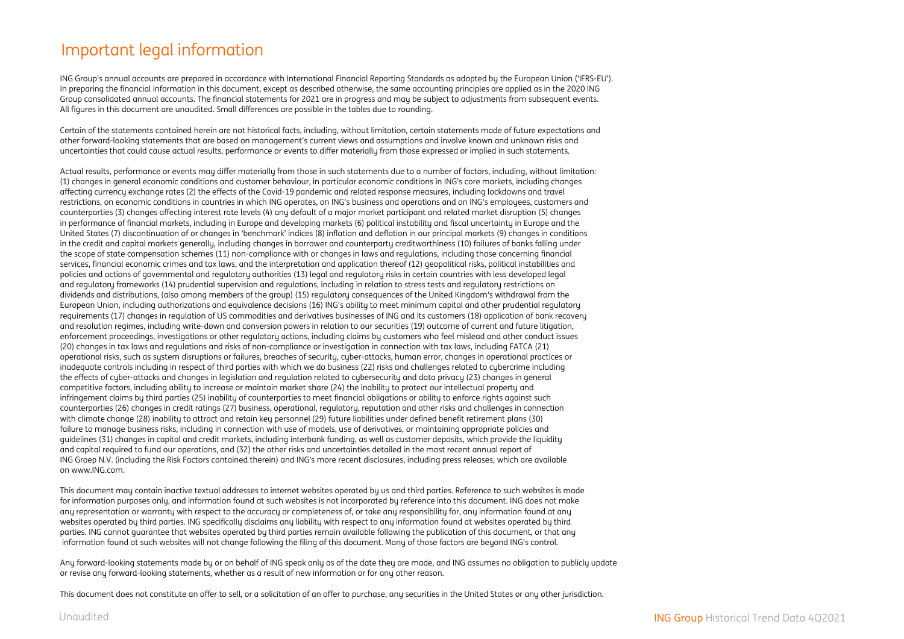# Important legal information

ING Group's annual accounts are prepared in accordance with International Financial Reporting Standards as adopted by the European Union ('IFRS-EU'). In preparing the financial information in this document, except as described otherwise, the same accounting principles are applied as in the 2020 ING Group consolidated annual accounts. The financial statements for 2021 are in progress and may be subject to adjustments from subsequent events. All figures in this document are unaudited. Small differences are possible in the tables due to rounding.

Certain of the statements contained herein are not historical facts, including, without limitation, certain statements made of future expectations and other forward-looking statements that are based on management's current views and assumptions and involve known and unknown risks and uncertainties that could cause actual results, performance or events to differ materially from those expressed or implied in such statements.

Actual results, performance or events may differ materially from those in such statements due to a number of factors, including, without limitation: (1) changes in general economic conditions and customer behaviour, in particular economic conditions in ING's core markets, including changes affecting currency exchange rates (2) the effects of the Covid-19 pandemic and related response measures, including lockdowns and travel restrictions, on economic conditions in countries in which ING operates, on ING's business and operations and on ING's employees, customers and counterparties (3) changes affecting interest rate levels (4) any default of a major market participant and related market disruption (5) changes in performance of financial markets, including in Europe and developing markets (6) political instability and fiscal uncertainty in Europe and the United States (7) discontinuation of or changes in 'benchmark' indices (8) inflation and deflation in our principal markets (9) changes in conditions in the credit and capital markets generally, including changes in borrower and counterparty creditworthiness (10) failures of banks falling under the scope of state compensation schemes (11) non-compliance with or changes in laws and regulations, including those concerning financial services, financial economic crimes and tax laws, and the interpretation and application thereof (12) geopolitical risks, political instabilities and policies and actions of governmental and regulatory authorities (13) legal and regulatory risks in certain countries with less developed legal and regulatory frameworks (14) prudential supervision and regulations, including in relation to stress tests and regulatory restrictions on dividends and distributions, (also among members of the group) (15) regulatory consequences of the United Kingdom's withdrawal from the European Union, including authorizations and equivalence decisions (16) ING's ability to meet minimum capital and other prudential regulatory requirements (17) changes in regulation of US commodities and derivatives businesses of ING and its customers (18) application of bank recovery and resolution regimes, including write-down and conversion powers in relation to our securities (19) outcome of current and future litigation, enforcement proceedings, investigations or other regulatory actions, including claims by customers who feel mislead and other conduct issues (20) changes in tax laws and regulations and risks of non-compliance or investigation in connection with tax laws, including FATCA (21) operational risks, such as system disruptions or failures, breaches of security, cyber-attacks, human error, changes in operational practices or inadequate controls including in respect of third parties with which we do business (22) risks and challenges related to cybercrime including the effects of cyber-attacks and changes in legislation and regulation related to cybersecurity and data privacy (23) changes in general competitive factors, including ability to increase or maintain market share (24) the inability to protect our intellectual property and infringement claims by third parties (25) inability of counterparties to meet financial obligations or ability to enforce rights against such counterparties (26) changes in credit ratings (27) business, operational, regulatory, reputation and other risks and challenges in connection with climate change (28) inability to attract and retain key personnel (29) future liabilities under defined benefit retirement plans (30) failure to manage business risks, including in connection with use of models, use of derivatives, or maintaining appropriate policies and guidelines (31) changes in capital and credit markets, including interbank funding, as well as customer deposits, which provide the liquidity and capital required to fund our operations, and (32) the other risks and uncertainties detailed in the most recent annual report of ING Groep N.V. (including the Risk Factors contained therein) and ING's more recent disclosures, including press releases, which are available on www.ING.com.

This document may contain inactive textual addresses to internet websites operated by us and third parties. Reference to such websites is made for information purposes only, and information found at such websites is not incorporated by reference into this document. ING does not make any representation or warranty with respect to the accuracy or completeness of, or take any responsibility for, any information found at any websites operated by third parties. ING specifically disclaims any liability with respect to any information found at websites operated by third parties. ING cannot guarantee that websites operated by third parties remain available following the publication of this document, or that any information found at such websites will not change following the filing of this document. Many of those factors are beyond ING's control.

Any forward-looking statements made by or on behalf of ING speak only as of the date they are made, and ING assumes no obligation to publicly update or revise any forward-looking statements, whether as a result of new information or for any other reason.

This document does not constitute an offer to sell, or a solicitation of an offer to purchase, any securities in the United States or any other jurisdiction.